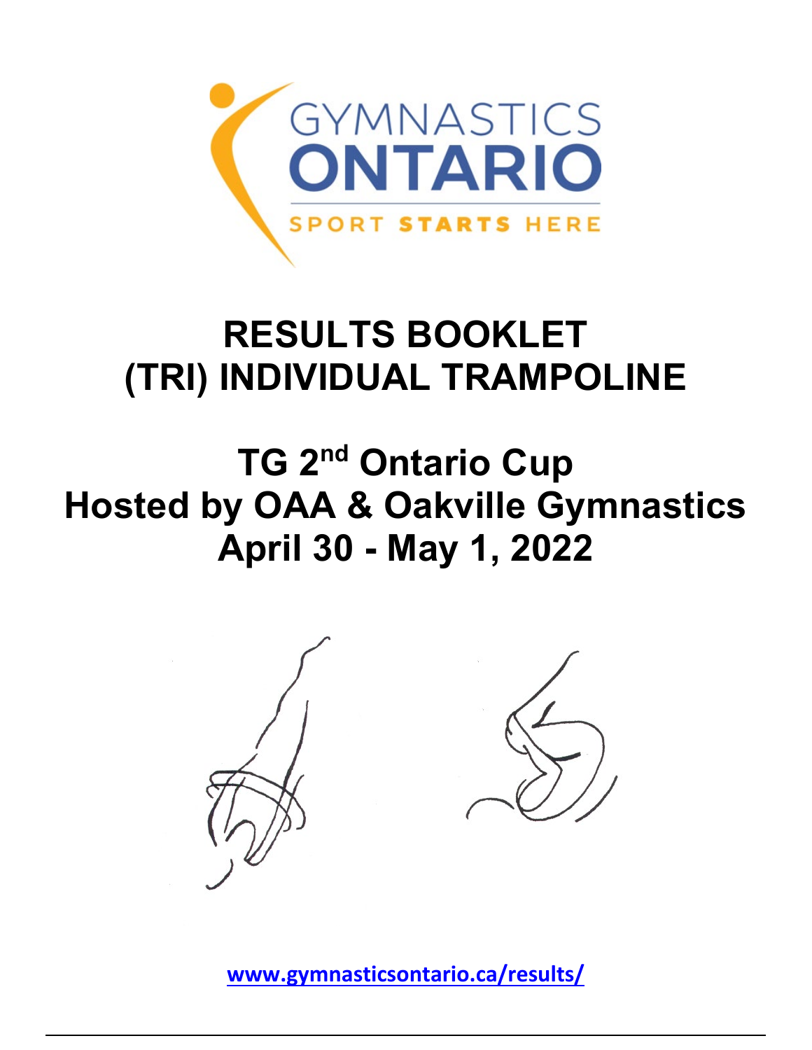GYMNASTICS ONTARIO

SPORT STARTS HERE

# RESULTS BOOKLET
# (TRI) INDIVIDUAL TRAMPOLINE

## TG 2nd Ontario Cup
## Hosted by OAA & Oakville Gymnastics
## April 30 - May 1, 2022

**www.gymnasticsontario.ca/results/**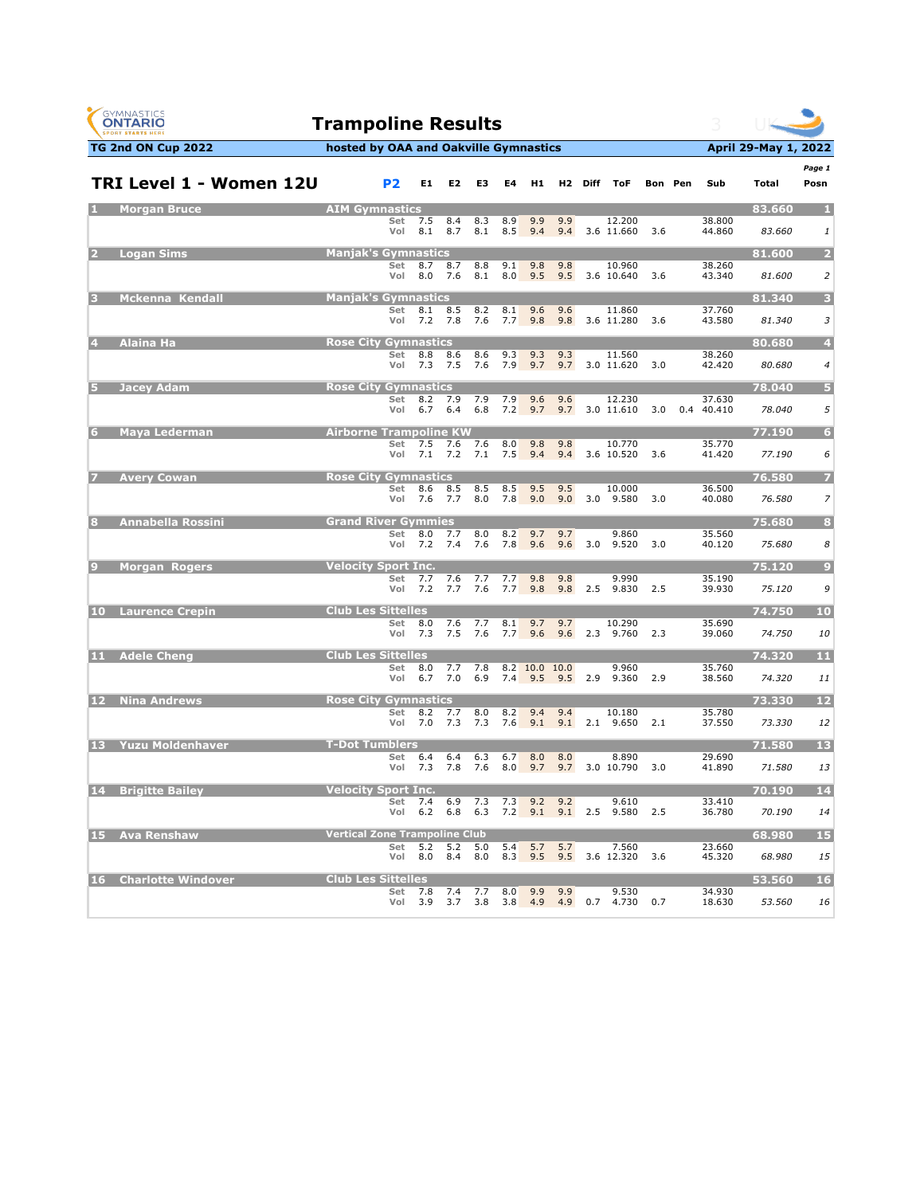# Trampoline Results

**TG 2nd ON Cup 2022** | **hosted by OAA and Oakville Gymnastics** | **April 29-May 1, 2022**

## TRI Level 1 - Women 12U

**P2**

| Rank | Name | Club | | E1 | E2 | E3 | E4 | H1 | H2 | Diff | ToF | Bon | Pen | Sub | Total | Posn |
|---|---|---|---|---|---|---|---|---|---|---|---|---|---|---|---|---|
| 1 | Morgan Bruce | AIM Gymnastics | | | | | | | | | | | | | 83.660 | 1 |
| | | | Set | 7.5 | 8.4 | 8.3 | 8.9 | 9.9 | 9.9 | | 12.200 | | | 38.800 | | |
| | | | Vol | 8.1 | 8.7 | 8.1 | 8.5 | 9.4 | 9.4 | 3.6 | 11.660 | 3.6 | | 44.860 | *83.660* | *1* |
| 2 | Logan Sims | Manjak's Gymnastics | | | | | | | | | | | | | 81.600 | 2 |
| | | | Set | 8.7 | 8.7 | 8.8 | 9.1 | 9.8 | 9.8 | | 10.960 | | | 38.260 | | |
| | | | Vol | 8.0 | 7.6 | 8.1 | 8.0 | 9.5 | 9.5 | 3.6 | 10.640 | 3.6 | | 43.340 | *81.600* | *2* |
| 3 | Mckenna Kendall | Manjak's Gymnastics | | | | | | | | | | | | | 81.340 | 3 |
| | | | Set | 8.1 | 8.5 | 8.2 | 8.1 | 9.6 | 9.6 | | 11.860 | | | 37.760 | | |
| | | | Vol | 7.2 | 7.8 | 7.6 | 7.7 | 9.8 | 9.8 | 3.6 | 11.280 | 3.6 | | 43.580 | *81.340* | *3* |
| 4 | Alaina Ha | Rose City Gymnastics | | | | | | | | | | | | | 80.680 | 4 |
| | | | Set | 8.8 | 8.6 | 8.6 | 9.3 | 9.3 | 9.3 | | 11.560 | | | 38.260 | | |
| | | | Vol | 7.3 | 7.5 | 7.6 | 7.9 | 9.7 | 9.7 | 3.0 | 11.620 | 3.0 | | 42.420 | *80.680* | *4* |
| 5 | Jacey Adam | Rose City Gymnastics | | | | | | | | | | | | | 78.040 | 5 |
| | | | Set | 8.2 | 7.9 | 7.9 | 7.9 | 9.6 | 9.6 | | 12.230 | | | 37.630 | | |
| | | | Vol | 6.7 | 6.4 | 6.8 | 7.2 | 9.7 | 9.7 | 3.0 | 11.610 | 3.0 | 0.4 | 40.410 | *78.040* | *5* |
| 6 | Maya Lederman | Airborne Trampoline KW | | | | | | | | | | | | | 77.190 | 6 |
| | | | Set | 7.5 | 7.6 | 7.6 | 8.0 | 9.8 | 9.8 | | 10.770 | | | 35.770 | | |
| | | | Vol | 7.1 | 7.2 | 7.1 | 7.5 | 9.4 | 9.4 | 3.6 | 10.520 | 3.6 | | 41.420 | *77.190* | *6* |
| 7 | Avery Cowan | Rose City Gymnastics | | | | | | | | | | | | | 76.580 | 7 |
| | | | Set | 8.6 | 8.5 | 8.5 | 8.5 | 9.5 | 9.5 | | 10.000 | | | 36.500 | | |
| | | | Vol | 7.6 | 7.7 | 8.0 | 7.8 | 9.0 | 9.0 | 3.0 | 9.580 | 3.0 | | 40.080 | *76.580* | *7* |
| 8 | Annabella Rossini | Grand River Gymmies | | | | | | | | | | | | | 75.680 | 8 |
| | | | Set | 8.0 | 7.7 | 8.0 | 8.2 | 9.7 | 9.7 | | 9.860 | | | 35.560 | | |
| | | | Vol | 7.2 | 7.4 | 7.6 | 7.8 | 9.6 | 9.6 | 3.0 | 9.520 | 3.0 | | 40.120 | *75.680* | *8* |
| 9 | Morgan Rogers | Velocity Sport Inc. | | | | | | | | | | | | | 75.120 | 9 |
| | | | Set | 7.7 | 7.6 | 7.7 | 7.7 | 9.8 | 9.8 | | 9.990 | | | 35.190 | | |
| | | | Vol | 7.2 | 7.7 | 7.6 | 7.7 | 9.8 | 9.8 | 2.5 | 9.830 | 2.5 | | 39.930 | *75.120* | *9* |
| 10 | Laurence Crepin | Club Les Sittelles | | | | | | | | | | | | | 74.750 | 10 |
| | | | Set | 8.0 | 7.6 | 7.7 | 8.1 | 9.7 | 9.7 | | 10.290 | | | 35.690 | | |
| | | | Vol | 7.3 | 7.5 | 7.6 | 7.7 | 9.6 | 9.6 | 2.3 | 9.760 | 2.3 | | 39.060 | *74.750* | *10* |
| 11 | Adele Cheng | Club Les Sittelles | | | | | | | | | | | | | 74.320 | 11 |
| | | | Set | 8.0 | 7.7 | 7.8 | 8.2 | 10.0 | 10.0 | | 9.960 | | | 35.760 | | |
| | | | Vol | 6.7 | 7.0 | 6.9 | 7.4 | 9.5 | 9.5 | 2.9 | 9.360 | 2.9 | | 38.560 | *74.320* | *11* |
| 12 | Nina Andrews | Rose City Gymnastics | | | | | | | | | | | | | 73.330 | 12 |
| | | | Set | 8.2 | 7.7 | 8.0 | 8.2 | 9.4 | 9.4 | | 10.180 | | | 35.780 | | |
| | | | Vol | 7.0 | 7.3 | 7.3 | 7.6 | 9.1 | 9.1 | 2.1 | 9.650 | 2.1 | | 37.550 | *73.330* | *12* |
| 13 | Yuzu Moldenhaver | T-Dot Tumblers | | | | | | | | | | | | | 71.580 | 13 |
| | | | Set | 6.4 | 6.4 | 6.3 | 6.7 | 8.0 | 8.0 | | 8.890 | | | 29.690 | | |
| | | | Vol | 7.3 | 7.8 | 7.6 | 8.0 | 9.7 | 9.7 | 3.0 | 10.790 | 3.0 | | 41.890 | *71.580* | *13* |
| 14 | Brigitte Bailey | Velocity Sport Inc. | | | | | | | | | | | | | 70.190 | 14 |
| | | | Set | 7.4 | 6.9 | 7.3 | 7.3 | 9.2 | 9.2 | | 9.610 | | | 33.410 | | |
| | | | Vol | 6.2 | 6.8 | 6.3 | 7.2 | 9.1 | 9.1 | 2.5 | 9.580 | 2.5 | | 36.780 | *70.190* | *14* |
| 15 | Ava Renshaw | Vertical Zone Trampoline Club | | | | | | | | | | | | | 68.980 | 15 |
| | | | Set | 5.2 | 5.2 | 5.0 | 5.4 | 5.7 | 5.7 | | 7.560 | | | 23.660 | | |
| | | | Vol | 8.0 | 8.4 | 8.0 | 8.3 | 9.5 | 9.5 | 3.6 | 12.320 | 3.6 | | 45.320 | *68.980* | *15* |
| 16 | Charlotte Windover | Club Les Sittelles | | | | | | | | | | | | | 53.560 | 16 |
| | | | Set | 7.8 | 7.4 | 7.7 | 8.0 | 9.9 | 9.9 | | 9.530 | | | 34.930 | | |
| | | | Vol | 3.9 | 3.7 | 3.8 | 3.8 | 4.9 | 4.9 | 0.7 | 4.730 | 0.7 | | 18.630 | *53.560* | *16* |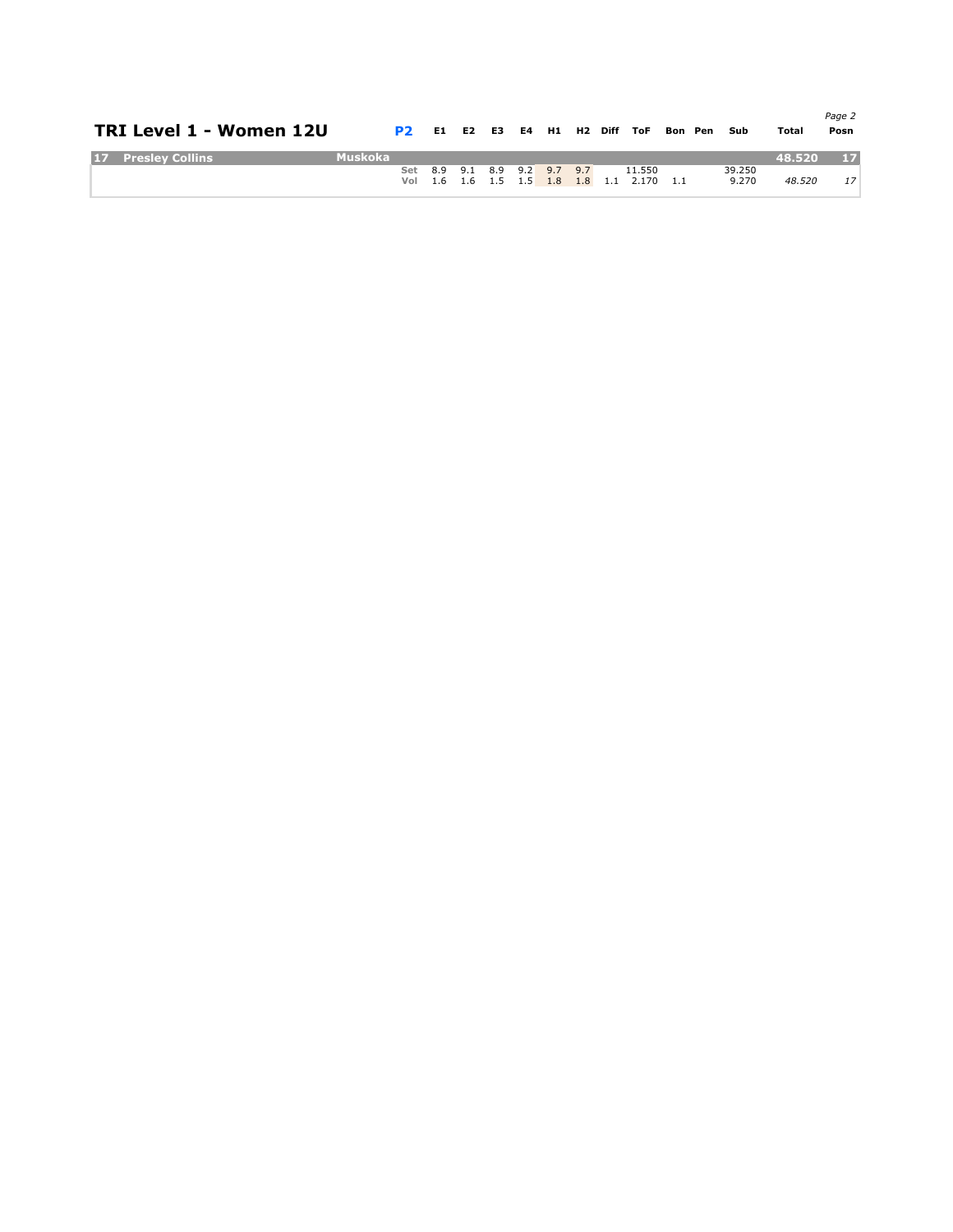## TRI Level 1 - Women 12U

| Posn | Name | Club | P2 | E1 | E2 | E3 | E4 | H1 | H2 | Diff | ToF | Bon | Pen | Sub | Total | Posn |
|---|---|---|---|---|---|---|---|---|---|---|---|---|---|---|---|---|
| 17 | Presley Collins | Muskoka | | | | | | | | | | | | | 48.520 | 17 |
| | | | Set | 8.9 | 9.1 | 8.9 | 9.2 | 9.7 | 9.7 | | 11.550 | | | 39.250 | | |
| | | | Vol | 1.6 | 1.6 | 1.5 | 1.5 | 1.8 | 1.8 | 1.1 | 2.170 | 1.1 | | 9.270 | *48.520* | *17* |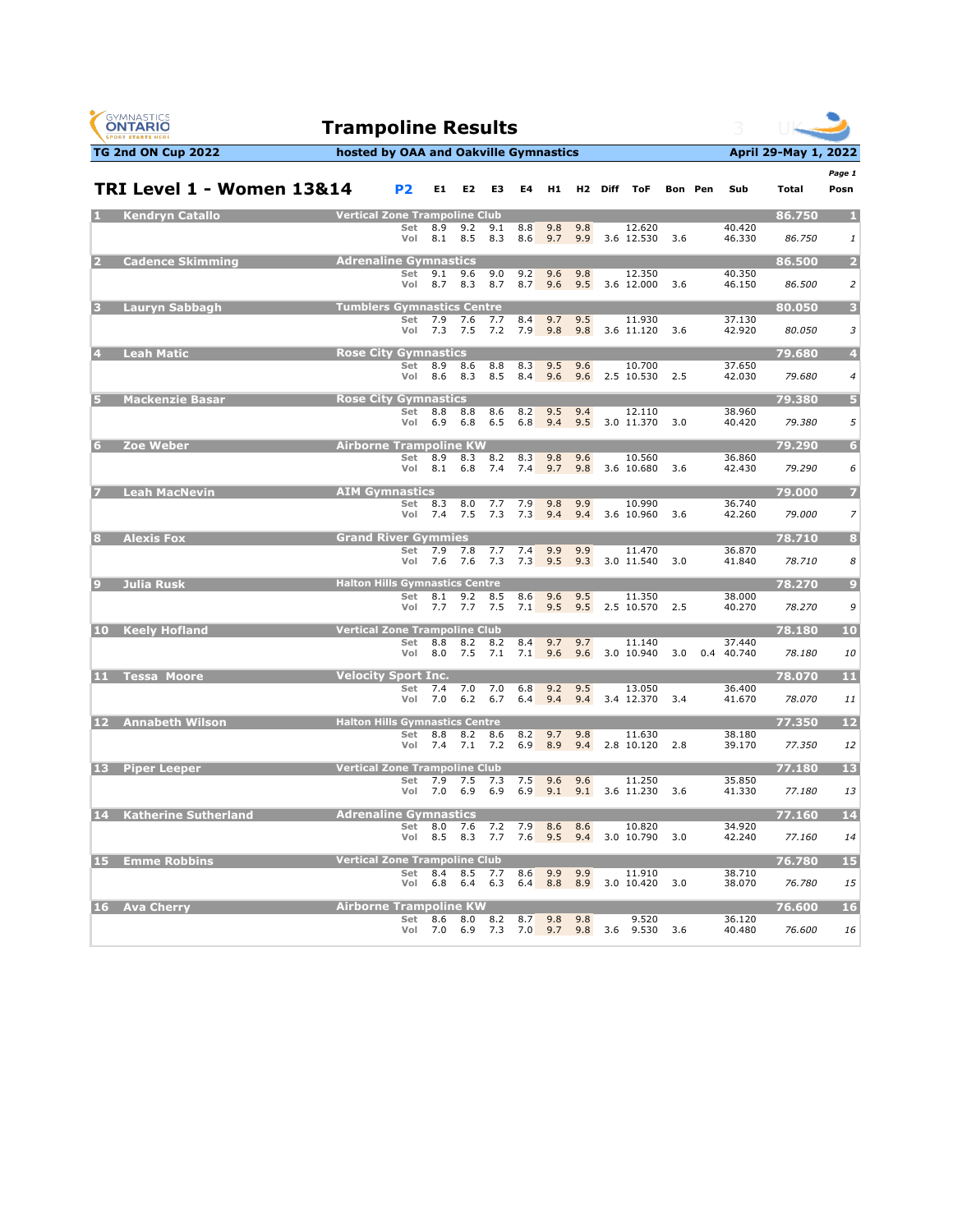# Trampoline Results

**TG 2nd ON Cup 2022** | **hosted by OAA and Oakville Gymnastics** | **April 29-May 1, 2022**

## TRI Level 1 - Women 13&14 — P2

| # | Name | Club | | E1 | E2 | E3 | E4 | H1 | H2 | Diff | ToF | Bon | Pen | Sub | Total | Posn |
|---|---|---|---|---|---|---|---|---|---|---|---|---|---|---|---|---|
| 1 | Kendryn Catallo | Vertical Zone Trampoline Club | | | | | | | | | | | | | 86.750 | 1 |
| | | | Set | 8.9 | 9.2 | 9.1 | 8.8 | 9.8 | 9.8 | | 12.620 | | | 40.420 | | |
| | | | Vol | 8.1 | 8.5 | 8.3 | 8.6 | 9.7 | 9.9 | 3.6 | 12.530 | 3.6 | | 46.330 | *86.750* | *1* |
| 2 | Cadence Skimming | Adrenaline Gymnastics | | | | | | | | | | | | | 86.500 | 2 |
| | | | Set | 9.1 | 9.6 | 9.0 | 9.2 | 9.6 | 9.8 | | 12.350 | | | 40.350 | | |
| | | | Vol | 8.7 | 8.3 | 8.7 | 8.7 | 9.6 | 9.5 | 3.6 | 12.000 | 3.6 | | 46.150 | *86.500* | *2* |
| 3 | Lauryn Sabbagh | Tumblers Gymnastics Centre | | | | | | | | | | | | | 80.050 | 3 |
| | | | Set | 7.9 | 7.6 | 7.7 | 8.4 | 9.7 | 9.5 | | 11.930 | | | 37.130 | | |
| | | | Vol | 7.3 | 7.5 | 7.2 | 7.9 | 9.8 | 9.8 | 3.6 | 11.120 | 3.6 | | 42.920 | *80.050* | *3* |
| 4 | Leah Matic | Rose City Gymnastics | | | | | | | | | | | | | 79.680 | 4 |
| | | | Set | 8.9 | 8.6 | 8.8 | 8.3 | 9.5 | 9.6 | | 10.700 | | | 37.650 | | |
| | | | Vol | 8.6 | 8.3 | 8.5 | 8.4 | 9.6 | 9.6 | 2.5 | 10.530 | 2.5 | | 42.030 | *79.680* | *4* |
| 5 | Mackenzie Basar | Rose City Gymnastics | | | | | | | | | | | | | 79.380 | 5 |
| | | | Set | 8.8 | 8.8 | 8.6 | 8.2 | 9.5 | 9.4 | | 12.110 | | | 38.960 | | |
| | | | Vol | 6.9 | 6.8 | 6.5 | 6.8 | 9.4 | 9.5 | 3.0 | 11.370 | 3.0 | | 40.420 | *79.380* | *5* |
| 6 | Zoe Weber | Airborne Trampoline KW | | | | | | | | | | | | | 79.290 | 6 |
| | | | Set | 8.9 | 8.3 | 8.2 | 8.3 | 9.8 | 9.6 | | 10.560 | | | 36.860 | | |
| | | | Vol | 8.1 | 6.8 | 7.4 | 7.4 | 9.7 | 9.8 | 3.6 | 10.680 | 3.6 | | 42.430 | *79.290* | *6* |
| 7 | Leah MacNevin | AIM Gymnastics | | | | | | | | | | | | | 79.000 | 7 |
| | | | Set | 8.3 | 8.0 | 7.7 | 7.9 | 9.8 | 9.9 | | 10.990 | | | 36.740 | | |
| | | | Vol | 7.4 | 7.5 | 7.3 | 7.3 | 9.4 | 9.4 | 3.6 | 10.960 | 3.6 | | 42.260 | *79.000* | *7* |
| 8 | Alexis Fox | Grand River Gymmies | | | | | | | | | | | | | 78.710 | 8 |
| | | | Set | 7.9 | 7.8 | 7.7 | 7.4 | 9.9 | 9.9 | | 11.470 | | | 36.870 | | |
| | | | Vol | 7.6 | 7.6 | 7.3 | 7.3 | 9.5 | 9.3 | 3.0 | 11.540 | 3.0 | | 41.840 | *78.710* | *8* |
| 9 | Julia Rusk | Halton Hills Gymnastics Centre | | | | | | | | | | | | | 78.270 | 9 |
| | | | Set | 8.1 | 9.2 | 8.5 | 8.6 | 9.6 | 9.5 | | 11.350 | | | 38.000 | | |
| | | | Vol | 7.7 | 7.7 | 7.5 | 7.1 | 9.5 | 9.5 | 2.5 | 10.570 | 2.5 | | 40.270 | *78.270* | *9* |
| 10 | Keely Hofland | Vertical Zone Trampoline Club | | | | | | | | | | | | | 78.180 | 10 |
| | | | Set | 8.8 | 8.2 | 8.2 | 8.4 | 9.7 | 9.7 | | 11.140 | | | 37.440 | | |
| | | | Vol | 8.0 | 7.5 | 7.1 | 7.1 | 9.6 | 9.6 | 3.0 | 10.940 | 3.0 | 0.4 | 40.740 | *78.180* | *10* |
| 11 | Tessa Moore | Velocity Sport Inc. | | | | | | | | | | | | | 78.070 | 11 |
| | | | Set | 7.4 | 7.0 | 7.0 | 6.8 | 9.2 | 9.5 | | 13.050 | | | 36.400 | | |
| | | | Vol | 7.0 | 6.2 | 6.7 | 6.4 | 9.4 | 9.4 | 3.4 | 12.370 | 3.4 | | 41.670 | *78.070* | *11* |
| 12 | Annabeth Wilson | Halton Hills Gymnastics Centre | | | | | | | | | | | | | 77.350 | 12 |
| | | | Set | 8.8 | 8.2 | 8.6 | 8.2 | 9.7 | 9.8 | | 11.630 | | | 38.180 | | |
| | | | Vol | 7.4 | 7.1 | 7.2 | 6.9 | 8.9 | 9.4 | 2.8 | 10.120 | 2.8 | | 39.170 | *77.350* | *12* |
| 13 | Piper Leeper | Vertical Zone Trampoline Club | | | | | | | | | | | | | 77.180 | 13 |
| | | | Set | 7.9 | 7.5 | 7.3 | 7.5 | 9.6 | 9.6 | | 11.250 | | | 35.850 | | |
| | | | Vol | 7.0 | 6.9 | 6.9 | 6.9 | 9.1 | 9.1 | 3.6 | 11.230 | 3.6 | | 41.330 | *77.180* | *13* |
| 14 | Katherine Sutherland | Adrenaline Gymnastics | | | | | | | | | | | | | 77.160 | 14 |
| | | | Set | 8.0 | 7.6 | 7.2 | 7.9 | 8.6 | 8.6 | | 10.820 | | | 34.920 | | |
| | | | Vol | 8.5 | 8.3 | 7.7 | 7.6 | 9.5 | 9.4 | 3.0 | 10.790 | 3.0 | | 42.240 | *77.160* | *14* |
| 15 | Emme Robbins | Vertical Zone Trampoline Club | | | | | | | | | | | | | 76.780 | 15 |
| | | | Set | 8.4 | 8.5 | 7.7 | 8.6 | 9.9 | 9.9 | | 11.910 | | | 38.710 | | |
| | | | Vol | 6.8 | 6.4 | 6.3 | 6.4 | 8.8 | 8.9 | 3.0 | 10.420 | 3.0 | | 38.070 | *76.780* | *15* |
| 16 | Ava Cherry | Airborne Trampoline KW | | | | | | | | | | | | | 76.600 | 16 |
| | | | Set | 8.6 | 8.0 | 8.2 | 8.7 | 9.8 | 9.8 | | 9.520 | | | 36.120 | | |
| | | | Vol | 7.0 | 6.9 | 7.3 | 7.0 | 9.7 | 9.8 | 3.6 | 9.530 | 3.6 | | 40.480 | *76.600* | *16* |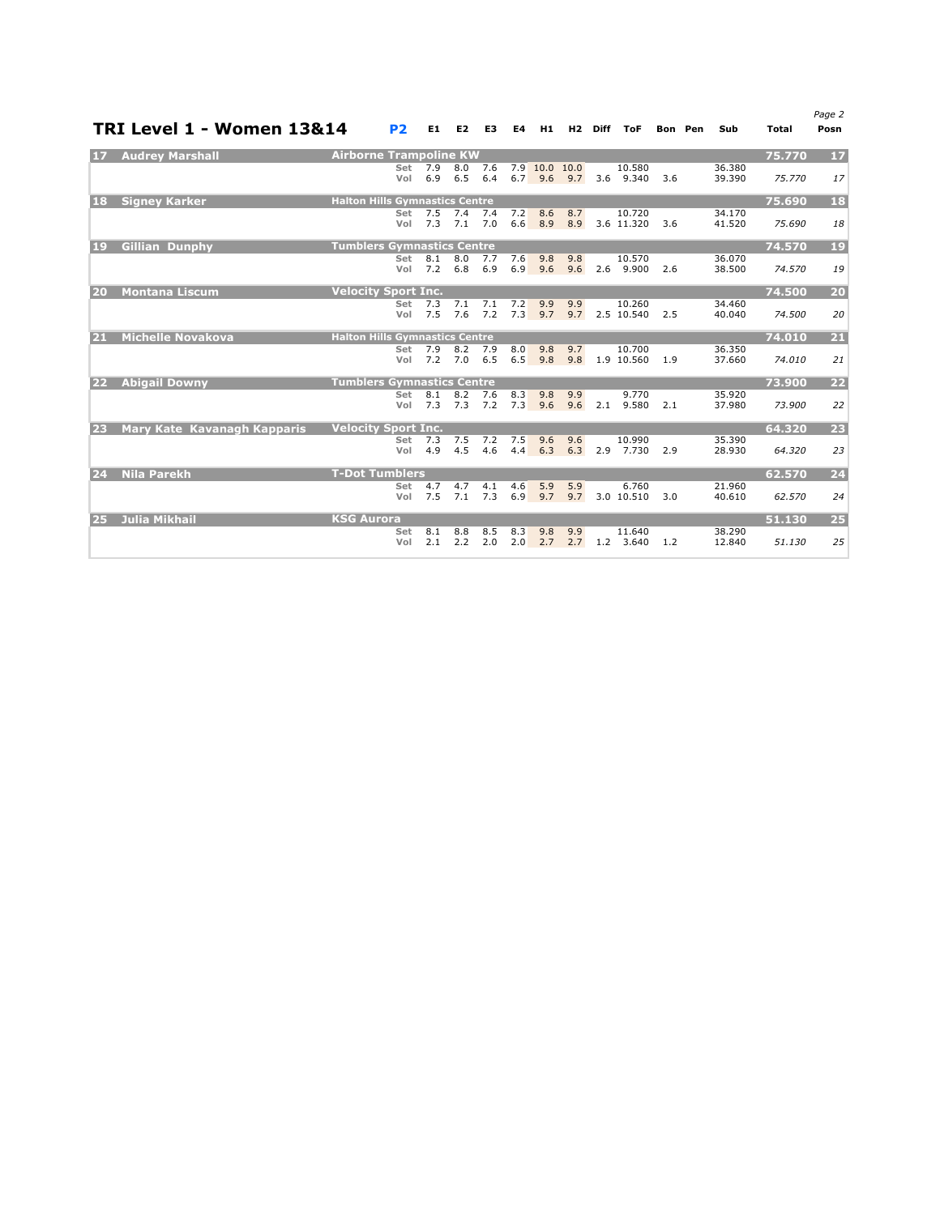## TRI Level 1 - Women 13&14

**P2**

| Posn | Name | Club | Routine | E1 | E2 | E3 | E4 | H1 | H2 | Diff | ToF | Bon | Pen | Sub | Total | Posn |
|---|---|---|---|---|---|---|---|---|---|---|---|---|---|---|---|---|
| 17 | Audrey Marshall | Airborne Trampoline KW | | | | | | | | | | | | | 75.770 | 17 |
| | | | Set | 7.9 | 8.0 | 7.6 | 7.9 | 10.0 | 10.0 | | 10.580 | | | 36.380 | | |
| | | | Vol | 6.9 | 6.5 | 6.4 | 6.7 | 9.6 | 9.7 | 3.6 | 9.340 | 3.6 | | 39.390 | *75.770* | *17* |
| 18 | Signey Karker | Halton Hills Gymnastics Centre | | | | | | | | | | | | | 75.690 | 18 |
| | | | Set | 7.5 | 7.4 | 7.4 | 7.2 | 8.6 | 8.7 | | 10.720 | | | 34.170 | | |
| | | | Vol | 7.3 | 7.1 | 7.0 | 6.6 | 8.9 | 8.9 | 3.6 | 11.320 | 3.6 | | 41.520 | *75.690* | *18* |
| 19 | Gillian Dunphy | Tumblers Gymnastics Centre | | | | | | | | | | | | | 74.570 | 19 |
| | | | Set | 8.1 | 8.0 | 7.7 | 7.6 | 9.8 | 9.8 | | 10.570 | | | 36.070 | | |
| | | | Vol | 7.2 | 6.8 | 6.9 | 6.9 | 9.6 | 9.6 | 2.6 | 9.900 | 2.6 | | 38.500 | *74.570* | *19* |
| 20 | Montana Liscum | Velocity Sport Inc. | | | | | | | | | | | | | 74.500 | 20 |
| | | | Set | 7.3 | 7.1 | 7.1 | 7.2 | 9.9 | 9.9 | | 10.260 | | | 34.460 | | |
| | | | Vol | 7.5 | 7.6 | 7.2 | 7.3 | 9.7 | 9.7 | 2.5 | 10.540 | 2.5 | | 40.040 | *74.500* | *20* |
| 21 | Michelle Novakova | Halton Hills Gymnastics Centre | | | | | | | | | | | | | 74.010 | 21 |
| | | | Set | 7.9 | 8.2 | 7.9 | 8.0 | 9.8 | 9.7 | | 10.700 | | | 36.350 | | |
| | | | Vol | 7.2 | 7.0 | 6.5 | 6.5 | 9.8 | 9.8 | 1.9 | 10.560 | 1.9 | | 37.660 | *74.010* | *21* |
| 22 | Abigail Downy | Tumblers Gymnastics Centre | | | | | | | | | | | | | 73.900 | 22 |
| | | | Set | 8.1 | 8.2 | 7.6 | 8.3 | 9.8 | 9.9 | | 9.770 | | | 35.920 | | |
| | | | Vol | 7.3 | 7.3 | 7.2 | 7.3 | 9.6 | 9.6 | 2.1 | 9.580 | 2.1 | | 37.980 | *73.900* | *22* |
| 23 | Mary Kate Kavanagh Kapparis | Velocity Sport Inc. | | | | | | | | | | | | | 64.320 | 23 |
| | | | Set | 7.3 | 7.5 | 7.2 | 7.5 | 9.6 | 9.6 | | 10.990 | | | 35.390 | | |
| | | | Vol | 4.9 | 4.5 | 4.6 | 4.4 | 6.3 | 6.3 | 2.9 | 7.730 | 2.9 | | 28.930 | *64.320* | *23* |
| 24 | Nila Parekh | T-Dot Tumblers | | | | | | | | | | | | | 62.570 | 24 |
| | | | Set | 4.7 | 4.7 | 4.1 | 4.6 | 5.9 | 5.9 | | 6.760 | | | 21.960 | | |
| | | | Vol | 7.5 | 7.1 | 7.3 | 6.9 | 9.7 | 9.7 | 3.0 | 10.510 | 3.0 | | 40.610 | *62.570* | *24* |
| 25 | Julia Mikhail | KSG Aurora | | | | | | | | | | | | | 51.130 | 25 |
| | | | Set | 8.1 | 8.8 | 8.5 | 8.3 | 9.8 | 9.9 | | 11.640 | | | 38.290 | | |
| | | | Vol | 2.1 | 2.2 | 2.0 | 2.0 | 2.7 | 2.7 | 1.2 | 3.640 | 1.2 | | 12.840 | *51.130* | *25* |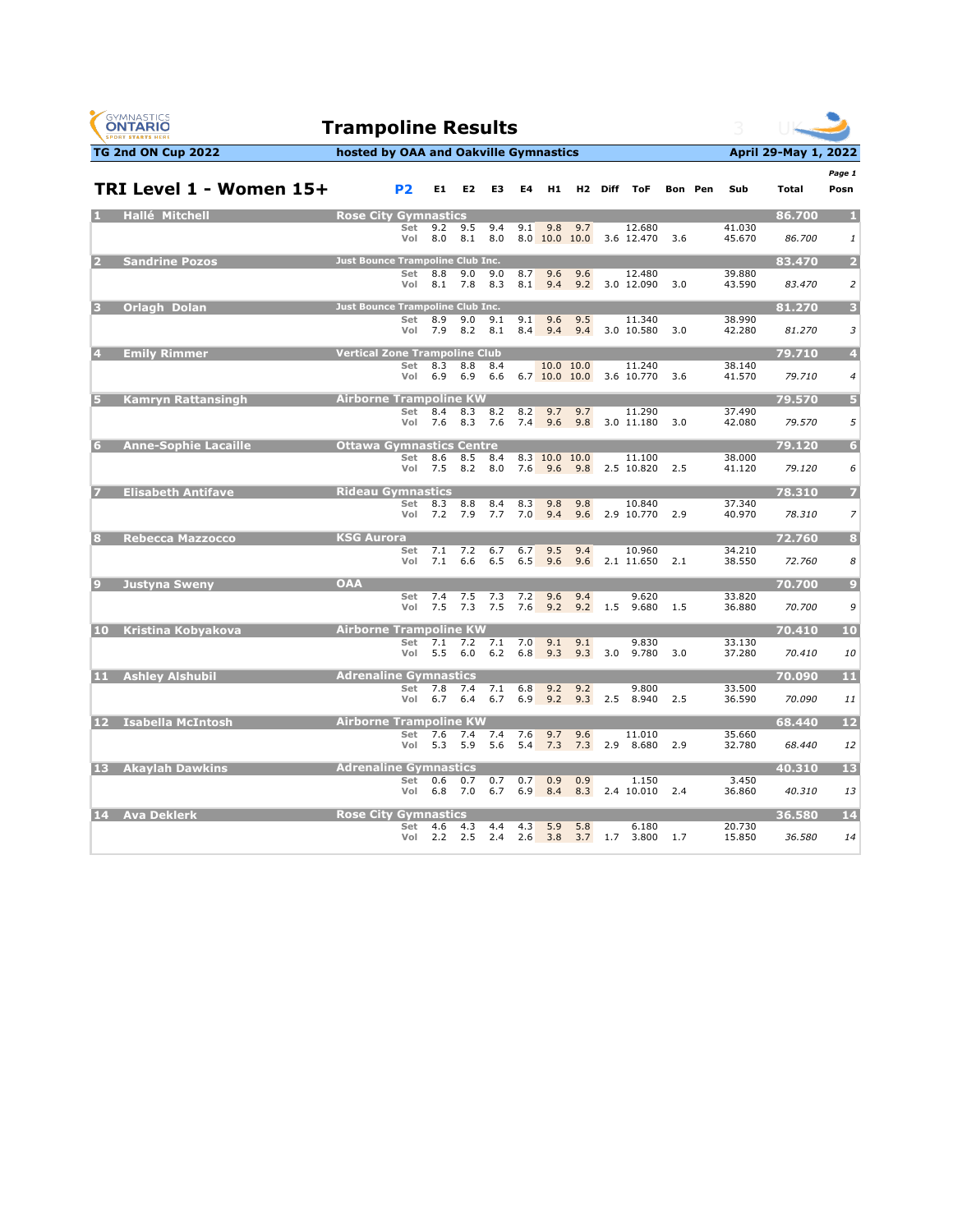# Trampoline Results

**TG 2nd ON Cup 2022** | **hosted by OAA and Oakville Gymnastics** | **April 29-May 1, 2022**

## TRI Level 1 - Women 15+

| # | Name | Club | P2 | E1 | E2 | E3 | E4 | H1 | H2 | Diff | ToF | Bon | Pen | Sub | Total | Posn |
|---|---|---|---|---|---|---|---|---|---|---|---|---|---|---|---|---|
| 1 | Hallé Mitchell | Rose City Gymnastics | | | | | | | | | | | | | **86.700** | **1** |
| | | | Set | 9.2 | 9.5 | 9.4 | 9.1 | 9.8 | 9.7 | | 12.680 | | | 41.030 | | |
| | | | Vol | 8.0 | 8.1 | 8.0 | 8.0 | 10.0 | 10.0 | 3.6 | 12.470 | 3.6 | | 45.670 | *86.700* | *1* |
| 2 | Sandrine Pozos | Just Bounce Trampoline Club Inc. | | | | | | | | | | | | | **83.470** | **2** |
| | | | Set | 8.8 | 9.0 | 9.0 | 8.7 | 9.6 | 9.6 | | 12.480 | | | 39.880 | | |
| | | | Vol | 8.1 | 7.8 | 8.3 | 8.1 | 9.4 | 9.2 | 3.0 | 12.090 | 3.0 | | 43.590 | *83.470* | *2* |
| 3 | Orlagh Dolan | Just Bounce Trampoline Club Inc. | | | | | | | | | | | | | **81.270** | **3** |
| | | | Set | 8.9 | 9.0 | 9.1 | 9.1 | 9.6 | 9.5 | | 11.340 | | | 38.990 | | |
| | | | Vol | 7.9 | 8.2 | 8.1 | 8.4 | 9.4 | 9.4 | 3.0 | 10.580 | 3.0 | | 42.280 | *81.270* | *3* |
| 4 | Emily Rimmer | Vertical Zone Trampoline Club | | | | | | | | | | | | | **79.710** | **4** |
| | | | Set | 8.3 | 8.8 | 8.4 | | 10.0 | 10.0 | | 11.240 | | | 38.140 | | |
| | | | Vol | 6.9 | 6.9 | 6.6 | 6.7 | 10.0 | 10.0 | 3.6 | 10.770 | 3.6 | | 41.570 | *79.710* | *4* |
| 5 | Kamryn Rattansingh | Airborne Trampoline KW | | | | | | | | | | | | | **79.570** | **5** |
| | | | Set | 8.4 | 8.3 | 8.2 | 8.2 | 9.7 | 9.7 | | 11.290 | | | 37.490 | | |
| | | | Vol | 7.6 | 8.3 | 7.6 | 7.4 | 9.6 | 9.8 | 3.0 | 11.180 | 3.0 | | 42.080 | *79.570* | *5* |
| 6 | Anne-Sophie Lacaille | Ottawa Gymnastics Centre | | | | | | | | | | | | | **79.120** | **6** |
| | | | Set | 8.6 | 8.5 | 8.4 | 8.3 | 10.0 | 10.0 | | 11.100 | | | 38.000 | | |
| | | | Vol | 7.5 | 8.2 | 8.0 | 7.6 | 9.6 | 9.8 | 2.5 | 10.820 | 2.5 | | 41.120 | *79.120* | *6* |
| 7 | Elisabeth Antifave | Rideau Gymnastics | | | | | | | | | | | | | **78.310** | **7** |
| | | | Set | 8.3 | 8.8 | 8.4 | 8.3 | 9.8 | 9.8 | | 10.840 | | | 37.340 | | |
| | | | Vol | 7.2 | 7.9 | 7.7 | 7.0 | 9.4 | 9.6 | 2.9 | 10.770 | 2.9 | | 40.970 | *78.310* | *7* |
| 8 | Rebecca Mazzocco | KSG Aurora | | | | | | | | | | | | | **72.760** | **8** |
| | | | Set | 7.1 | 7.2 | 6.7 | 6.7 | 9.5 | 9.4 | | 10.960 | | | 34.210 | | |
| | | | Vol | 7.1 | 6.6 | 6.5 | 6.5 | 9.6 | 9.6 | 2.1 | 11.650 | 2.1 | | 38.550 | *72.760* | *8* |
| 9 | Justyna Sweny | OAA | | | | | | | | | | | | | **70.700** | **9** |
| | | | Set | 7.4 | 7.5 | 7.3 | 7.2 | 9.6 | 9.4 | | 9.620 | | | 33.820 | | |
| | | | Vol | 7.5 | 7.3 | 7.5 | 7.6 | 9.2 | 9.2 | 1.5 | 9.680 | 1.5 | | 36.880 | *70.700* | *9* |
| 10 | Kristina Kobyakova | Airborne Trampoline KW | | | | | | | | | | | | | **70.410** | **10** |
| | | | Set | 7.1 | 7.2 | 7.1 | 7.0 | 9.1 | 9.1 | | 9.830 | | | 33.130 | | |
| | | | Vol | 5.5 | 6.0 | 6.2 | 6.8 | 9.3 | 9.3 | 3.0 | 9.780 | 3.0 | | 37.280 | *70.410* | *10* |
| 11 | Ashley Alshubil | Adrenaline Gymnastics | | | | | | | | | | | | | **70.090** | **11** |
| | | | Set | 7.8 | 7.4 | 7.1 | 6.8 | 9.2 | 9.2 | | 9.800 | | | 33.500 | | |
| | | | Vol | 6.7 | 6.4 | 6.7 | 6.9 | 9.2 | 9.3 | 2.5 | 8.940 | 2.5 | | 36.590 | *70.090* | *11* |
| 12 | Isabella McIntosh | Airborne Trampoline KW | | | | | | | | | | | | | **68.440** | **12** |
| | | | Set | 7.6 | 7.4 | 7.4 | 7.6 | 9.7 | 9.6 | | 11.010 | | | 35.660 | | |
| | | | Vol | 5.3 | 5.9 | 5.6 | 5.4 | 7.3 | 7.3 | 2.9 | 8.680 | 2.9 | | 32.780 | *68.440* | *12* |
| 13 | Akaylah Dawkins | Adrenaline Gymnastics | | | | | | | | | | | | | **40.310** | **13** |
| | | | Set | 0.6 | 0.7 | 0.7 | 0.7 | 0.9 | 0.9 | | 1.150 | | | 3.450 | | |
| | | | Vol | 6.8 | 7.0 | 6.7 | 6.9 | 8.4 | 8.3 | 2.4 | 10.010 | 2.4 | | 36.860 | *40.310* | *13* |
| 14 | Ava Deklerk | Rose City Gymnastics | | | | | | | | | | | | | **36.580** | **14** |
| | | | Set | 4.6 | 4.3 | 4.4 | 4.3 | 5.9 | 5.8 | | 6.180 | | | 20.730 | | |
| | | | Vol | 2.2 | 2.5 | 2.4 | 2.6 | 3.8 | 3.7 | 1.7 | 3.800 | 1.7 | | 15.850 | *36.580* | *14* |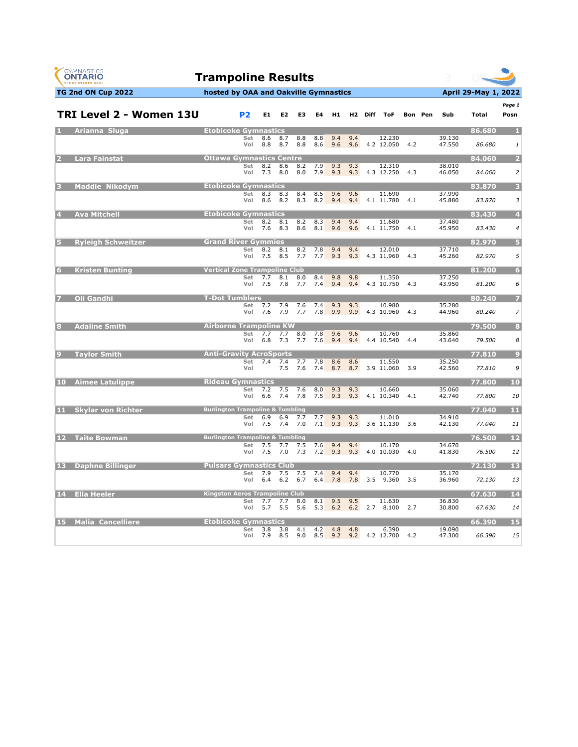# Trampoline Results

**TG 2nd ON Cup 2022** | **hosted by OAA and Oakville Gymnastics** | **April 29-May 1, 2022**

## TRI Level 2 - Women 13U

| # | Name | Club | P2 | E1 | E2 | E3 | E4 | H1 | H2 | Diff | ToF | Bon | Pen | Sub | Total | Posn |
|---|---|---|---|---|---|---|---|---|---|---|---|---|---|---|---|---|
| 1 | Arianna Sluga | Etobicoke Gymnastics | | | | | | | | | | | | | 86.680 | 1 |
| | | | Set | 8.6 | 8.7 | 8.8 | 8.8 | 9.4 | 9.4 | | 12.230 | | | 39.130 | | |
| | | | Vol | 8.8 | 8.7 | 8.8 | 8.6 | 9.6 | 9.6 | 4.2 | 12.050 | 4.2 | | 47.550 | *86.680* | *1* |
| 2 | Lara Fainstat | Ottawa Gymnastics Centre | | | | | | | | | | | | | 84.060 | 2 |
| | | | Set | 8.2 | 8.6 | 8.2 | 7.9 | 9.3 | 9.3 | | 12.310 | | | 38.010 | | |
| | | | Vol | 7.3 | 8.0 | 8.0 | 7.9 | 9.3 | 9.3 | 4.3 | 12.250 | 4.3 | | 46.050 | *84.060* | *2* |
| 3 | Maddie Nikodym | Etobicoke Gymnastics | | | | | | | | | | | | | 83.870 | 3 |
| | | | Set | 8.3 | 8.3 | 8.4 | 8.5 | 9.6 | 9.6 | | 11.690 | | | 37.990 | | |
| | | | Vol | 8.6 | 8.2 | 8.3 | 8.2 | 9.4 | 9.4 | 4.1 | 11.780 | 4.1 | | 45.880 | *83.870* | *3* |
| 4 | Ava Mitchell | Etobicoke Gymnastics | | | | | | | | | | | | | 83.430 | 4 |
| | | | Set | 8.2 | 8.1 | 8.2 | 8.3 | 9.4 | 9.4 | | 11.680 | | | 37.480 | | |
| | | | Vol | 7.6 | 8.3 | 8.6 | 8.1 | 9.6 | 9.6 | 4.1 | 11.750 | 4.1 | | 45.950 | *83.430* | *4* |
| 5 | Ryleigh Schweitzer | Grand River Gymmies | | | | | | | | | | | | | 82.970 | 5 |
| | | | Set | 8.2 | 8.1 | 8.2 | 7.8 | 9.4 | 9.4 | | 12.010 | | | 37.710 | | |
| | | | Vol | 7.5 | 8.5 | 7.7 | 7.7 | 9.3 | 9.3 | 4.3 | 11.960 | 4.3 | | 45.260 | *82.970* | *5* |
| 6 | Kristen Bunting | Vertical Zone Trampoline Club | | | | | | | | | | | | | 81.200 | 6 |
| | | | Set | 7.7 | 8.1 | 8.0 | 8.4 | 9.8 | 9.8 | | 11.350 | | | 37.250 | | |
| | | | Vol | 7.5 | 7.8 | 7.7 | 7.4 | 9.4 | 9.4 | 4.3 | 10.750 | 4.3 | | 43.950 | *81.200* | *6* |
| 7 | Oli Gandhi | T-Dot Tumblers | | | | | | | | | | | | | 80.240 | 7 |
| | | | Set | 7.2 | 7.9 | 7.6 | 7.4 | 9.3 | 9.3 | | 10.980 | | | 35.280 | | |
| | | | Vol | 7.6 | 7.9 | 7.7 | 7.8 | 9.9 | 9.9 | 4.3 | 10.960 | 4.3 | | 44.960 | *80.240* | *7* |
| 8 | Adaline Smith | Airborne Trampoline KW | | | | | | | | | | | | | 79.500 | 8 |
| | | | Set | 7.7 | 7.7 | 8.0 | 7.8 | 9.6 | 9.6 | | 10.760 | | | 35.860 | | |
| | | | Vol | 6.8 | 7.3 | 7.7 | 7.6 | 9.4 | 9.4 | 4.4 | 10.540 | 4.4 | | 43.640 | *79.500* | *8* |
| 9 | Taylor Smith | Anti-Gravity AcroSports | | | | | | | | | | | | | 77.810 | 9 |
| | | | Set | 7.4 | 7.4 | 7.7 | 7.8 | 8.6 | 8.6 | | 11.550 | | | 35.250 | | |
| | | | Vol | | 7.5 | 7.6 | 7.4 | 8.7 | 8.7 | 3.9 | 11.060 | 3.9 | | 42.560 | *77.810* | *9* |
| 10 | Aimee Latulippe | Rideau Gymnastics | | | | | | | | | | | | | 77.800 | 10 |
| | | | Set | 7.2 | 7.5 | 7.6 | 8.0 | 9.3 | 9.3 | | 10.660 | | | 35.060 | | |
| | | | Vol | 6.6 | 7.4 | 7.8 | 7.5 | 9.3 | 9.3 | 4.1 | 10.340 | 4.1 | | 42.740 | *77.800* | *10* |
| 11 | Skylar von Richter | Burlington Trampoline & Tumbling | | | | | | | | | | | | | 77.040 | 11 |
| | | | Set | 6.9 | 6.9 | 7.7 | 7.7 | 9.3 | 9.3 | | 11.010 | | | 34.910 | | |
| | | | Vol | 7.5 | 7.4 | 7.0 | 7.1 | 9.3 | 9.3 | 3.6 | 11.130 | 3.6 | | 42.130 | *77.040* | *11* |
| 12 | Taite Bowman | Burlington Trampoline & Tumbling | | | | | | | | | | | | | 76.500 | 12 |
| | | | Set | 7.5 | 7.7 | 7.5 | 7.6 | 9.4 | 9.4 | | 10.170 | | | 34.670 | | |
| | | | Vol | 7.5 | 7.0 | 7.3 | 7.2 | 9.3 | 9.3 | 4.0 | 10.030 | 4.0 | | 41.830 | *76.500* | *12* |
| 13 | Daphne Billinger | Pulsars Gymnastics Club | | | | | | | | | | | | | 72.130 | 13 |
| | | | Set | 7.9 | 7.5 | 7.5 | 7.4 | 9.4 | 9.4 | | 10.770 | | | 35.170 | | |
| | | | Vol | 6.4 | 6.2 | 6.7 | 6.4 | 7.8 | 7.8 | 3.5 | 9.360 | 3.5 | | 36.960 | *72.130* | *13* |
| 14 | Ella Heeler | Kingston Aeros Trampoline Club | | | | | | | | | | | | | 67.630 | 14 |
| | | | Set | 7.7 | 7.7 | 8.0 | 8.1 | 9.5 | 9.5 | | 11.630 | | | 36.830 | | |
| | | | Vol | 5.7 | 5.5 | 5.6 | 5.3 | 6.2 | 6.2 | 2.7 | 8.100 | 2.7 | | 30.800 | *67.630* | *14* |
| 15 | Malia Cancelliere | Etobicoke Gymnastics | | | | | | | | | | | | | 66.390 | 15 |
| | | | Set | 3.8 | 3.8 | 4.1 | 4.2 | 4.8 | 4.8 | | 6.390 | | | 19.090 | | |
| | | | Vol | 7.9 | 8.5 | 9.0 | 8.5 | 9.2 | 9.2 | 4.2 | 12.700 | 4.2 | | 47.300 | *66.390* | *15* |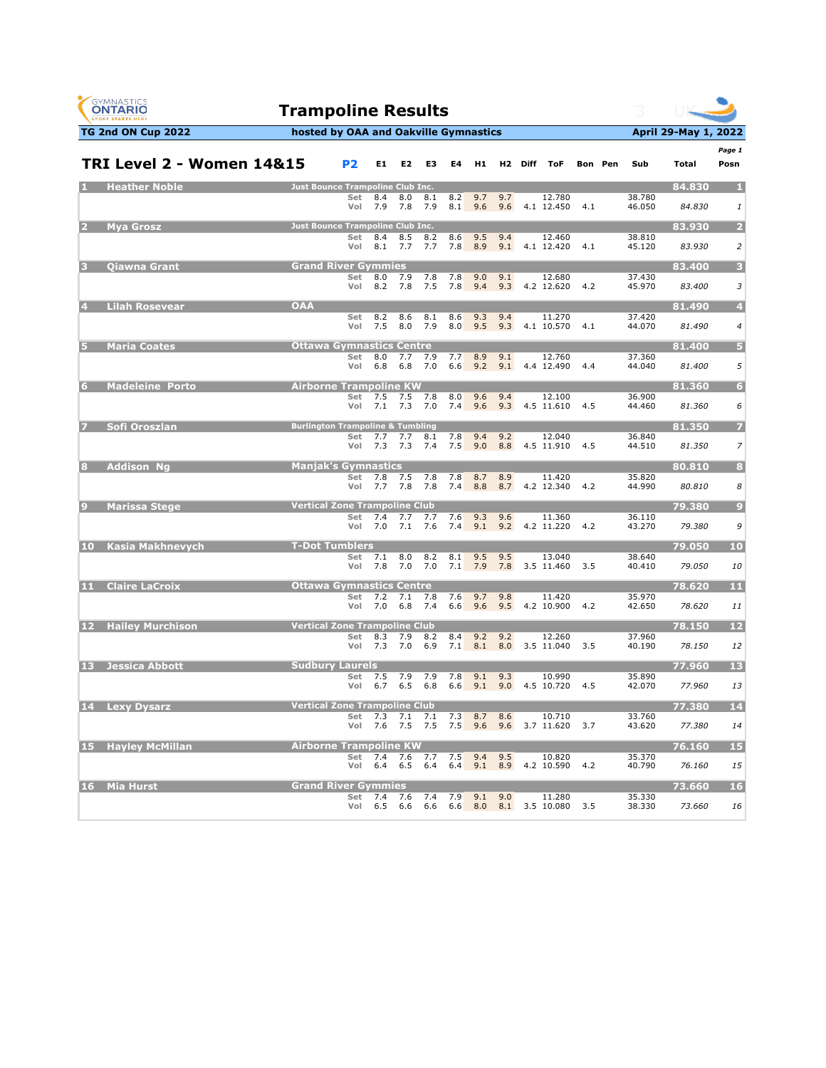# Trampoline Results

**TG 2nd ON Cup 2022** | **hosted by OAA and Oakville Gymnastics** | **April 29-May 1, 2022**

## TRI Level 2 - Women 14&15

| Posn | Name | Club | | E1 | E2 | E3 | E4 | H1 | H2 | Diff | ToF | Bon | Pen | Sub | Total | Posn |
|---|---|---|---|---|---|---|---|---|---|---|---|---|---|---|---|---|
| 1 | Heather Noble | Just Bounce Trampoline Club Inc. | | | | | | | | | | | | | 84.830 | 1 |
| | | | Set | 8.4 | 8.0 | 8.1 | 8.2 | 9.7 | 9.7 | | 12.780 | | | 38.780 | | |
| | | | Vol | 7.9 | 7.8 | 7.9 | 8.1 | 9.6 | 9.6 | 4.1 | 12.450 | 4.1 | | 46.050 | 84.830 | 1 |
| 2 | Mya Grosz | Just Bounce Trampoline Club Inc. | | | | | | | | | | | | | 83.930 | 2 |
| | | | Set | 8.4 | 8.5 | 8.2 | 8.6 | 9.5 | 9.4 | | 12.460 | | | 38.810 | | |
| | | | Vol | 8.1 | 7.7 | 7.7 | 7.8 | 8.9 | 9.1 | 4.1 | 12.420 | 4.1 | | 45.120 | 83.930 | 2 |
| 3 | Qiawna Grant | Grand River Gymmies | | | | | | | | | | | | | 83.400 | 3 |
| | | | Set | 8.0 | 7.9 | 7.8 | 7.8 | 9.0 | 9.1 | | 12.680 | | | 37.430 | | |
| | | | Vol | 8.2 | 7.8 | 7.5 | 7.8 | 9.4 | 9.3 | 4.2 | 12.620 | 4.2 | | 45.970 | 83.400 | 3 |
| 4 | Lilah Rosevear | OAA | | | | | | | | | | | | | 81.490 | 4 |
| | | | Set | 8.2 | 8.6 | 8.1 | 8.6 | 9.3 | 9.4 | | 11.270 | | | 37.420 | | |
| | | | Vol | 7.5 | 8.0 | 7.9 | 8.0 | 9.5 | 9.3 | 4.1 | 10.570 | 4.1 | | 44.070 | 81.490 | 4 |
| 5 | Maria Coates | Ottawa Gymnastics Centre | | | | | | | | | | | | | 81.400 | 5 |
| | | | Set | 8.0 | 7.7 | 7.9 | 7.7 | 8.9 | 9.1 | | 12.760 | | | 37.360 | | |
| | | | Vol | 6.8 | 6.8 | 7.0 | 6.6 | 9.2 | 9.1 | 4.4 | 12.490 | 4.4 | | 44.040 | 81.400 | 5 |
| 6 | Madeleine Porto | Airborne Trampoline KW | | | | | | | | | | | | | 81.360 | 6 |
| | | | Set | 7.5 | 7.5 | 7.8 | 8.0 | 9.6 | 9.4 | | 12.100 | | | 36.900 | | |
| | | | Vol | 7.1 | 7.3 | 7.0 | 7.4 | 9.6 | 9.3 | 4.5 | 11.610 | 4.5 | | 44.460 | 81.360 | 6 |
| 7 | Sofi Oroszlan | Burlington Trampoline & Tumbling | | | | | | | | | | | | | 81.350 | 7 |
| | | | Set | 7.7 | 7.7 | 8.1 | 7.8 | 9.4 | 9.2 | | 12.040 | | | 36.840 | | |
| | | | Vol | 7.3 | 7.3 | 7.4 | 7.5 | 9.0 | 8.8 | 4.5 | 11.910 | 4.5 | | 44.510 | 81.350 | 7 |
| 8 | Addison Ng | Manjak's Gymnastics | | | | | | | | | | | | | 80.810 | 8 |
| | | | Set | 7.8 | 7.5 | 7.8 | 7.8 | 8.7 | 8.9 | | 11.420 | | | 35.820 | | |
| | | | Vol | 7.7 | 7.8 | 7.8 | 7.4 | 8.8 | 8.7 | 4.2 | 12.340 | 4.2 | | 44.990 | 80.810 | 8 |
| 9 | Marissa Stege | Vertical Zone Trampoline Club | | | | | | | | | | | | | 79.380 | 9 |
| | | | Set | 7.4 | 7.7 | 7.7 | 7.6 | 9.3 | 9.6 | | 11.360 | | | 36.110 | | |
| | | | Vol | 7.0 | 7.1 | 7.6 | 7.4 | 9.1 | 9.2 | 4.2 | 11.220 | 4.2 | | 43.270 | 79.380 | 9 |
| 10 | Kasia Makhnevych | T-Dot Tumblers | | | | | | | | | | | | | 79.050 | 10 |
| | | | Set | 7.1 | 8.0 | 8.2 | 8.1 | 9.5 | 9.5 | | 13.040 | | | 38.640 | | |
| | | | Vol | 7.8 | 7.0 | 7.0 | 7.1 | 7.9 | 7.8 | 3.5 | 11.460 | 3.5 | | 40.410 | 79.050 | 10 |
| 11 | Claire LaCroix | Ottawa Gymnastics Centre | | | | | | | | | | | | | 78.620 | 11 |
| | | | Set | 7.2 | 7.1 | 7.8 | 7.6 | 9.7 | 9.8 | | 11.420 | | | 35.970 | | |
| | | | Vol | 7.0 | 6.8 | 7.4 | 6.6 | 9.6 | 9.5 | 4.2 | 10.900 | 4.2 | | 42.650 | 78.620 | 11 |
| 12 | Hailey Murchison | Vertical Zone Trampoline Club | | | | | | | | | | | | | 78.150 | 12 |
| | | | Set | 8.3 | 7.9 | 8.2 | 8.4 | 9.2 | 9.2 | | 12.260 | | | 37.960 | | |
| | | | Vol | 7.3 | 7.0 | 6.9 | 7.1 | 8.1 | 8.0 | 3.5 | 11.040 | 3.5 | | 40.190 | 78.150 | 12 |
| 13 | Jessica Abbott | Sudbury Laurels | | | | | | | | | | | | | 77.960 | 13 |
| | | | Set | 7.5 | 7.9 | 7.9 | 7.8 | 9.1 | 9.3 | | 10.990 | | | 35.890 | | |
| | | | Vol | 6.7 | 6.5 | 6.8 | 6.6 | 9.1 | 9.0 | 4.5 | 10.720 | 4.5 | | 42.070 | 77.960 | 13 |
| 14 | Lexy Dysarz | Vertical Zone Trampoline Club | | | | | | | | | | | | | 77.380 | 14 |
| | | | Set | 7.3 | 7.1 | 7.1 | 7.3 | 8.7 | 8.6 | | 10.710 | | | 33.760 | | |
| | | | Vol | 7.6 | 7.5 | 7.5 | 7.5 | 9.6 | 9.6 | 3.7 | 11.620 | 3.7 | | 43.620 | 77.380 | 14 |
| 15 | Hayley McMillan | Airborne Trampoline KW | | | | | | | | | | | | | 76.160 | 15 |
| | | | Set | 7.4 | 7.6 | 7.7 | 7.5 | 9.4 | 9.5 | | 10.820 | | | 35.370 | | |
| | | | Vol | 6.4 | 6.5 | 6.4 | 6.4 | 9.1 | 8.9 | 4.2 | 10.590 | 4.2 | | 40.790 | 76.160 | 15 |
| 16 | Mia Hurst | Grand River Gymmies | | | | | | | | | | | | | 73.660 | 16 |
| | | | Set | 7.4 | 7.6 | 7.4 | 7.9 | 9.1 | 9.0 | | 11.280 | | | 35.330 | | |
| | | | Vol | 6.5 | 6.6 | 6.6 | 6.6 | 8.0 | 8.1 | 3.5 | 10.080 | 3.5 | | 38.330 | 73.660 | 16 |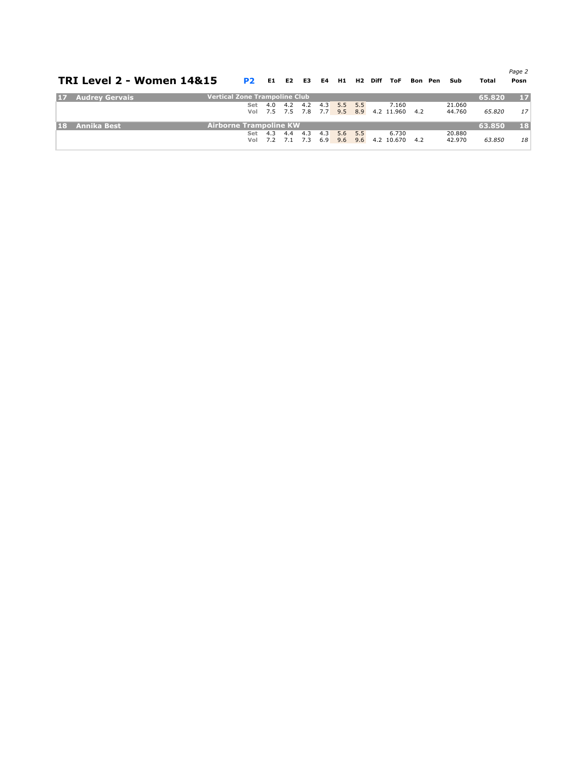## TRI Level 2 - Women 14&15

| # | Name | Club | P2 | E1 | E2 | E3 | E4 | H1 | H2 | Diff | ToF | Bon | Pen | Sub | Total | Posn |
|---|---|---|---|---|---|---|---|---|---|---|---|---|---|---|---|---|
| 17 | Audrey Gervais | Vertical Zone Trampoline Club | | | | | | | | | | | | | 65.820 | 17 |
| | | | Set | 4.0 | 4.2 | 4.2 | 4.3 | 5.5 | 5.5 | | 7.160 | | | 21.060 | | |
| | | | Vol | 7.5 | 7.5 | 7.8 | 7.7 | 9.5 | 8.9 | 4.2 | 11.960 | 4.2 | | 44.760 | *65.820* | *17* |
| 18 | Annika Best | Airborne Trampoline KW | | | | | | | | | | | | | 63.850 | 18 |
| | | | Set | 4.3 | 4.4 | 4.3 | 4.3 | 5.6 | 5.5 | | 6.730 | | | 20.880 | | |
| | | | Vol | 7.2 | 7.1 | 7.3 | 6.9 | 9.6 | 9.6 | 4.2 | 10.670 | 4.2 | | 42.970 | *63.850* | *18* |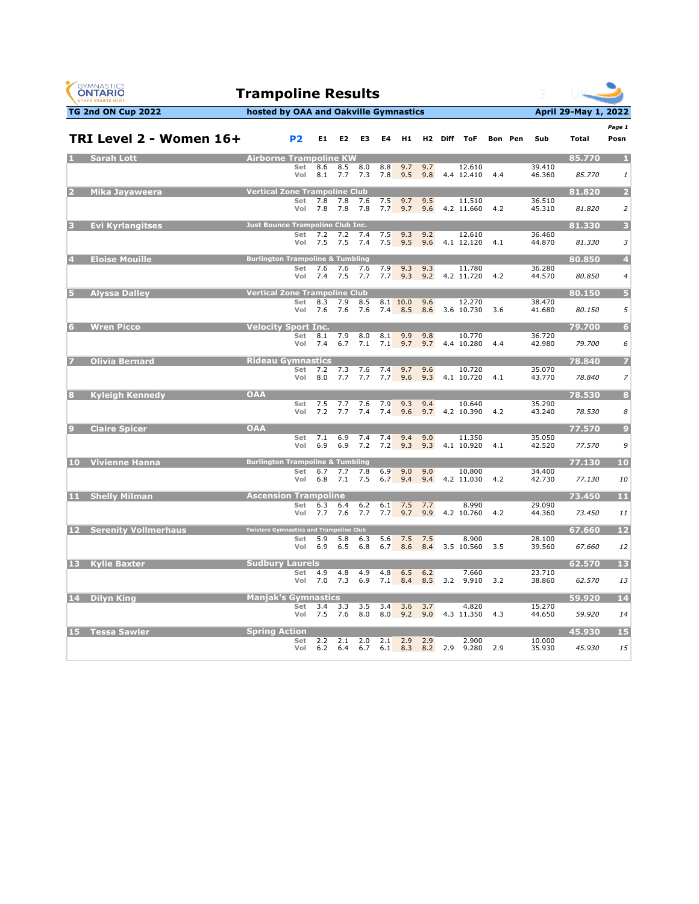# Trampoline Results

**TG 2nd ON Cup 2022** | **hosted by OAA and Oakville Gymnastics** | **April 29-May 1, 2022**

## TRI Level 2 - Women 16+

**P2**

| Posn | Name | Club | Routine | E1 | E2 | E3 | E4 | H1 | H2 | Diff | ToF | Bon | Pen | Sub | Total | Posn |
|---|---|---|---|---|---|---|---|---|---|---|---|---|---|---|---|---|
| 1 | Sarah Lott | Airborne Trampoline KW | | | | | | | | | | | | | 85.770 | 1 |
| | | | Set | 8.6 | 8.5 | 8.0 | 8.8 | 9.7 | 9.7 | | 12.610 | | | 39.410 | | |
| | | | Vol | 8.1 | 7.7 | 7.3 | 7.8 | 9.5 | 9.8 | 4.4 | 12.410 | 4.4 | | 46.360 | 85.770 | 1 |
| 2 | Mika Jayaweera | Vertical Zone Trampoline Club | | | | | | | | | | | | | 81.820 | 2 |
| | | | Set | 7.8 | 7.8 | 7.6 | 7.5 | 9.7 | 9.5 | | 11.510 | | | 36.510 | | |
| | | | Vol | 7.8 | 7.8 | 7.8 | 7.7 | 9.7 | 9.6 | 4.2 | 11.660 | 4.2 | | 45.310 | 81.820 | 2 |
| 3 | Evi Kyrlangitses | Just Bounce Trampoline Club Inc. | | | | | | | | | | | | | 81.330 | 3 |
| | | | Set | 7.2 | 7.2 | 7.4 | 7.5 | 9.3 | 9.2 | | 12.610 | | | 36.460 | | |
| | | | Vol | 7.5 | 7.5 | 7.4 | 7.5 | 9.5 | 9.6 | 4.1 | 12.120 | 4.1 | | 44.870 | 81.330 | 3 |
| 4 | Eloise Mouille | Burlington Trampoline & Tumbling | | | | | | | | | | | | | 80.850 | 4 |
| | | | Set | 7.6 | 7.6 | 7.6 | 7.9 | 9.3 | 9.3 | | 11.780 | | | 36.280 | | |
| | | | Vol | 7.4 | 7.5 | 7.7 | 7.7 | 9.3 | 9.2 | 4.2 | 11.720 | 4.2 | | 44.570 | 80.850 | 4 |
| 5 | Alyssa Dalley | Vertical Zone Trampoline Club | | | | | | | | | | | | | 80.150 | 5 |
| | | | Set | 8.3 | 7.9 | 8.5 | 8.1 | 10.0 | 9.6 | | 12.270 | | | 38.470 | | |
| | | | Vol | 7.6 | 7.6 | 7.6 | 7.4 | 8.5 | 8.6 | 3.6 | 10.730 | 3.6 | | 41.680 | 80.150 | 5 |
| 6 | Wren Picco | Velocity Sport Inc. | | | | | | | | | | | | | 79.700 | 6 |
| | | | Set | 8.1 | 7.9 | 8.0 | 8.1 | 9.9 | 9.8 | | 10.770 | | | 36.720 | | |
| | | | Vol | 7.4 | 6.7 | 7.1 | 7.1 | 9.7 | 9.7 | 4.4 | 10.280 | 4.4 | | 42.980 | 79.700 | 6 |
| 7 | Olivia Bernard | Rideau Gymnastics | | | | | | | | | | | | | 78.840 | 7 |
| | | | Set | 7.2 | 7.3 | 7.6 | 7.4 | 9.7 | 9.6 | | 10.720 | | | 35.070 | | |
| | | | Vol | 8.0 | 7.7 | 7.7 | 7.7 | 9.6 | 9.3 | 4.1 | 10.720 | 4.1 | | 43.770 | 78.840 | 7 |
| 8 | Kyleigh Kennedy | OAA | | | | | | | | | | | | | 78.530 | 8 |
| | | | Set | 7.5 | 7.7 | 7.6 | 7.9 | 9.3 | 9.4 | | 10.640 | | | 35.290 | | |
| | | | Vol | 7.2 | 7.7 | 7.4 | 7.4 | 9.6 | 9.7 | 4.2 | 10.390 | 4.2 | | 43.240 | 78.530 | 8 |
| 9 | Claire Spicer | OAA | | | | | | | | | | | | | 77.570 | 9 |
| | | | Set | 7.1 | 6.9 | 7.4 | 7.4 | 9.4 | 9.0 | | 11.350 | | | 35.050 | | |
| | | | Vol | 6.9 | 6.9 | 7.2 | 7.2 | 9.3 | 9.3 | 4.1 | 10.920 | 4.1 | | 42.520 | 77.570 | 9 |
| 10 | Vivienne Hanna | Burlington Trampoline & Tumbling | | | | | | | | | | | | | 77.130 | 10 |
| | | | Set | 6.7 | 7.7 | 7.8 | 6.9 | 9.0 | 9.0 | | 10.800 | | | 34.400 | | |
| | | | Vol | 6.8 | 7.1 | 7.5 | 6.7 | 9.4 | 9.4 | 4.2 | 11.030 | 4.2 | | 42.730 | 77.130 | 10 |
| 11 | Shelly Milman | Ascension Trampoline | | | | | | | | | | | | | 73.450 | 11 |
| | | | Set | 6.3 | 6.4 | 6.2 | 6.1 | 7.5 | 7.7 | | 8.990 | | | 29.090 | | |
| | | | Vol | 7.7 | 7.6 | 7.7 | 7.7 | 9.7 | 9.9 | 4.2 | 10.760 | 4.2 | | 44.360 | 73.450 | 11 |
| 12 | Serenity Vollmerhaus | Twisters Gymnastics and Trampoline Club | | | | | | | | | | | | | 67.660 | 12 |
| | | | Set | 5.9 | 5.8 | 6.3 | 5.6 | 7.5 | 7.5 | | 8.900 | | | 28.100 | | |
| | | | Vol | 6.9 | 6.5 | 6.8 | 6.7 | 8.6 | 8.4 | 3.5 | 10.560 | 3.5 | | 39.560 | 67.660 | 12 |
| 13 | Kylie Baxter | Sudbury Laurels | | | | | | | | | | | | | 62.570 | 13 |
| | | | Set | 4.9 | 4.8 | 4.9 | 4.8 | 6.5 | 6.2 | | 7.660 | | | 23.710 | | |
| | | | Vol | 7.0 | 7.3 | 6.9 | 7.1 | 8.4 | 8.5 | 3.2 | 9.910 | 3.2 | | 38.860 | 62.570 | 13 |
| 14 | Dilyn King | Manjak's Gymnastics | | | | | | | | | | | | | 59.920 | 14 |
| | | | Set | 3.4 | 3.3 | 3.5 | 3.4 | 3.6 | 3.7 | | 4.820 | | | 15.270 | | |
| | | | Vol | 7.5 | 7.6 | 8.0 | 8.0 | 9.2 | 9.0 | 4.3 | 11.350 | 4.3 | | 44.650 | 59.920 | 14 |
| 15 | Tessa Sawler | Spring Action | | | | | | | | | | | | | 45.930 | 15 |
| | | | Set | 2.2 | 2.1 | 2.0 | 2.1 | 2.9 | 2.9 | | 2.900 | | | 10.000 | | |
| | | | Vol | 6.2 | 6.4 | 6.7 | 6.1 | 8.3 | 8.2 | 2.9 | 9.280 | 2.9 | | 35.930 | 45.930 | 15 |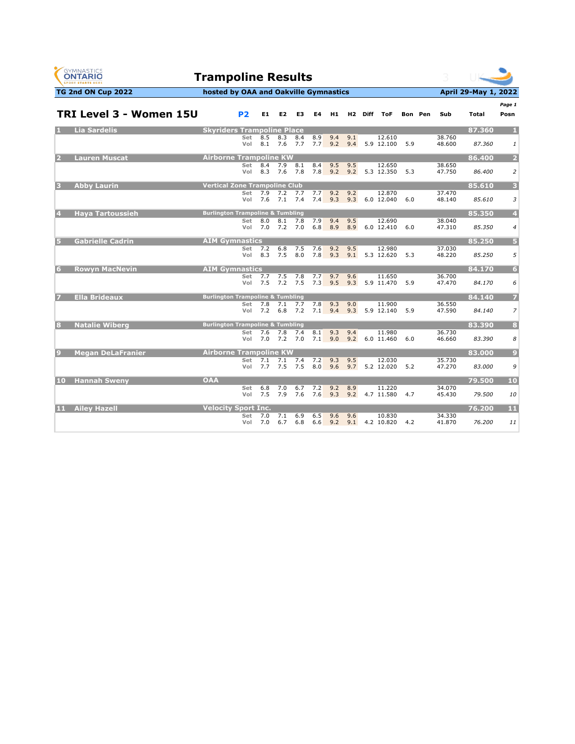# Trampoline Results

**TG 2nd ON Cup 2022** | **hosted by OAA and Oakville Gymnastics** | **April 29-May 1, 2022**

## TRI Level 3 - Women 15U

**P2**

| Rank | Name | Club | Routine | E1 | E2 | E3 | E4 | H1 | H2 | Diff | ToF | Bon | Pen | Sub | Total | Posn |
|---|---|---|---|---|---|---|---|---|---|---|---|---|---|---|---|---|
| 1 | Lia Sardelis | Skyriders Trampoline Place | | | | | | | | | | | | | 87.360 | 1 |
| | | | Set | 8.5 | 8.3 | 8.4 | 8.9 | 9.4 | 9.1 | | 12.610 | | | 38.760 | | |
| | | | Vol | 8.1 | 7.6 | 7.7 | 7.7 | 9.2 | 9.4 | 5.9 | 12.100 | 5.9 | | 48.600 | 87.360 | 1 |
| 2 | Lauren Muscat | Airborne Trampoline KW | | | | | | | | | | | | | 86.400 | 2 |
| | | | Set | 8.4 | 7.9 | 8.1 | 8.4 | 9.5 | 9.5 | | 12.650 | | | 38.650 | | |
| | | | Vol | 8.3 | 7.6 | 7.8 | 7.8 | 9.2 | 9.2 | 5.3 | 12.350 | 5.3 | | 47.750 | 86.400 | 2 |
| 3 | Abby Laurin | Vertical Zone Trampoline Club | | | | | | | | | | | | | 85.610 | 3 |
| | | | Set | 7.9 | 7.2 | 7.7 | 7.7 | 9.2 | 9.2 | | 12.870 | | | 37.470 | | |
| | | | Vol | 7.6 | 7.1 | 7.4 | 7.4 | 9.3 | 9.3 | 6.0 | 12.040 | 6.0 | | 48.140 | 85.610 | 3 |
| 4 | Haya Tartoussieh | Burlington Trampoline & Tumbling | | | | | | | | | | | | | 85.350 | 4 |
| | | | Set | 8.0 | 8.1 | 7.8 | 7.9 | 9.4 | 9.5 | | 12.690 | | | 38.040 | | |
| | | | Vol | 7.0 | 7.2 | 7.0 | 6.8 | 8.9 | 8.9 | 6.0 | 12.410 | 6.0 | | 47.310 | 85.350 | 4 |
| 5 | Gabrielle Cadrin | AIM Gymnastics | | | | | | | | | | | | | 85.250 | 5 |
| | | | Set | 7.2 | 6.8 | 7.5 | 7.6 | 9.2 | 9.5 | | 12.980 | | | 37.030 | | |
| | | | Vol | 8.3 | 7.5 | 8.0 | 7.8 | 9.3 | 9.1 | 5.3 | 12.620 | 5.3 | | 48.220 | 85.250 | 5 |
| 6 | Rowyn MacNevin | AIM Gymnastics | | | | | | | | | | | | | 84.170 | 6 |
| | | | Set | 7.7 | 7.5 | 7.8 | 7.7 | 9.7 | 9.6 | | 11.650 | | | 36.700 | | |
| | | | Vol | 7.5 | 7.2 | 7.5 | 7.3 | 9.5 | 9.3 | 5.9 | 11.470 | 5.9 | | 47.470 | 84.170 | 6 |
| 7 | Ella Brideaux | Burlington Trampoline & Tumbling | | | | | | | | | | | | | 84.140 | 7 |
| | | | Set | 7.8 | 7.1 | 7.7 | 7.8 | 9.3 | 9.0 | | 11.900 | | | 36.550 | | |
| | | | Vol | 7.2 | 6.8 | 7.2 | 7.1 | 9.4 | 9.3 | 5.9 | 12.140 | 5.9 | | 47.590 | 84.140 | 7 |
| 8 | Natalie Wiberg | Burlington Trampoline & Tumbling | | | | | | | | | | | | | 83.390 | 8 |
| | | | Set | 7.6 | 7.8 | 7.4 | 8.1 | 9.3 | 9.4 | | 11.980 | | | 36.730 | | |
| | | | Vol | 7.0 | 7.2 | 7.0 | 7.1 | 9.0 | 9.2 | 6.0 | 11.460 | 6.0 | | 46.660 | 83.390 | 8 |
| 9 | Megan DeLaFranier | Airborne Trampoline KW | | | | | | | | | | | | | 83.000 | 9 |
| | | | Set | 7.1 | 7.1 | 7.4 | 7.2 | 9.3 | 9.5 | | 12.030 | | | 35.730 | | |
| | | | Vol | 7.7 | 7.5 | 7.5 | 8.0 | 9.6 | 9.7 | 5.2 | 12.020 | 5.2 | | 47.270 | 83.000 | 9 |
| 10 | Hannah Sweny | OAA | | | | | | | | | | | | | 79.500 | 10 |
| | | | Set | 6.8 | 7.0 | 6.7 | 7.2 | 9.2 | 8.9 | | 11.220 | | | 34.070 | | |
| | | | Vol | 7.5 | 7.9 | 7.6 | 7.6 | 9.3 | 9.2 | 4.7 | 11.580 | 4.7 | | 45.430 | 79.500 | 10 |
| 11 | Ailey Hazell | Velocity Sport Inc. | | | | | | | | | | | | | 76.200 | 11 |
| | | | Set | 7.0 | 7.1 | 6.9 | 6.5 | 9.6 | 9.6 | | 10.830 | | | 34.330 | | |
| | | | Vol | 7.0 | 6.7 | 6.8 | 6.6 | 9.2 | 9.1 | 4.2 | 10.820 | 4.2 | | 41.870 | 76.200 | 11 |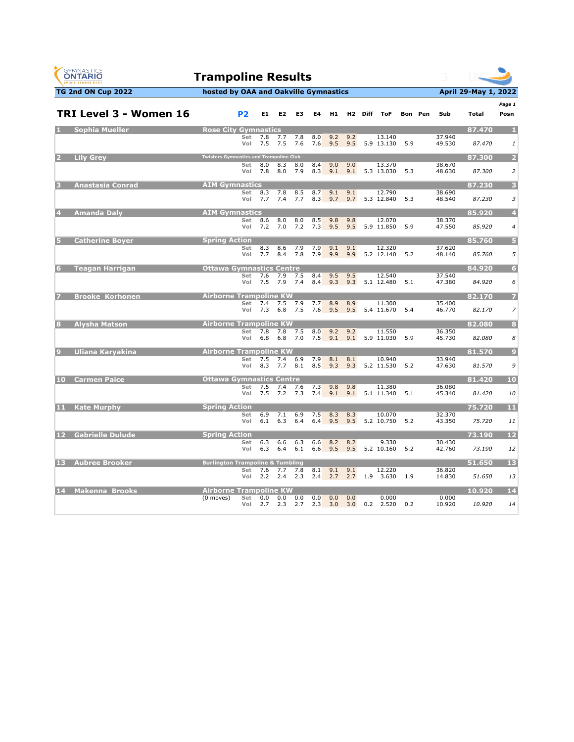# Trampoline Results

**TG 2nd ON Cup 2022** | **hosted by OAA and Oakville Gymnastics** | **April 29-May 1, 2022**

## TRI Level 3 - Women 16

| # | Name | Club | P2 | E1 | E2 | E3 | E4 | H1 | H2 | Diff | ToF | Bon | Pen | Sub | Total | Posn |
|---|---|---|---|---|---|---|---|---|---|---|---|---|---|---|---|---|
| 1 | Sophia Mueller | Rose City Gymnastics | | | | | | | | | | | | | 87.470 | 1 |
| | | | Set | 7.8 | 7.7 | 7.8 | 8.0 | 9.2 | 9.2 | | 13.140 | | | 37.940 | | |
| | | | Vol | 7.5 | 7.5 | 7.6 | 7.6 | 9.5 | 9.5 | 5.9 | 13.130 | 5.9 | | 49.530 | *87.470* | *1* |
| 2 | Lily Grey | Twisters Gymnastics and Trampoline Club | | | | | | | | | | | | | 87.300 | 2 |
| | | | Set | 8.0 | 8.3 | 8.0 | 8.4 | 9.0 | 9.0 | | 13.370 | | | 38.670 | | |
| | | | Vol | 7.8 | 8.0 | 7.9 | 8.3 | 9.1 | 9.1 | 5.3 | 13.030 | 5.3 | | 48.630 | *87.300* | *2* |
| 3 | Anastasia Conrad | AIM Gymnastics | | | | | | | | | | | | | 87.230 | 3 |
| | | | Set | 8.3 | 7.8 | 8.5 | 8.7 | 9.1 | 9.1 | | 12.790 | | | 38.690 | | |
| | | | Vol | 7.7 | 7.4 | 7.7 | 8.3 | 9.7 | 9.7 | 5.3 | 12.840 | 5.3 | | 48.540 | *87.230* | *3* |
| 4 | Amanda Daly | AIM Gymnastics | | | | | | | | | | | | | 85.920 | 4 |
| | | | Set | 8.6 | 8.0 | 8.0 | 8.5 | 9.8 | 9.8 | | 12.070 | | | 38.370 | | |
| | | | Vol | 7.2 | 7.0 | 7.2 | 7.3 | 9.5 | 9.5 | 5.9 | 11.850 | 5.9 | | 47.550 | *85.920* | *4* |
| 5 | Catherine Boyer | Spring Action | | | | | | | | | | | | | 85.760 | 5 |
| | | | Set | 8.3 | 8.6 | 7.9 | 7.9 | 9.1 | 9.1 | | 12.320 | | | 37.620 | | |
| | | | Vol | 7.7 | 8.4 | 7.8 | 7.9 | 9.9 | 9.9 | 5.2 | 12.140 | 5.2 | | 48.140 | *85.760* | *5* |
| 6 | Teagan Harrigan | Ottawa Gymnastics Centre | | | | | | | | | | | | | 84.920 | 6 |
| | | | Set | 7.6 | 7.9 | 7.5 | 8.4 | 9.5 | 9.5 | | 12.540 | | | 37.540 | | |
| | | | Vol | 7.5 | 7.9 | 7.4 | 8.4 | 9.3 | 9.3 | 5.1 | 12.480 | 5.1 | | 47.380 | *84.920* | *6* |
| 7 | Brooke Korhonen | Airborne Trampoline KW | | | | | | | | | | | | | 82.170 | 7 |
| | | | Set | 7.4 | 7.5 | 7.9 | 7.7 | 8.9 | 8.9 | | 11.300 | | | 35.400 | | |
| | | | Vol | 7.3 | 6.8 | 7.5 | 7.6 | 9.5 | 9.5 | 5.4 | 11.670 | 5.4 | | 46.770 | *82.170* | *7* |
| 8 | Alysha Matson | Airborne Trampoline KW | | | | | | | | | | | | | 82.080 | 8 |
| | | | Set | 7.8 | 7.8 | 7.5 | 8.0 | 9.2 | 9.2 | | 11.550 | | | 36.350 | | |
| | | | Vol | 6.8 | 6.8 | 7.0 | 7.5 | 9.1 | 9.1 | 5.9 | 11.030 | 5.9 | | 45.730 | *82.080* | *8* |
| 9 | Uliana Karyakina | Airborne Trampoline KW | | | | | | | | | | | | | 81.570 | 9 |
| | | | Set | 7.5 | 7.4 | 6.9 | 7.9 | 8.1 | 8.1 | | 10.940 | | | 33.940 | | |
| | | | Vol | 8.3 | 7.7 | 8.1 | 8.5 | 9.3 | 9.3 | 5.2 | 11.530 | 5.2 | | 47.630 | *81.570* | *9* |
| 10 | Carmen Paice | Ottawa Gymnastics Centre | | | | | | | | | | | | | 81.420 | 10 |
| | | | Set | 7.5 | 7.4 | 7.6 | 7.3 | 9.8 | 9.8 | | 11.380 | | | 36.080 | | |
| | | | Vol | 7.5 | 7.2 | 7.3 | 7.4 | 9.1 | 9.1 | 5.1 | 11.340 | 5.1 | | 45.340 | *81.420* | *10* |
| 11 | Kate Murphy | Spring Action | | | | | | | | | | | | | 75.720 | 11 |
| | | | Set | 6.9 | 7.1 | 6.9 | 7.5 | 8.3 | 8.3 | | 10.070 | | | 32.370 | | |
| | | | Vol | 6.1 | 6.3 | 6.4 | 6.4 | 9.5 | 9.5 | 5.2 | 10.750 | 5.2 | | 43.350 | *75.720* | *11* |
| 12 | Gabrielle Dulude | Spring Action | | | | | | | | | | | | | 73.190 | 12 |
| | | | Set | 6.3 | 6.6 | 6.3 | 6.6 | 8.2 | 8.2 | | 9.330 | | | 30.430 | | |
| | | | Vol | 6.3 | 6.4 | 6.1 | 6.6 | 9.5 | 9.5 | 5.2 | 10.160 | 5.2 | | 42.760 | *73.190* | *12* |
| 13 | Aubree Brooker | Burlington Trampoline & Tumbling | | | | | | | | | | | | | 51.650 | 13 |
| | | | Set | 7.6 | 7.7 | 7.8 | 8.1 | 9.1 | 9.1 | | 12.220 | | | 36.820 | | |
| | | | Vol | 2.2 | 2.4 | 2.3 | 2.4 | 2.7 | 2.7 | 1.9 | 3.630 | 1.9 | | 14.830 | *51.650* | *13* |
| 14 | Makenna Brooks | Airborne Trampoline KW | | | | | | | | | | | | | 10.920 | 14 |
| | | (0 moves) | Set | 0.0 | 0.0 | 0.0 | 0.0 | 0.0 | 0.0 | | 0.000 | | | 0.000 | | |
| | | | Vol | 2.7 | 2.3 | 2.7 | 2.3 | 3.0 | 3.0 | 0.2 | 2.520 | 0.2 | | 10.920 | *10.920* | *14* |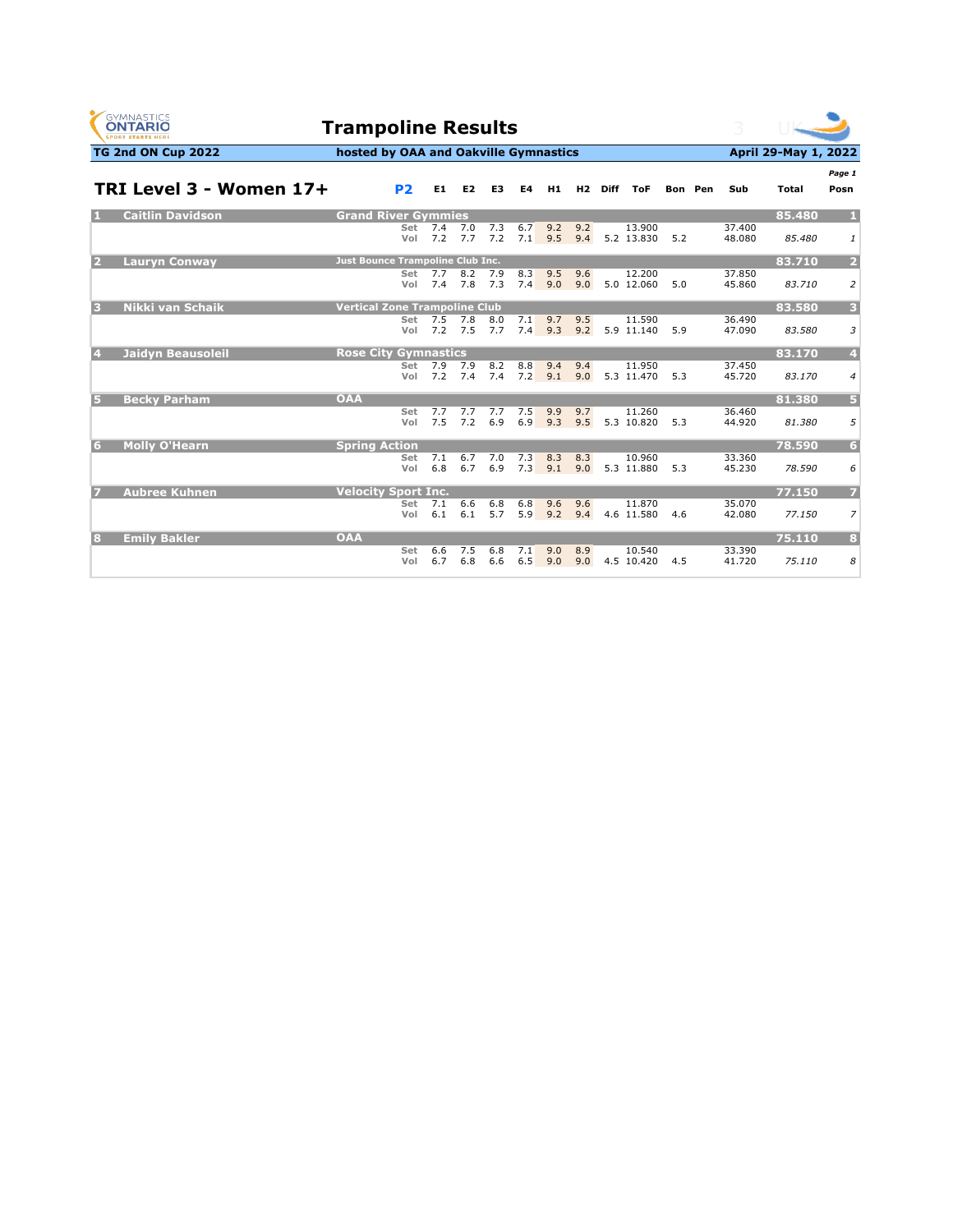# Trampoline Results

**TG 2nd ON Cup 2022** — hosted by OAA and Oakville Gymnastics — **April 29-May 1, 2022**

## TRI Level 3 - Women 17+

**P2**

| Rank | Name | Club | Routine | E1 | E2 | E3 | E4 | H1 | H2 | Diff | ToF | Bon | Pen | Sub | Total | Posn |
|---|---|---|---|---|---|---|---|---|---|---|---|---|---|---|---|---|
| 1 | Caitlin Davidson | Grand River Gymmies | | | | | | | | | | | | | 85.480 | 1 |
| | | | Set | 7.4 | 7.0 | 7.3 | 6.7 | 9.2 | 9.2 | | 13.900 | | | 37.400 | | |
| | | | Vol | 7.2 | 7.7 | 7.2 | 7.1 | 9.5 | 9.4 | 5.2 | 13.830 | 5.2 | | 48.080 | 85.480 | 1 |
| 2 | Lauryn Conway | Just Bounce Trampoline Club Inc. | | | | | | | | | | | | | 83.710 | 2 |
| | | | Set | 7.7 | 8.2 | 7.9 | 8.3 | 9.5 | 9.6 | | 12.200 | | | 37.850 | | |
| | | | Vol | 7.4 | 7.8 | 7.3 | 7.4 | 9.0 | 9.0 | 5.0 | 12.060 | 5.0 | | 45.860 | 83.710 | 2 |
| 3 | Nikki van Schaik | Vertical Zone Trampoline Club | | | | | | | | | | | | | 83.580 | 3 |
| | | | Set | 7.5 | 7.8 | 8.0 | 7.1 | 9.7 | 9.5 | | 11.590 | | | 36.490 | | |
| | | | Vol | 7.2 | 7.5 | 7.7 | 7.4 | 9.3 | 9.2 | 5.9 | 11.140 | 5.9 | | 47.090 | 83.580 | 3 |
| 4 | Jaidyn Beausoleil | Rose City Gymnastics | | | | | | | | | | | | | 83.170 | 4 |
| | | | Set | 7.9 | 7.9 | 8.2 | 8.8 | 9.4 | 9.4 | | 11.950 | | | 37.450 | | |
| | | | Vol | 7.2 | 7.4 | 7.4 | 7.2 | 9.1 | 9.0 | 5.3 | 11.470 | 5.3 | | 45.720 | 83.170 | 4 |
| 5 | Becky Parham | OAA | | | | | | | | | | | | | 81.380 | 5 |
| | | | Set | 7.7 | 7.7 | 7.7 | 7.5 | 9.9 | 9.7 | | 11.260 | | | 36.460 | | |
| | | | Vol | 7.5 | 7.2 | 6.9 | 6.9 | 9.3 | 9.5 | 5.3 | 10.820 | 5.3 | | 44.920 | 81.380 | 5 |
| 6 | Molly O'Hearn | Spring Action | | | | | | | | | | | | | 78.590 | 6 |
| | | | Set | 7.1 | 6.7 | 7.0 | 7.3 | 8.3 | 8.3 | | 10.960 | | | 33.360 | | |
| | | | Vol | 6.8 | 6.7 | 6.9 | 7.3 | 9.1 | 9.0 | 5.3 | 11.880 | 5.3 | | 45.230 | 78.590 | 6 |
| 7 | Aubree Kuhnen | Velocity Sport Inc. | | | | | | | | | | | | | 77.150 | 7 |
| | | | Set | 7.1 | 6.6 | 6.8 | 6.8 | 9.6 | 9.6 | | 11.870 | | | 35.070 | | |
| | | | Vol | 6.1 | 6.1 | 5.7 | 5.9 | 9.2 | 9.4 | 4.6 | 11.580 | 4.6 | | 42.080 | 77.150 | 7 |
| 8 | Emily Bakler | OAA | | | | | | | | | | | | | 75.110 | 8 |
| | | | Set | 6.6 | 7.5 | 6.8 | 7.1 | 9.0 | 8.9 | | 10.540 | | | 33.390 | | |
| | | | Vol | 6.7 | 6.8 | 6.6 | 6.5 | 9.0 | 9.0 | 4.5 | 10.420 | 4.5 | | 41.720 | 75.110 | 8 |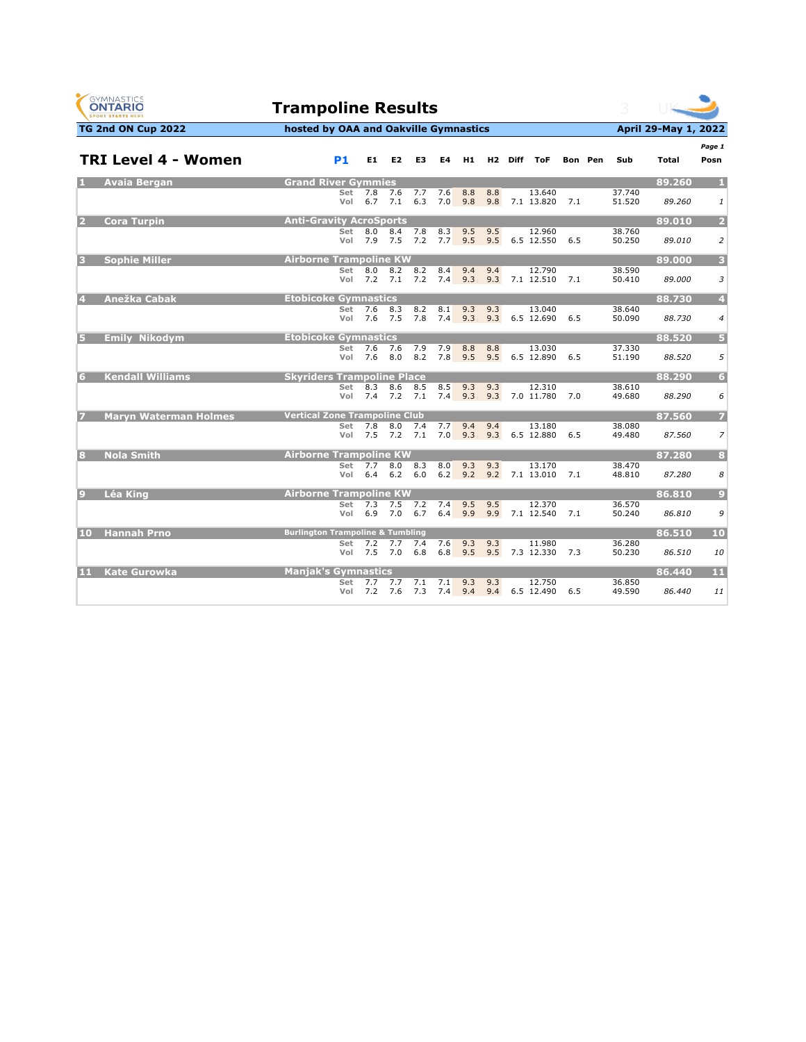# Trampoline Results

**TG 2nd ON Cup 2022** | **hosted by OAA and Oakville Gymnastics** | **April 29-May 1, 2022**

## TRI Level 4 - Women

| # | Name | Club | P1 | E1 | E2 | E3 | E4 | H1 | H2 | Diff | ToF | Bon | Pen | Sub | Total | Posn |
|---|---|---|---|---|---|---|---|---|---|---|---|---|---|---|---|---|
| 1 | **Avaia Bergan** | **Grand River Gymmies** | | | | | | | | | | | | | **89.260** | **1** |
| | | | Set | 7.8 | 7.6 | 7.7 | 7.6 | 8.8 | 8.8 | | 13.640 | | | 37.740 | | |
| | | | Vol | 6.7 | 7.1 | 6.3 | 7.0 | 9.8 | 9.8 | 7.1 | 13.820 | 7.1 | | 51.520 | *89.260* | *1* |
| 2 | **Cora Turpin** | **Anti-Gravity AcroSports** | | | | | | | | | | | | | **89.010** | **2** |
| | | | Set | 8.0 | 8.4 | 7.8 | 8.3 | 9.5 | 9.5 | | 12.960 | | | 38.760 | | |
| | | | Vol | 7.9 | 7.5 | 7.2 | 7.7 | 9.5 | 9.5 | 6.5 | 12.550 | 6.5 | | 50.250 | *89.010* | *2* |
| 3 | **Sophie Miller** | **Airborne Trampoline KW** | | | | | | | | | | | | | **89.000** | **3** |
| | | | Set | 8.0 | 8.2 | 8.2 | 8.4 | 9.4 | 9.4 | | 12.790 | | | 38.590 | | |
| | | | Vol | 7.2 | 7.1 | 7.2 | 7.4 | 9.3 | 9.3 | 7.1 | 12.510 | 7.1 | | 50.410 | *89.000* | *3* |
| 4 | **Anežka Cabak** | **Etobicoke Gymnastics** | | | | | | | | | | | | | **88.730** | **4** |
| | | | Set | 7.6 | 8.3 | 8.2 | 8.1 | 9.3 | 9.3 | | 13.040 | | | 38.640 | | |
| | | | Vol | 7.6 | 7.5 | 7.8 | 7.4 | 9.3 | 9.3 | 6.5 | 12.690 | 6.5 | | 50.090 | *88.730* | *4* |
| 5 | **Emily Nikodym** | **Etobicoke Gymnastics** | | | | | | | | | | | | | **88.520** | **5** |
| | | | Set | 7.6 | 7.6 | 7.9 | 7.9 | 8.8 | 8.8 | | 13.030 | | | 37.330 | | |
| | | | Vol | 7.6 | 8.0 | 8.2 | 7.8 | 9.5 | 9.5 | 6.5 | 12.890 | 6.5 | | 51.190 | *88.520* | *5* |
| 6 | **Kendall Williams** | **Skyriders Trampoline Place** | | | | | | | | | | | | | **88.290** | **6** |
| | | | Set | 8.3 | 8.6 | 8.5 | 8.5 | 9.3 | 9.3 | | 12.310 | | | 38.610 | | |
| | | | Vol | 7.4 | 7.2 | 7.1 | 7.4 | 9.3 | 9.3 | 7.0 | 11.780 | 7.0 | | 49.680 | *88.290* | *6* |
| 7 | **Maryn Waterman Holmes** | **Vertical Zone Trampoline Club** | | | | | | | | | | | | | **87.560** | **7** |
| | | | Set | 7.8 | 8.0 | 7.4 | 7.7 | 9.4 | 9.4 | | 13.180 | | | 38.080 | | |
| | | | Vol | 7.5 | 7.2 | 7.1 | 7.0 | 9.3 | 9.3 | 6.5 | 12.880 | 6.5 | | 49.480 | *87.560* | *7* |
| 8 | **Nola Smith** | **Airborne Trampoline KW** | | | | | | | | | | | | | **87.280** | **8** |
| | | | Set | 7.7 | 8.0 | 8.3 | 8.0 | 9.3 | 9.3 | | 13.170 | | | 38.470 | | |
| | | | Vol | 6.4 | 6.2 | 6.0 | 6.2 | 9.2 | 9.2 | 7.1 | 13.010 | 7.1 | | 48.810 | *87.280* | *8* |
| 9 | **Léa King** | **Airborne Trampoline KW** | | | | | | | | | | | | | **86.810** | **9** |
| | | | Set | 7.3 | 7.5 | 7.2 | 7.4 | 9.5 | 9.5 | | 12.370 | | | 36.570 | | |
| | | | Vol | 6.9 | 7.0 | 6.7 | 6.4 | 9.9 | 9.9 | 7.1 | 12.540 | 7.1 | | 50.240 | *86.810* | *9* |
| 10 | **Hannah Prno** | **Burlington Trampoline & Tumbling** | | | | | | | | | | | | | **86.510** | **10** |
| | | | Set | 7.2 | 7.7 | 7.4 | 7.6 | 9.3 | 9.3 | | 11.980 | | | 36.280 | | |
| | | | Vol | 7.5 | 7.0 | 6.8 | 6.8 | 9.5 | 9.5 | 7.3 | 12.330 | 7.3 | | 50.230 | *86.510* | *10* |
| 11 | **Kate Gurowka** | **Manjak's Gymnastics** | | | | | | | | | | | | | **86.440** | **11** |
| | | | Set | 7.7 | 7.7 | 7.1 | 7.1 | 9.3 | 9.3 | | 12.750 | | | 36.850 | | |
| | | | Vol | 7.2 | 7.6 | 7.3 | 7.4 | 9.4 | 9.4 | 6.5 | 12.490 | 6.5 | | 49.590 | *86.440* | *11* |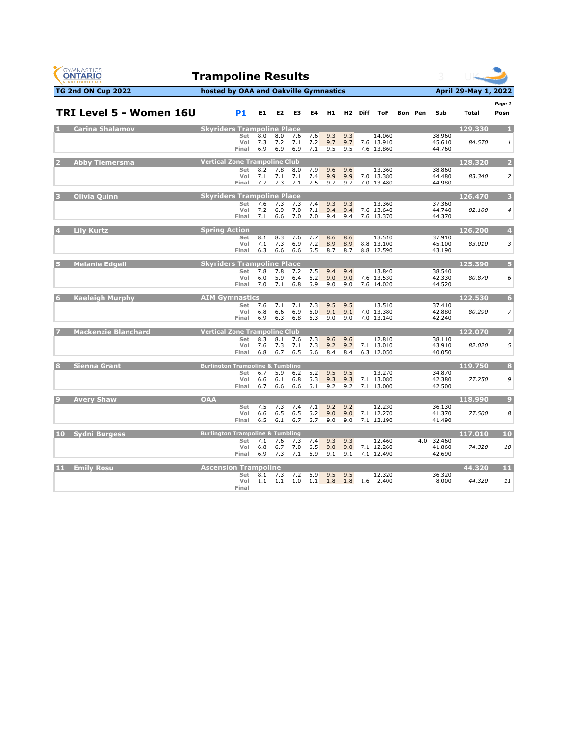# Trampoline Results

**TG 2nd ON Cup 2022** | **hosted by OAA and Oakville Gymnastics** | **April 29-May 1, 2022**

## TRI Level 5 - Women 16U

**P1**

| Rank | Name | Club | Routine | E1 | E2 | E3 | E4 | H1 | H2 | Diff | ToF | Bon | Pen | Sub | Total | Posn |
|---|---|---|---|---|---|---|---|---|---|---|---|---|---|---|---|---|
| 1 | Carina Shalamov | Skyriders Trampoline Place | | | | | | | | | | | | | 129.330 | 1 |
| | | | Set | 8.0 | 8.0 | 7.6 | 7.6 | 9.3 | 9.3 | | 14.060 | | | 38.960 | | |
| | | | Vol | 7.3 | 7.2 | 7.1 | 7.2 | 9.7 | 9.7 | 7.6 | 13.910 | | | 45.610 | *84.570* | *1* |
| | | | Final | 6.9 | 6.9 | 6.9 | 7.1 | 9.5 | 9.5 | 7.6 | 13.860 | | | 44.760 | | |
| 2 | Abby Tiemersma | Vertical Zone Trampoline Club | | | | | | | | | | | | | 128.320 | 2 |
| | | | Set | 8.2 | 7.8 | 8.0 | 7.9 | 9.6 | 9.6 | | 13.360 | | | 38.860 | | |
| | | | Vol | 7.1 | 7.1 | 7.1 | 7.4 | 9.9 | 9.9 | 7.0 | 13.380 | | | 44.480 | *83.340* | *2* |
| | | | Final | 7.7 | 7.3 | 7.1 | 7.5 | 9.7 | 9.7 | 7.0 | 13.480 | | | 44.980 | | |
| 3 | Olivia Quinn | Skyriders Trampoline Place | | | | | | | | | | | | | 126.470 | 3 |
| | | | Set | 7.6 | 7.3 | 7.3 | 7.4 | 9.3 | 9.3 | | 13.360 | | | 37.360 | | |
| | | | Vol | 7.2 | 6.9 | 7.0 | 7.1 | 9.4 | 9.4 | 7.6 | 13.640 | | | 44.740 | *82.100* | *4* |
| | | | Final | 7.1 | 6.6 | 7.0 | 7.0 | 9.4 | 9.4 | 7.6 | 13.370 | | | 44.370 | | |
| 4 | Lily Kurtz | Spring Action | | | | | | | | | | | | | 126.200 | 4 |
| | | | Set | 8.1 | 8.3 | 7.6 | 7.7 | 8.6 | 8.6 | | 13.510 | | | 37.910 | | |
| | | | Vol | 7.1 | 7.3 | 6.9 | 7.2 | 8.9 | 8.9 | 8.8 | 13.100 | | | 45.100 | *83.010* | *3* |
| | | | Final | 6.3 | 6.6 | 6.6 | 6.5 | 8.7 | 8.7 | 8.8 | 12.590 | | | 43.190 | | |
| 5 | Melanie Edgell | Skyriders Trampoline Place | | | | | | | | | | | | | 125.390 | 5 |
| | | | Set | 7.8 | 7.8 | 7.2 | 7.5 | 9.4 | 9.4 | | 13.840 | | | 38.540 | | |
| | | | Vol | 6.0 | 5.9 | 6.4 | 6.2 | 9.0 | 9.0 | 7.6 | 13.530 | | | 42.330 | *80.870* | *6* |
| | | | Final | 7.0 | 7.1 | 6.8 | 6.9 | 9.0 | 9.0 | 7.6 | 14.020 | | | 44.520 | | |
| 6 | Kaeleigh Murphy | AIM Gymnastics | | | | | | | | | | | | | 122.530 | 6 |
| | | | Set | 7.6 | 7.1 | 7.1 | 7.3 | 9.5 | 9.5 | | 13.510 | | | 37.410 | | |
| | | | Vol | 6.8 | 6.6 | 6.9 | 6.0 | 9.1 | 9.1 | 7.0 | 13.380 | | | 42.880 | *80.290* | *7* |
| | | | Final | 6.9 | 6.3 | 6.8 | 6.3 | 9.0 | 9.0 | 7.0 | 13.140 | | | 42.240 | | |
| 7 | Mackenzie Blanchard | Vertical Zone Trampoline Club | | | | | | | | | | | | | 122.070 | 7 |
| | | | Set | 8.3 | 8.1 | 7.6 | 7.3 | 9.6 | 9.6 | | 12.810 | | | 38.110 | | |
| | | | Vol | 7.6 | 7.3 | 7.1 | 7.3 | 9.2 | 9.2 | 7.1 | 13.010 | | | 43.910 | *82.020* | *5* |
| | | | Final | 6.8 | 6.7 | 6.5 | 6.6 | 8.4 | 8.4 | 6.3 | 12.050 | | | 40.050 | | |
| 8 | Sienna Grant | Burlington Trampoline & Tumbling | | | | | | | | | | | | | 119.750 | 8 |
| | | | Set | 6.7 | 5.9 | 6.2 | 5.2 | 9.5 | 9.5 | | 13.270 | | | 34.870 | | |
| | | | Vol | 6.6 | 6.1 | 6.8 | 6.3 | 9.3 | 9.3 | 7.1 | 13.080 | | | 42.380 | *77.250* | *9* |
| | | | Final | 6.7 | 6.6 | 6.6 | 6.1 | 9.2 | 9.2 | 7.1 | 13.000 | | | 42.500 | | |
| 9 | Avery Shaw | OAA | | | | | | | | | | | | | 118.990 | 9 |
| | | | Set | 7.5 | 7.3 | 7.4 | 7.1 | 9.2 | 9.2 | | 12.230 | | | 36.130 | | |
| | | | Vol | 6.6 | 6.5 | 6.5 | 6.2 | 9.0 | 9.0 | 7.1 | 12.270 | | | 41.370 | *77.500* | *8* |
| | | | Final | 6.5 | 6.1 | 6.7 | 6.7 | 9.0 | 9.0 | 7.1 | 12.190 | | | 41.490 | | |
| 10 | Sydni Burgess | Burlington Trampoline & Tumbling | | | | | | | | | | | | | 117.010 | 10 |
| | | | Set | 7.1 | 7.6 | 7.3 | 7.4 | 9.3 | 9.3 | | 12.460 | | 4.0 | 32.460 | | |
| | | | Vol | 6.8 | 6.7 | 7.0 | 6.5 | 9.0 | 9.0 | 7.1 | 12.260 | | | 41.860 | *74.320* | *10* |
| | | | Final | 6.9 | 7.3 | 7.1 | 6.9 | 9.1 | 9.1 | 7.1 | 12.490 | | | 42.690 | | |
| 11 | Emily Rosu | Ascension Trampoline | | | | | | | | | | | | | 44.320 | 11 |
| | | | Set | 8.1 | 7.3 | 7.2 | 6.9 | 9.5 | 9.5 | | 12.320 | | | 36.320 | | |
| | | | Vol | 1.1 | 1.1 | 1.0 | 1.1 | 1.8 | 1.8 | 1.6 | 2.400 | | | 8.000 | *44.320* | *11* |
| | | | Final | | | | | | | | | | | | | |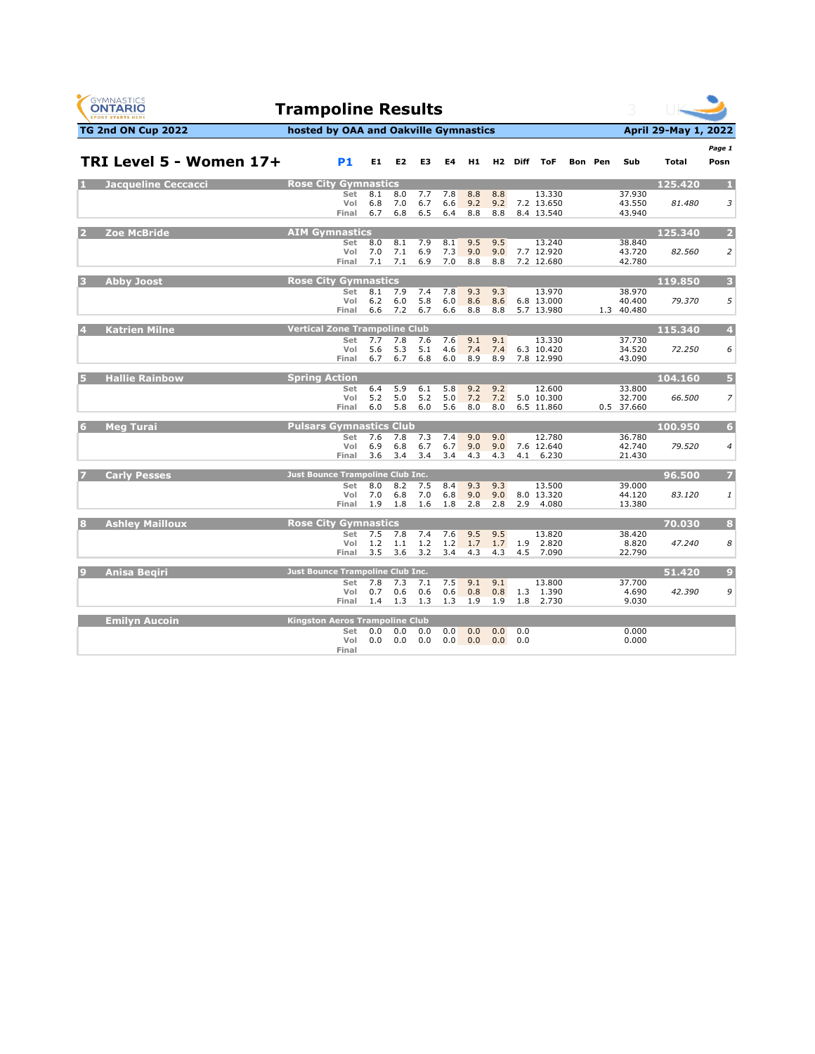# Trampoline Results

**TG 2nd ON Cup 2022** | **hosted by OAA and Oakville Gymnastics** | **April 29-May 1, 2022**

## TRI Level 5 - Women 17+

**P1**

| Rank | Name | Club | Routine | E1 | E2 | E3 | E4 | H1 | H2 | Diff | ToF | Bon | Pen | Sub | Total | Posn |
|---|---|---|---|---|---|---|---|---|---|---|---|---|---|---|---|---|
| 1 | Jacqueline Ceccacci | Rose City Gymnastics | | | | | | | | | | | | | 125.420 | 1 |
| | | | Set | 8.1 | 8.0 | 7.7 | 7.8 | 8.8 | 8.8 | | 13.330 | | | 37.930 | | |
| | | | Vol | 6.8 | 7.0 | 6.7 | 6.6 | 9.2 | 9.2 | 7.2 | 13.650 | | | 43.550 | *81.480* | *3* |
| | | | Final | 6.7 | 6.8 | 6.5 | 6.4 | 8.8 | 8.8 | 8.4 | 13.540 | | | 43.940 | | |
| 2 | Zoe McBride | AIM Gymnastics | | | | | | | | | | | | | 125.340 | 2 |
| | | | Set | 8.0 | 8.1 | 7.9 | 8.1 | 9.5 | 9.5 | | 13.240 | | | 38.840 | | |
| | | | Vol | 7.0 | 7.1 | 6.9 | 7.3 | 9.0 | 9.0 | 7.7 | 12.920 | | | 43.720 | *82.560* | *2* |
| | | | Final | 7.1 | 7.1 | 6.9 | 7.0 | 8.8 | 8.8 | 7.2 | 12.680 | | | 42.780 | | |
| 3 | Abby Joost | Rose City Gymnastics | | | | | | | | | | | | | 119.850 | 3 |
| | | | Set | 8.1 | 7.9 | 7.4 | 7.8 | 9.3 | 9.3 | | 13.970 | | | 38.970 | | |
| | | | Vol | 6.2 | 6.0 | 5.8 | 6.0 | 8.6 | 8.6 | 6.8 | 13.000 | | | 40.400 | *79.370* | *5* |
| | | | Final | 6.6 | 7.2 | 6.7 | 6.6 | 8.8 | 8.8 | 5.7 | 13.980 | | 1.3 | 40.480 | | |
| 4 | Katrien Milne | Vertical Zone Trampoline Club | | | | | | | | | | | | | 115.340 | 4 |
| | | | Set | 7.7 | 7.8 | 7.6 | 7.6 | 9.1 | 9.1 | | 13.330 | | | 37.730 | | |
| | | | Vol | 5.6 | 5.3 | 5.1 | 4.6 | 7.4 | 7.4 | 6.3 | 10.420 | | | 34.520 | *72.250* | *6* |
| | | | Final | 6.7 | 6.7 | 6.8 | 6.0 | 8.9 | 8.9 | 7.8 | 12.990 | | | 43.090 | | |
| 5 | Hallie Rainbow | Spring Action | | | | | | | | | | | | | 104.160 | 5 |
| | | | Set | 6.4 | 5.9 | 6.1 | 5.8 | 9.2 | 9.2 | | 12.600 | | | 33.800 | | |
| | | | Vol | 5.2 | 5.0 | 5.2 | 5.0 | 7.2 | 7.2 | 5.0 | 10.300 | | | 32.700 | *66.500* | *7* |
| | | | Final | 6.0 | 5.8 | 6.0 | 5.6 | 8.0 | 8.0 | 6.5 | 11.860 | | 0.5 | 37.660 | | |
| 6 | Meg Turai | Pulsars Gymnastics Club | | | | | | | | | | | | | 100.950 | 6 |
| | | | Set | 7.6 | 7.8 | 7.3 | 7.4 | 9.0 | 9.0 | | 12.780 | | | 36.780 | | |
| | | | Vol | 6.9 | 6.8 | 6.7 | 6.7 | 9.0 | 9.0 | 7.6 | 12.640 | | | 42.740 | *79.520* | *4* |
| | | | Final | 3.6 | 3.4 | 3.4 | 3.4 | 4.3 | 4.3 | 4.1 | 6.230 | | | 21.430 | | |
| 7 | Carly Pesses | Just Bounce Trampoline Club Inc. | | | | | | | | | | | | | 96.500 | 7 |
| | | | Set | 8.0 | 8.2 | 7.5 | 8.4 | 9.3 | 9.3 | | 13.500 | | | 39.000 | | |
| | | | Vol | 7.0 | 6.8 | 7.0 | 6.8 | 9.0 | 9.0 | 8.0 | 13.320 | | | 44.120 | *83.120* | *1* |
| | | | Final | 1.9 | 1.8 | 1.6 | 1.8 | 2.8 | 2.8 | 2.9 | 4.080 | | | 13.380 | | |
| 8 | Ashley Mailloux | Rose City Gymnastics | | | | | | | | | | | | | 70.030 | 8 |
| | | | Set | 7.5 | 7.8 | 7.4 | 7.6 | 9.5 | 9.5 | | 13.820 | | | 38.420 | | |
| | | | Vol | 1.2 | 1.1 | 1.2 | 1.2 | 1.7 | 1.7 | 1.9 | 2.820 | | | 8.820 | *47.240* | *8* |
| | | | Final | 3.5 | 3.6 | 3.2 | 3.4 | 4.3 | 4.3 | 4.5 | 7.090 | | | 22.790 | | |
| 9 | Anisa Beqiri | Just Bounce Trampoline Club Inc. | | | | | | | | | | | | | 51.420 | 9 |
| | | | Set | 7.8 | 7.3 | 7.1 | 7.5 | 9.1 | 9.1 | | 13.800 | | | 37.700 | | |
| | | | Vol | 0.7 | 0.6 | 0.6 | 0.6 | 0.8 | 0.8 | 1.3 | 1.390 | | | 4.690 | *42.390* | *9* |
| | | | Final | 1.4 | 1.3 | 1.3 | 1.3 | 1.9 | 1.9 | 1.8 | 2.730 | | | 9.030 | | |
| | Emilyn Aucoin | Kingston Aeros Trampoline Club | | | | | | | | | | | | | | |
| | | | Set | 0.0 | 0.0 | 0.0 | 0.0 | 0.0 | 0.0 | 0.0 | | | | 0.000 | | |
| | | | Vol | 0.0 | 0.0 | 0.0 | 0.0 | 0.0 | 0.0 | 0.0 | | | | 0.000 | | |
| | | | Final | | | | | | | | | | | | | |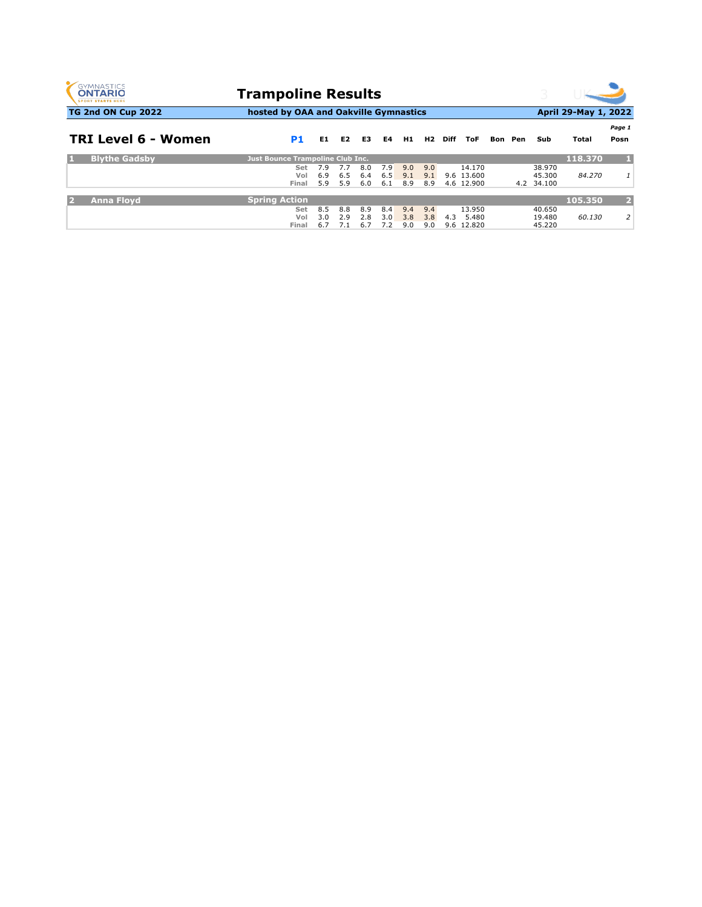# Trampoline Results

**TG 2nd ON Cup 2022** | **hosted by OAA and Oakville Gymnastics** | **April 29-May 1, 2022**

## TRI Level 6 - Women

**P1**

| # | Name | Club / Routine | E1 | E2 | E3 | E4 | H1 | H2 | Diff | ToF | Bon | Pen | Sub | Total | Posn |
|---|---|---|---|---|---|---|---|---|---|---|---|---|---|---|---|
| 1 | Blythe Gadsby | Just Bounce Trampoline Club Inc. | | | | | | | | | | | | 118.370 | 1 |
| | | Set | 7.9 | 7.7 | 8.0 | 7.9 | 9.0 | 9.0 | | 14.170 | | | 38.970 | | |
| | | Vol | 6.9 | 6.5 | 6.4 | 6.5 | 9.1 | 9.1 | 9.6 | 13.600 | | | 45.300 | *84.270* | *1* |
| | | Final | 5.9 | 5.9 | 6.0 | 6.1 | 8.9 | 8.9 | 4.6 | 12.900 | | 4.2 | 34.100 | | |
| 2 | Anna Floyd | Spring Action | | | | | | | | | | | | 105.350 | 2 |
| | | Set | 8.5 | 8.8 | 8.9 | 8.4 | 9.4 | 9.4 | | 13.950 | | | 40.650 | | |
| | | Vol | 3.0 | 2.9 | 2.8 | 3.0 | 3.8 | 3.8 | 4.3 | 5.480 | | | 19.480 | *60.130* | *2* |
| | | Final | 6.7 | 7.1 | 6.7 | 7.2 | 9.0 | 9.0 | 9.6 | 12.820 | | | 45.220 | | |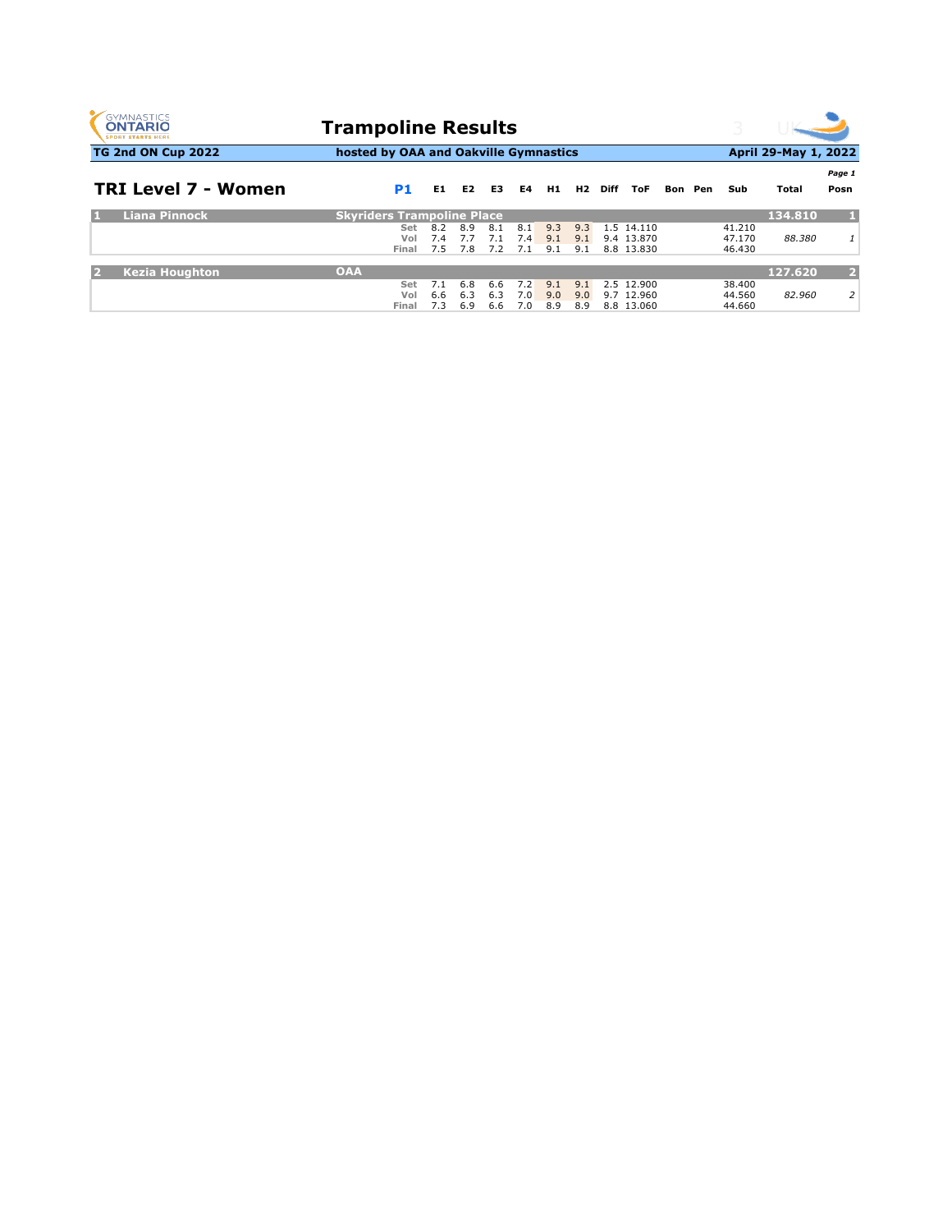# Trampoline Results

**TG 2nd ON Cup 2022** | **hosted by OAA and Oakville Gymnastics** | **April 29-May 1, 2022**

## TRI Level 7 - Women

**P1**

| | Name | Club | | E1 | E2 | E3 | E4 | H1 | H2 | Diff | ToF | Bon | Pen | Sub | Total | Posn |
|---|---|---|---|---|---|---|---|---|---|---|---|---|---|---|---|---|
| 1 | Liana Pinnock | Skyriders Trampoline Place | | | | | | | | | | | | | 134.810 | 1 |
| | | | Set | 8.2 | 8.9 | 8.1 | 8.1 | 9.3 | 9.3 | 1.5 | 14.110 | | | 41.210 | | |
| | | | Vol | 7.4 | 7.7 | 7.1 | 7.4 | 9.1 | 9.1 | 9.4 | 13.870 | | | 47.170 | *88.380* | *1* |
| | | | Final | 7.5 | 7.8 | 7.2 | 7.1 | 9.1 | 9.1 | 8.8 | 13.830 | | | 46.430 | | |
| 2 | Kezia Houghton | OAA | | | | | | | | | | | | | 127.620 | 2 |
| | | | Set | 7.1 | 6.8 | 6.6 | 7.2 | 9.1 | 9.1 | 2.5 | 12.900 | | | 38.400 | | |
| | | | Vol | 6.6 | 6.3 | 6.3 | 7.0 | 9.0 | 9.0 | 9.7 | 12.960 | | | 44.560 | *82.960* | *2* |
| | | | Final | 7.3 | 6.9 | 6.6 | 7.0 | 8.9 | 8.9 | 8.8 | 13.060 | | | 44.660 | | |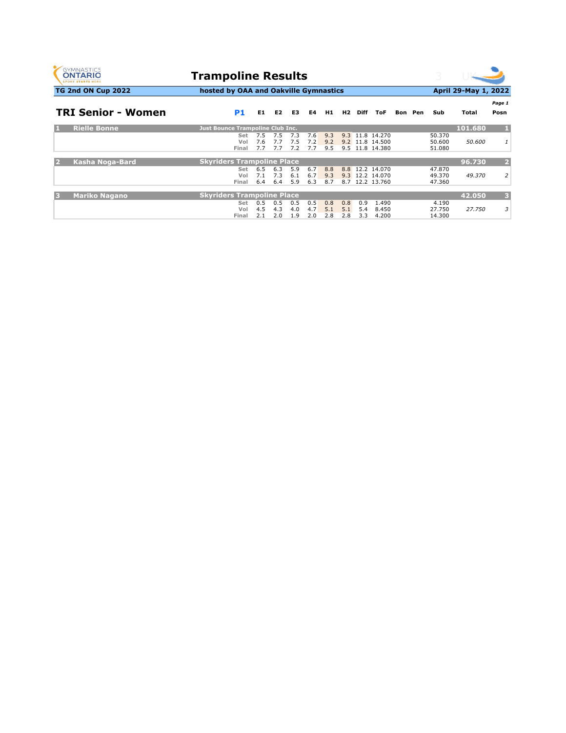# Trampoline Results

**TG 2nd ON Cup 2022** | **hosted by OAA and Oakville Gymnastics** | **April 29-May 1, 2022**

## TRI Senior - Women

**P1**

| | Name | Club | | E1 | E2 | E3 | E4 | H1 | H2 | Diff | ToF | Bon | Pen | Sub | Total | Posn |
|---|---|---|---|---|---|---|---|---|---|---|---|---|---|---|---|---|
| 1 | Rielle Bonne | Just Bounce Trampoline Club Inc. | | | | | | | | | | | | | 101.680 | 1 |
| | | | Set | 7.5 | 7.5 | 7.3 | 7.6 | 9.3 | 9.3 | 11.8 | 14.270 | | | 50.370 | | |
| | | | Vol | 7.6 | 7.7 | 7.5 | 7.2 | 9.2 | 9.2 | 11.8 | 14.500 | | | 50.600 | *50.600* | *1* |
| | | | Final | 7.7 | 7.7 | 7.2 | 7.7 | 9.5 | 9.5 | 11.8 | 14.380 | | | 51.080 | | |
| 2 | Kasha Noga-Bard | Skyriders Trampoline Place | | | | | | | | | | | | | 96.730 | 2 |
| | | | Set | 6.5 | 6.3 | 5.9 | 6.7 | 8.8 | 8.8 | 12.2 | 14.070 | | | 47.870 | | |
| | | | Vol | 7.1 | 7.3 | 6.1 | 6.7 | 9.3 | 9.3 | 12.2 | 14.070 | | | 49.370 | *49.370* | *2* |
| | | | Final | 6.4 | 6.4 | 5.9 | 6.3 | 8.7 | 8.7 | 12.2 | 13.760 | | | 47.360 | | |
| 3 | Mariko Nagano | Skyriders Trampoline Place | | | | | | | | | | | | | 42.050 | 3 |
| | | | Set | 0.5 | 0.5 | 0.5 | 0.5 | 0.8 | 0.8 | 0.9 | 1.490 | | | 4.190 | | |
| | | | Vol | 4.5 | 4.3 | 4.0 | 4.7 | 5.1 | 5.1 | 5.4 | 8.450 | | | 27.750 | *27.750* | *3* |
| | | | Final | 2.1 | 2.0 | 1.9 | 2.0 | 2.8 | 2.8 | 3.3 | 4.200 | | | 14.300 | | |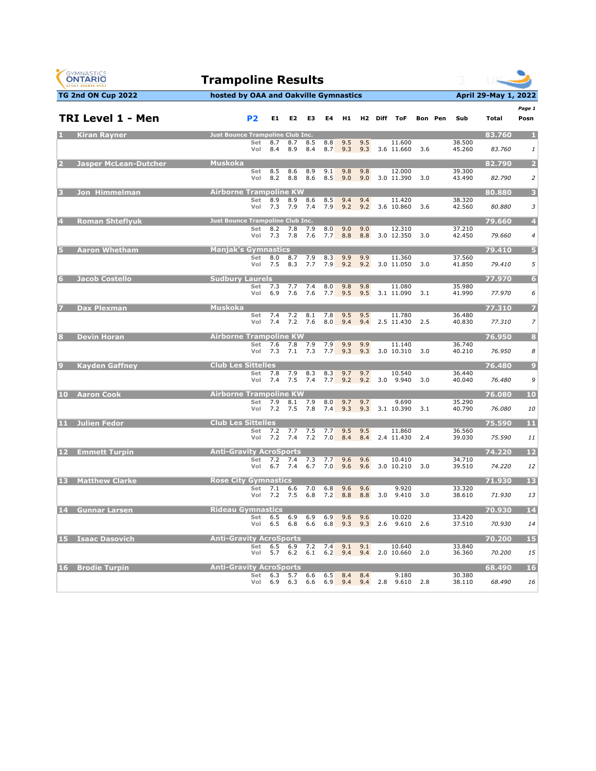# Trampoline Results

**TG 2nd ON Cup 2022** | **hosted by OAA and Oakville Gymnastics** | **April 29-May 1, 2022**

## TRI Level 1 - Men

**P2**

| Rank | Name | Club | | E1 | E2 | E3 | E4 | H1 | H2 | Diff | ToF | Bon | Pen | Sub | Total | Posn |
|---|---|---|---|---|---|---|---|---|---|---|---|---|---|---|---|---|
| 1 | Kiran Rayner | Just Bounce Trampoline Club Inc. | | | | | | | | | | | | | 83.760 | 1 |
| | | | Set | 8.7 | 8.7 | 8.5 | 8.8 | 9.5 | 9.5 | | 11.600 | | | 38.500 | | |
| | | | Vol | 8.4 | 8.9 | 8.4 | 8.7 | 9.3 | 9.3 | 3.6 | 11.660 | 3.6 | | 45.260 | *83.760* | *1* |
| 2 | Jasper McLean-Dutcher | Muskoka | | | | | | | | | | | | | 82.790 | 2 |
| | | | Set | 8.5 | 8.6 | 8.9 | 9.1 | 9.8 | 9.8 | | 12.000 | | | 39.300 | | |
| | | | Vol | 8.2 | 8.8 | 8.6 | 8.5 | 9.0 | 9.0 | 3.0 | 11.390 | 3.0 | | 43.490 | *82.790* | *2* |
| 3 | Jon Himmelman | Airborne Trampoline KW | | | | | | | | | | | | | 80.880 | 3 |
| | | | Set | 8.9 | 8.9 | 8.6 | 8.5 | 9.4 | 9.4 | | 11.420 | | | 38.320 | | |
| | | | Vol | 7.3 | 7.9 | 7.4 | 7.9 | 9.2 | 9.2 | 3.6 | 10.860 | 3.6 | | 42.560 | *80.880* | *3* |
| 4 | Roman Shteflyuk | Just Bounce Trampoline Club Inc. | | | | | | | | | | | | | 79.660 | 4 |
| | | | Set | 8.2 | 7.8 | 7.9 | 8.0 | 9.0 | 9.0 | | 12.310 | | | 37.210 | | |
| | | | Vol | 7.3 | 7.8 | 7.6 | 7.7 | 8.8 | 8.8 | 3.0 | 12.350 | 3.0 | | 42.450 | *79.660* | *4* |
| 5 | Aaron Whetham | Manjak's Gymnastics | | | | | | | | | | | | | 79.410 | 5 |
| | | | Set | 8.0 | 8.7 | 7.9 | 8.3 | 9.9 | 9.9 | | 11.360 | | | 37.560 | | |
| | | | Vol | 7.5 | 8.3 | 7.7 | 7.9 | 9.2 | 9.2 | 3.0 | 11.050 | 3.0 | | 41.850 | *79.410* | *5* |
| 6 | Jacob Costello | Sudbury Laurels | | | | | | | | | | | | | 77.970 | 6 |
| | | | Set | 7.3 | 7.7 | 7.4 | 8.0 | 9.8 | 9.8 | | 11.080 | | | 35.980 | | |
| | | | Vol | 6.9 | 7.6 | 7.6 | 7.7 | 9.5 | 9.5 | 3.1 | 11.090 | 3.1 | | 41.990 | *77.970* | *6* |
| 7 | Dax Plexman | Muskoka | | | | | | | | | | | | | 77.310 | 7 |
| | | | Set | 7.4 | 7.2 | 8.1 | 7.8 | 9.5 | 9.5 | | 11.780 | | | 36.480 | | |
| | | | Vol | 7.4 | 7.2 | 7.6 | 8.0 | 9.4 | 9.4 | 2.5 | 11.430 | 2.5 | | 40.830 | *77.310* | *7* |
| 8 | Devin Horan | Airborne Trampoline KW | | | | | | | | | | | | | 76.950 | 8 |
| | | | Set | 7.6 | 7.8 | 7.9 | 7.9 | 9.9 | 9.9 | | 11.140 | | | 36.740 | | |
| | | | Vol | 7.3 | 7.1 | 7.3 | 7.7 | 9.3 | 9.3 | 3.0 | 10.310 | 3.0 | | 40.210 | *76.950* | *8* |
| 9 | Kayden Gaffney | Club Les Sittelles | | | | | | | | | | | | | 76.480 | 9 |
| | | | Set | 7.8 | 7.9 | 8.3 | 8.3 | 9.7 | 9.7 | | 10.540 | | | 36.440 | | |
| | | | Vol | 7.4 | 7.5 | 7.4 | 7.7 | 9.2 | 9.2 | 3.0 | 9.940 | 3.0 | | 40.040 | *76.480* | *9* |
| 10 | Aaron Cook | Airborne Trampoline KW | | | | | | | | | | | | | 76.080 | 10 |
| | | | Set | 7.9 | 8.1 | 7.9 | 8.0 | 9.7 | 9.7 | | 9.690 | | | 35.290 | | |
| | | | Vol | 7.2 | 7.5 | 7.8 | 7.4 | 9.3 | 9.3 | 3.1 | 10.390 | 3.1 | | 40.790 | *76.080* | *10* |
| 11 | Julien Fedor | Club Les Sittelles | | | | | | | | | | | | | 75.590 | 11 |
| | | | Set | 7.2 | 7.7 | 7.5 | 7.7 | 9.5 | 9.5 | | 11.860 | | | 36.560 | | |
| | | | Vol | 7.2 | 7.4 | 7.2 | 7.0 | 8.4 | 8.4 | 2.4 | 11.430 | 2.4 | | 39.030 | *75.590* | *11* |
| 12 | Emmett Turpin | Anti-Gravity AcroSports | | | | | | | | | | | | | 74.220 | 12 |
| | | | Set | 7.2 | 7.4 | 7.3 | 7.7 | 9.6 | 9.6 | | 10.410 | | | 34.710 | | |
| | | | Vol | 6.7 | 7.4 | 6.7 | 7.0 | 9.6 | 9.6 | 3.0 | 10.210 | 3.0 | | 39.510 | *74.220* | *12* |
| 13 | Matthew Clarke | Rose City Gymnastics | | | | | | | | | | | | | 71.930 | 13 |
| | | | Set | 7.1 | 6.6 | 7.0 | 6.8 | 9.6 | 9.6 | | 9.920 | | | 33.320 | | |
| | | | Vol | 7.2 | 7.5 | 6.8 | 7.2 | 8.8 | 8.8 | 3.0 | 9.410 | 3.0 | | 38.610 | *71.930* | *13* |
| 14 | Gunnar Larsen | Rideau Gymnastics | | | | | | | | | | | | | 70.930 | 14 |
| | | | Set | 6.5 | 6.9 | 6.9 | 6.9 | 9.6 | 9.6 | | 10.020 | | | 33.420 | | |
| | | | Vol | 6.5 | 6.8 | 6.6 | 6.8 | 9.3 | 9.3 | 2.6 | 9.610 | 2.6 | | 37.510 | *70.930* | *14* |
| 15 | Isaac Dasovich | Anti-Gravity AcroSports | | | | | | | | | | | | | 70.200 | 15 |
| | | | Set | 6.5 | 6.9 | 7.2 | 7.4 | 9.1 | 9.1 | | 10.640 | | | 33.840 | | |
| | | | Vol | 5.7 | 6.2 | 6.1 | 6.2 | 9.4 | 9.4 | 2.0 | 10.660 | 2.0 | | 36.360 | *70.200* | *15* |
| 16 | Brodie Turpin | Anti-Gravity AcroSports | | | | | | | | | | | | | 68.490 | 16 |
| | | | Set | 6.3 | 5.7 | 6.6 | 6.5 | 8.4 | 8.4 | | 9.180 | | | 30.380 | | |
| | | | Vol | 6.9 | 6.3 | 6.6 | 6.9 | 9.4 | 9.4 | 2.8 | 9.610 | 2.8 | | 38.110 | *68.490* | *16* |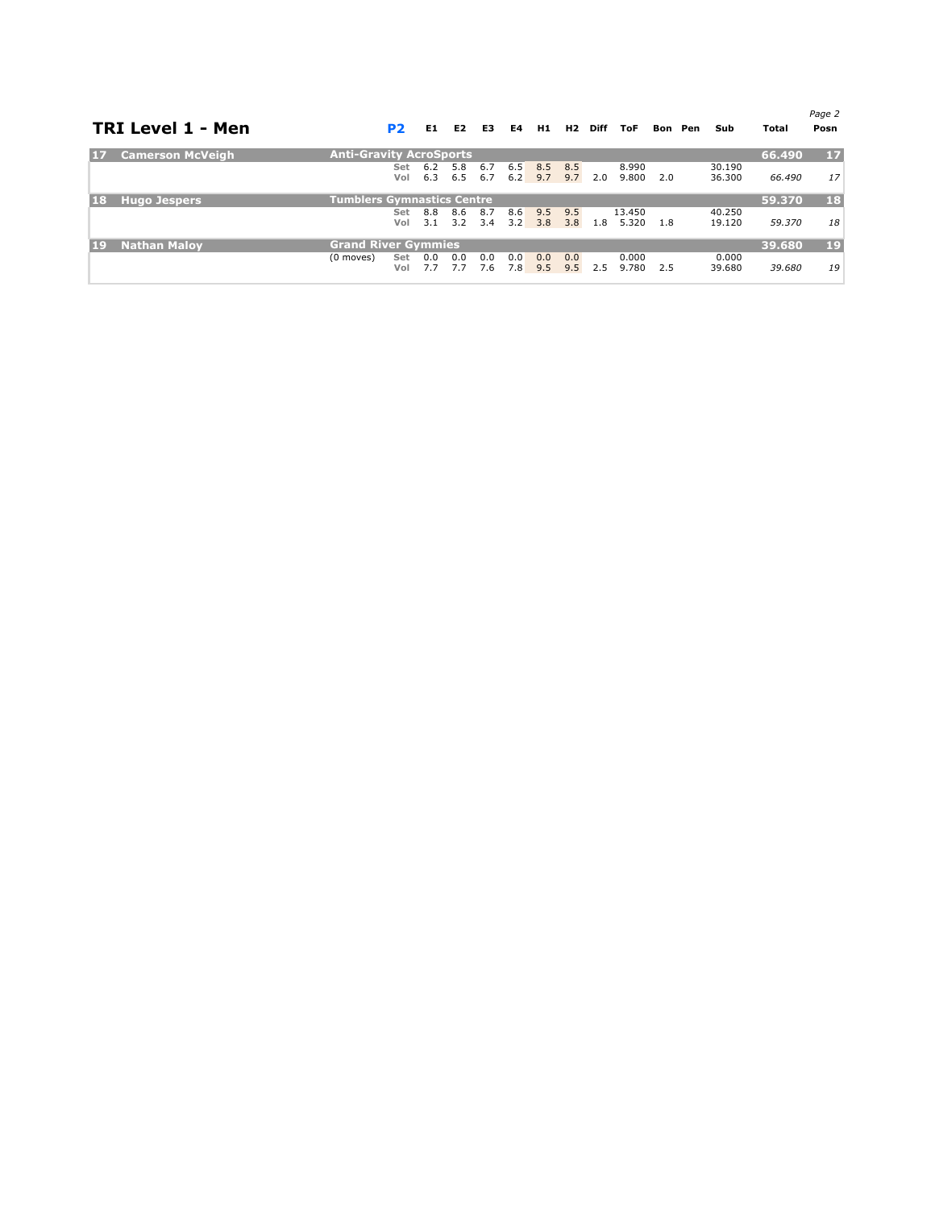## TRI Level 1 - Men

| # | Name | Club | P2 | E1 | E2 | E3 | E4 | H1 | H2 | Diff | ToF | Bon | Pen | Sub | Total | Posn |
|---|---|---|---|---|---|---|---|---|---|---|---|---|---|---|---|---|
| 17 | Camerson McVeigh | Anti-Gravity AcroSports | | | | | | | | | | | | | 66.490 | 17 |
| | | | Set | 6.2 | 5.8 | 6.7 | 6.5 | 8.5 | 8.5 | | 8.990 | | | 30.190 | | |
| | | | Vol | 6.3 | 6.5 | 6.7 | 6.2 | 9.7 | 9.7 | 2.0 | 9.800 | 2.0 | | 36.300 | *66.490* | *17* |
| 18 | Hugo Jespers | Tumblers Gymnastics Centre | | | | | | | | | | | | | 59.370 | 18 |
| | | | Set | 8.8 | 8.6 | 8.7 | 8.6 | 9.5 | 9.5 | | 13.450 | | | 40.250 | | |
| | | | Vol | 3.1 | 3.2 | 3.4 | 3.2 | 3.8 | 3.8 | 1.8 | 5.320 | 1.8 | | 19.120 | *59.370* | *18* |
| 19 | Nathan Maloy | Grand River Gymmies | | | | | | | | | | | | | 39.680 | 19 |
| | | (0 moves) | Set | 0.0 | 0.0 | 0.0 | 0.0 | 0.0 | 0.0 | | 0.000 | | | 0.000 | | |
| | | | Vol | 7.7 | 7.7 | 7.6 | 7.8 | 9.5 | 9.5 | 2.5 | 9.780 | 2.5 | | 39.680 | *39.680* | *19* |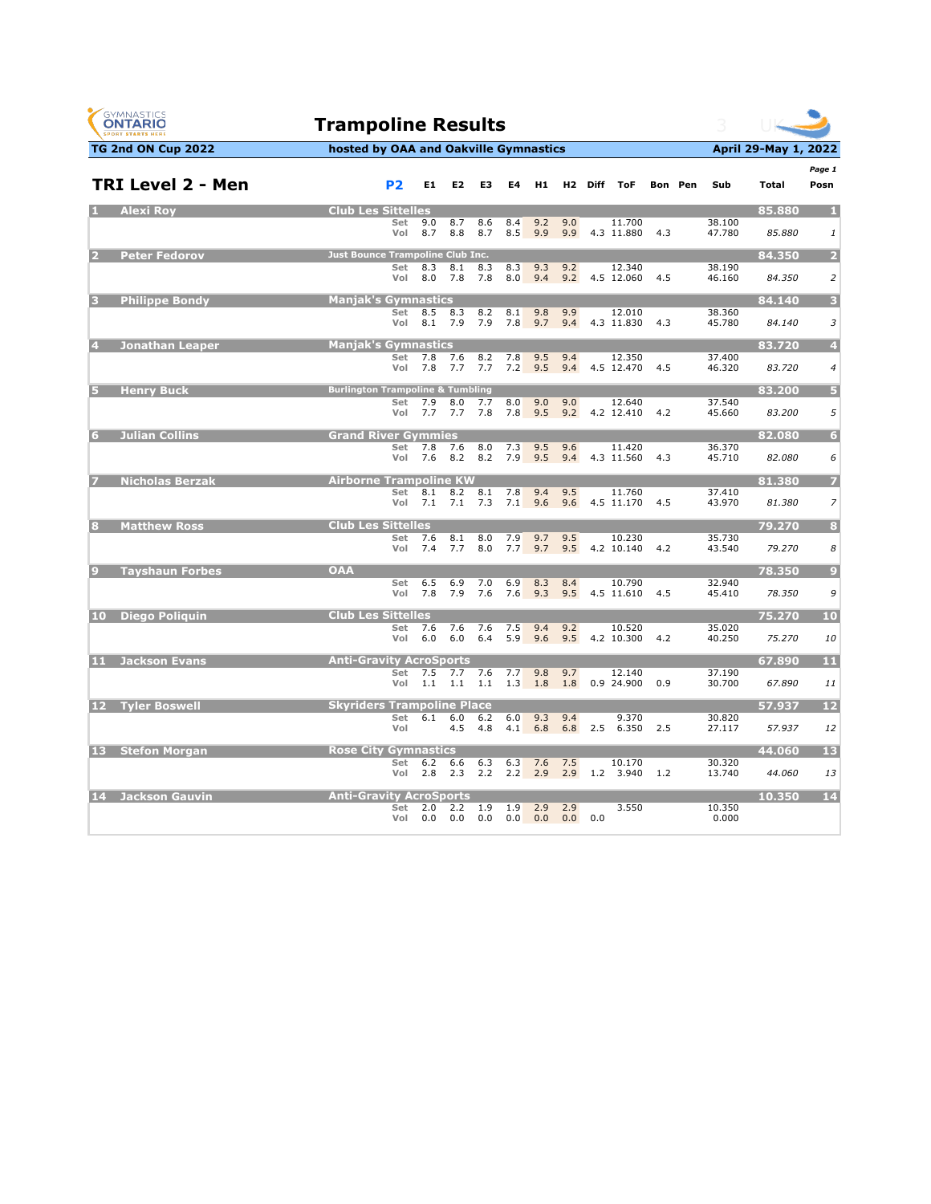# Trampoline Results

**TG 2nd ON Cup 2022** — hosted by OAA and Oakville Gymnastics — April 29-May 1, 2022

## TRI Level 2 - Men

| Rank | Name | Club | P2 | E1 | E2 | E3 | E4 | H1 | H2 | Diff | ToF | Bon | Pen | Sub | Total | Posn |
|---|---|---|---|---|---|---|---|---|---|---|---|---|---|---|---|---|
| 1 | Alexi Roy | Club Les Sittelles | | | | | | | | | | | | | 85.880 | 1 |
| | | | Set | 9.0 | 8.7 | 8.6 | 8.4 | 9.2 | 9.0 | | 11.700 | | | 38.100 | | |
| | | | Vol | 8.7 | 8.8 | 8.7 | 8.5 | 9.9 | 9.9 | 4.3 | 11.880 | 4.3 | | 47.780 | 85.880 | 1 |
| 2 | Peter Fedorov | Just Bounce Trampoline Club Inc. | | | | | | | | | | | | | 84.350 | 2 |
| | | | Set | 8.3 | 8.1 | 8.3 | 8.3 | 9.3 | 9.2 | | 12.340 | | | 38.190 | | |
| | | | Vol | 8.0 | 7.8 | 7.8 | 8.0 | 9.4 | 9.2 | 4.5 | 12.060 | 4.5 | | 46.160 | 84.350 | 2 |
| 3 | Philippe Bondy | Manjak's Gymnastics | | | | | | | | | | | | | 84.140 | 3 |
| | | | Set | 8.5 | 8.3 | 8.2 | 8.1 | 9.8 | 9.9 | | 12.010 | | | 38.360 | | |
| | | | Vol | 8.1 | 7.9 | 7.9 | 7.8 | 9.7 | 9.4 | 4.3 | 11.830 | 4.3 | | 45.780 | 84.140 | 3 |
| 4 | Jonathan Leaper | Manjak's Gymnastics | | | | | | | | | | | | | 83.720 | 4 |
| | | | Set | 7.8 | 7.6 | 8.2 | 7.8 | 9.5 | 9.4 | | 12.350 | | | 37.400 | | |
| | | | Vol | 7.8 | 7.7 | 7.7 | 7.2 | 9.5 | 9.4 | 4.5 | 12.470 | 4.5 | | 46.320 | 83.720 | 4 |
| 5 | Henry Buck | Burlington Trampoline & Tumbling | | | | | | | | | | | | | 83.200 | 5 |
| | | | Set | 7.9 | 8.0 | 7.7 | 8.0 | 9.0 | 9.0 | | 12.640 | | | 37.540 | | |
| | | | Vol | 7.7 | 7.7 | 7.8 | 7.8 | 9.5 | 9.2 | 4.2 | 12.410 | 4.2 | | 45.660 | 83.200 | 5 |
| 6 | Julian Collins | Grand River Gymmies | | | | | | | | | | | | | 82.080 | 6 |
| | | | Set | 7.8 | 7.6 | 8.0 | 7.3 | 9.5 | 9.6 | | 11.420 | | | 36.370 | | |
| | | | Vol | 7.6 | 8.2 | 8.2 | 7.9 | 9.5 | 9.4 | 4.3 | 11.560 | 4.3 | | 45.710 | 82.080 | 6 |
| 7 | Nicholas Berzak | Airborne Trampoline KW | | | | | | | | | | | | | 81.380 | 7 |
| | | | Set | 8.1 | 8.2 | 8.1 | 7.8 | 9.4 | 9.5 | | 11.760 | | | 37.410 | | |
| | | | Vol | 7.1 | 7.1 | 7.3 | 7.1 | 9.6 | 9.6 | 4.5 | 11.170 | 4.5 | | 43.970 | 81.380 | 7 |
| 8 | Matthew Ross | Club Les Sittelles | | | | | | | | | | | | | 79.270 | 8 |
| | | | Set | 7.6 | 8.1 | 8.0 | 7.9 | 9.7 | 9.5 | | 10.230 | | | 35.730 | | |
| | | | Vol | 7.4 | 7.7 | 8.0 | 7.7 | 9.7 | 9.5 | 4.2 | 10.140 | 4.2 | | 43.540 | 79.270 | 8 |
| 9 | Tayshaun Forbes | OAA | | | | | | | | | | | | | 78.350 | 9 |
| | | | Set | 6.5 | 6.9 | 7.0 | 6.9 | 8.3 | 8.4 | | 10.790 | | | 32.940 | | |
| | | | Vol | 7.8 | 7.9 | 7.6 | 7.6 | 9.3 | 9.5 | 4.5 | 11.610 | 4.5 | | 45.410 | 78.350 | 9 |
| 10 | Diego Poliquin | Club Les Sittelles | | | | | | | | | | | | | 75.270 | 10 |
| | | | Set | 7.6 | 7.6 | 7.6 | 7.5 | 9.4 | 9.2 | | 10.520 | | | 35.020 | | |
| | | | Vol | 6.0 | 6.0 | 6.4 | 5.9 | 9.6 | 9.5 | 4.2 | 10.300 | 4.2 | | 40.250 | 75.270 | 10 |
| 11 | Jackson Evans | Anti-Gravity AcroSports | | | | | | | | | | | | | 67.890 | 11 |
| | | | Set | 7.5 | 7.7 | 7.6 | 7.7 | 9.8 | 9.7 | | 12.140 | | | 37.190 | | |
| | | | Vol | 1.1 | 1.1 | 1.1 | 1.3 | 1.8 | 1.8 | 0.9 | 24.900 | 0.9 | | 30.700 | 67.890 | 11 |
| 12 | Tyler Boswell | Skyriders Trampoline Place | | | | | | | | | | | | | 57.937 | 12 |
| | | | Set | 6.1 | 6.0 | 6.2 | 6.0 | 9.3 | 9.4 | | 9.370 | | | 30.820 | | |
| | | | Vol | | 4.5 | 4.8 | 4.1 | 6.8 | 6.8 | 2.5 | 6.350 | 2.5 | | 27.117 | 57.937 | 12 |
| 13 | Stefon Morgan | Rose City Gymnastics | | | | | | | | | | | | | 44.060 | 13 |
| | | | Set | 6.2 | 6.6 | 6.3 | 6.3 | 7.6 | 7.5 | | 10.170 | | | 30.320 | | |
| | | | Vol | 2.8 | 2.3 | 2.2 | 2.2 | 2.9 | 2.9 | 1.2 | 3.940 | 1.2 | | 13.740 | 44.060 | 13 |
| 14 | Jackson Gauvin | Anti-Gravity AcroSports | | | | | | | | | | | | | 10.350 | 14 |
| | | | Set | 2.0 | 2.2 | 1.9 | 1.9 | 2.9 | 2.9 | | 3.550 | | | 10.350 | | |
| | | | Vol | 0.0 | 0.0 | 0.0 | 0.0 | 0.0 | 0.0 | 0.0 | | | | 0.000 | | |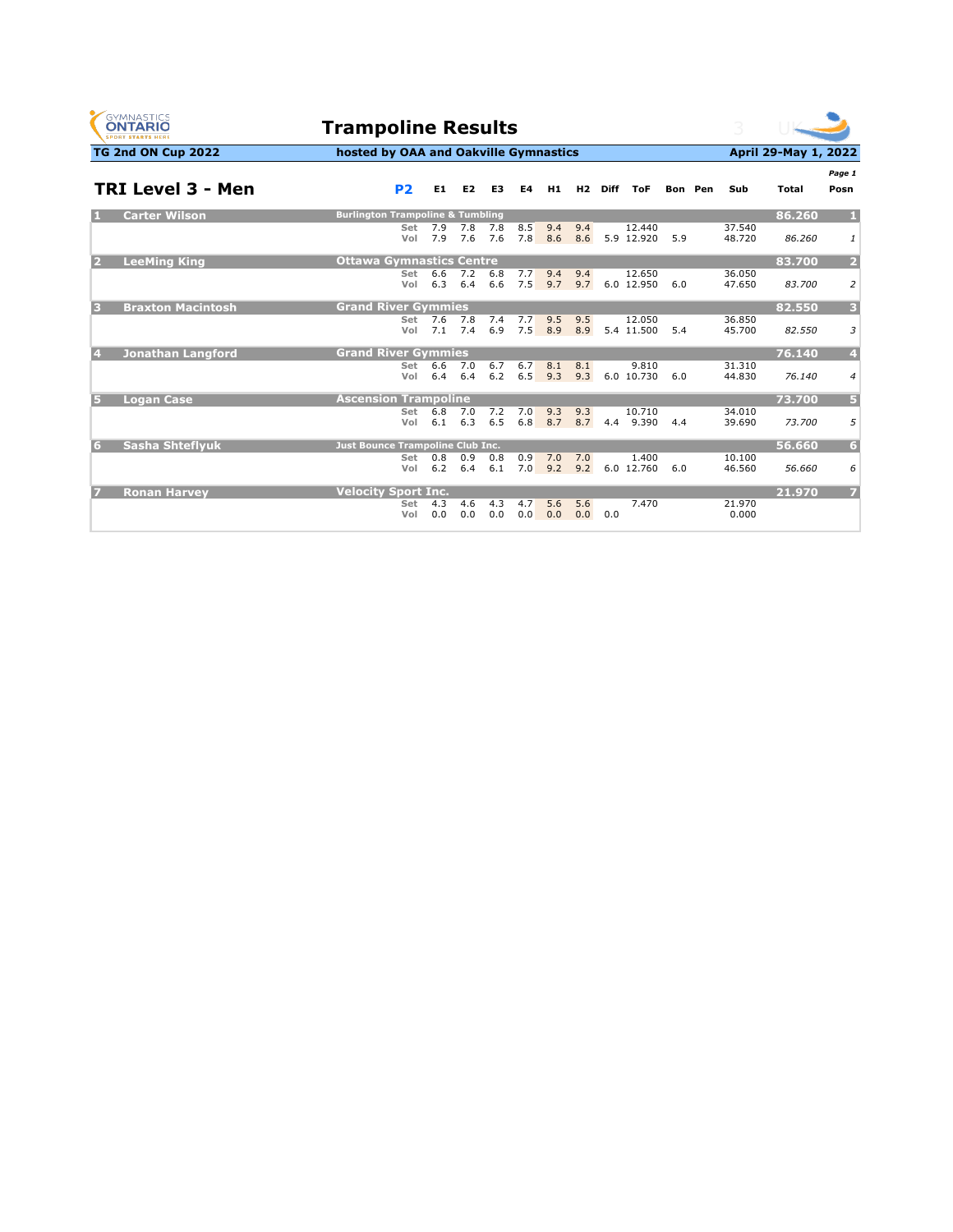# Trampoline Results

**TG 2nd ON Cup 2022** | **hosted by OAA and Oakville Gymnastics** | **April 29-May 1, 2022**

## TRI Level 3 - Men

| | Name / Club | P2 | E1 | E2 | E3 | E4 | H1 | H2 | Diff | ToF | Bon | Pen | Sub | Total | Posn |
|---|---|---|---|---|---|---|---|---|---|---|---|---|---|---|---|
| 1 | **Carter Wilson** — Burlington Trampoline & Tumbling | | | | | | | | | | | | | **86.260** | **1** |
| | | Set | 7.9 | 7.8 | 7.8 | 8.5 | 9.4 | 9.4 | | 12.440 | | | 37.540 | | |
| | | Vol | 7.9 | 7.6 | 7.6 | 7.8 | 8.6 | 8.6 | 5.9 | 12.920 | 5.9 | | 48.720 | *86.260* | *1* |
| 2 | **LeeMing King** — Ottawa Gymnastics Centre | | | | | | | | | | | | | **83.700** | **2** |
| | | Set | 6.6 | 7.2 | 6.8 | 7.7 | 9.4 | 9.4 | | 12.650 | | | 36.050 | | |
| | | Vol | 6.3 | 6.4 | 6.6 | 7.5 | 9.7 | 9.7 | 6.0 | 12.950 | 6.0 | | 47.650 | *83.700* | *2* |
| 3 | **Braxton Macintosh** — Grand River Gymmies | | | | | | | | | | | | | **82.550** | **3** |
| | | Set | 7.6 | 7.8 | 7.4 | 7.7 | 9.5 | 9.5 | | 12.050 | | | 36.850 | | |
| | | Vol | 7.1 | 7.4 | 6.9 | 7.5 | 8.9 | 8.9 | 5.4 | 11.500 | 5.4 | | 45.700 | *82.550* | *3* |
| 4 | **Jonathan Langford** — Grand River Gymmies | | | | | | | | | | | | | **76.140** | **4** |
| | | Set | 6.6 | 7.0 | 6.7 | 6.7 | 8.1 | 8.1 | | 9.810 | | | 31.310 | | |
| | | Vol | 6.4 | 6.4 | 6.2 | 6.5 | 9.3 | 9.3 | 6.0 | 10.730 | 6.0 | | 44.830 | *76.140* | *4* |
| 5 | **Logan Case** — Ascension Trampoline | | | | | | | | | | | | | **73.700** | **5** |
| | | Set | 6.8 | 7.0 | 7.2 | 7.0 | 9.3 | 9.3 | | 10.710 | | | 34.010 | | |
| | | Vol | 6.1 | 6.3 | 6.5 | 6.8 | 8.7 | 8.7 | 4.4 | 9.390 | 4.4 | | 39.690 | *73.700* | *5* |
| 6 | **Sasha Shteflyuk** — Just Bounce Trampoline Club Inc. | | | | | | | | | | | | | **56.660** | **6** |
| | | Set | 0.8 | 0.9 | 0.8 | 0.9 | 7.0 | 7.0 | | 1.400 | | | 10.100 | | |
| | | Vol | 6.2 | 6.4 | 6.1 | 7.0 | 9.2 | 9.2 | 6.0 | 12.760 | 6.0 | | 46.560 | *56.660* | *6* |
| 7 | **Ronan Harvey** — Velocity Sport Inc. | | | | | | | | | | | | | **21.970** | **7** |
| | | Set | 4.3 | 4.6 | 4.3 | 4.7 | 5.6 | 5.6 | | 7.470 | | | 21.970 | | |
| | | Vol | 0.0 | 0.0 | 0.0 | 0.0 | 0.0 | 0.0 | 0.0 | | | | 0.000 | | |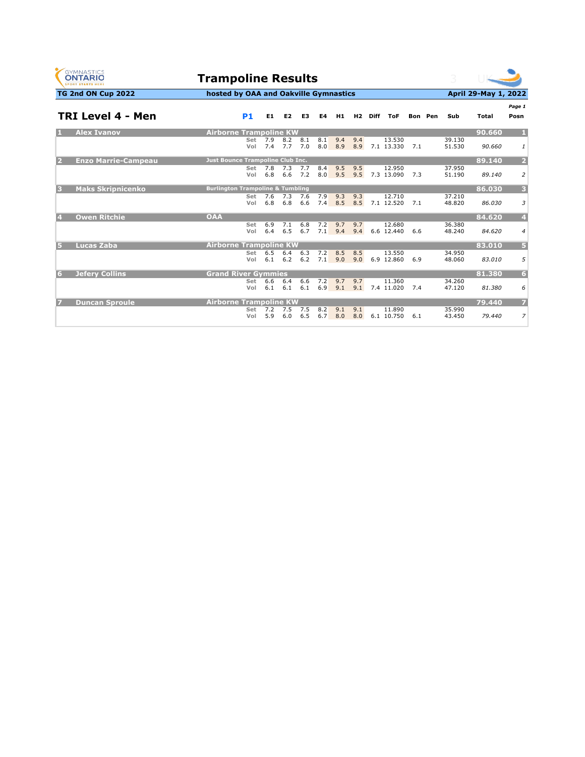# Trampoline Results

**TG 2nd ON Cup 2022** | **hosted by OAA and Oakville Gymnastics** | **April 29-May 1, 2022**

## TRI Level 4 - Men

| | Name | Club | P1 | E1 | E2 | E3 | E4 | H1 | H2 | Diff | ToF | Bon | Pen | Sub | Total | Posn |
|---|---|---|---|---|---|---|---|---|---|---|---|---|---|---|---|---|
| 1 | Alex Ivanov | Airborne Trampoline KW | | | | | | | | | | | | | 90.660 | 1 |
| | | | Set | 7.9 | 8.2 | 8.1 | 8.1 | 9.4 | 9.4 | | 13.530 | | | 39.130 | | |
| | | | Vol | 7.4 | 7.7 | 7.0 | 8.0 | 8.9 | 8.9 | 7.1 | 13.330 | 7.1 | | 51.530 | *90.660* | *1* |
| 2 | Enzo Marrie-Campeau | Just Bounce Trampoline Club Inc. | | | | | | | | | | | | | 89.140 | 2 |
| | | | Set | 7.8 | 7.3 | 7.7 | 8.4 | 9.5 | 9.5 | | 12.950 | | | 37.950 | | |
| | | | Vol | 6.8 | 6.6 | 7.2 | 8.0 | 9.5 | 9.5 | 7.3 | 13.090 | 7.3 | | 51.190 | *89.140* | *2* |
| 3 | Maks Skripnicenko | Burlington Trampoline & Tumbling | | | | | | | | | | | | | 86.030 | 3 |
| | | | Set | 7.6 | 7.3 | 7.6 | 7.9 | 9.3 | 9.3 | | 12.710 | | | 37.210 | | |
| | | | Vol | 6.8 | 6.8 | 6.6 | 7.4 | 8.5 | 8.5 | 7.1 | 12.520 | 7.1 | | 48.820 | *86.030* | *3* |
| 4 | Owen Ritchie | OAA | | | | | | | | | | | | | 84.620 | 4 |
| | | | Set | 6.9 | 7.1 | 6.8 | 7.2 | 9.7 | 9.7 | | 12.680 | | | 36.380 | | |
| | | | Vol | 6.4 | 6.5 | 6.7 | 7.1 | 9.4 | 9.4 | 6.6 | 12.440 | 6.6 | | 48.240 | *84.620* | *4* |
| 5 | Lucas Zaba | Airborne Trampoline KW | | | | | | | | | | | | | 83.010 | 5 |
| | | | Set | 6.5 | 6.4 | 6.3 | 7.2 | 8.5 | 8.5 | | 13.550 | | | 34.950 | | |
| | | | Vol | 6.1 | 6.2 | 6.2 | 7.1 | 9.0 | 9.0 | 6.9 | 12.860 | 6.9 | | 48.060 | *83.010* | *5* |
| 6 | Jefery Collins | Grand River Gymmies | | | | | | | | | | | | | 81.380 | 6 |
| | | | Set | 6.6 | 6.4 | 6.6 | 7.2 | 9.7 | 9.7 | | 11.360 | | | 34.260 | | |
| | | | Vol | 6.1 | 6.1 | 6.1 | 6.9 | 9.1 | 9.1 | 7.4 | 11.020 | 7.4 | | 47.120 | *81.380* | *6* |
| 7 | Duncan Sproule | Airborne Trampoline KW | | | | | | | | | | | | | 79.440 | 7 |
| | | | Set | 7.2 | 7.5 | 7.5 | 8.2 | 9.1 | 9.1 | | 11.890 | | | 35.990 | | |
| | | | Vol | 5.9 | 6.0 | 6.5 | 6.7 | 8.0 | 8.0 | 6.1 | 10.750 | 6.1 | | 43.450 | *79.440* | *7* |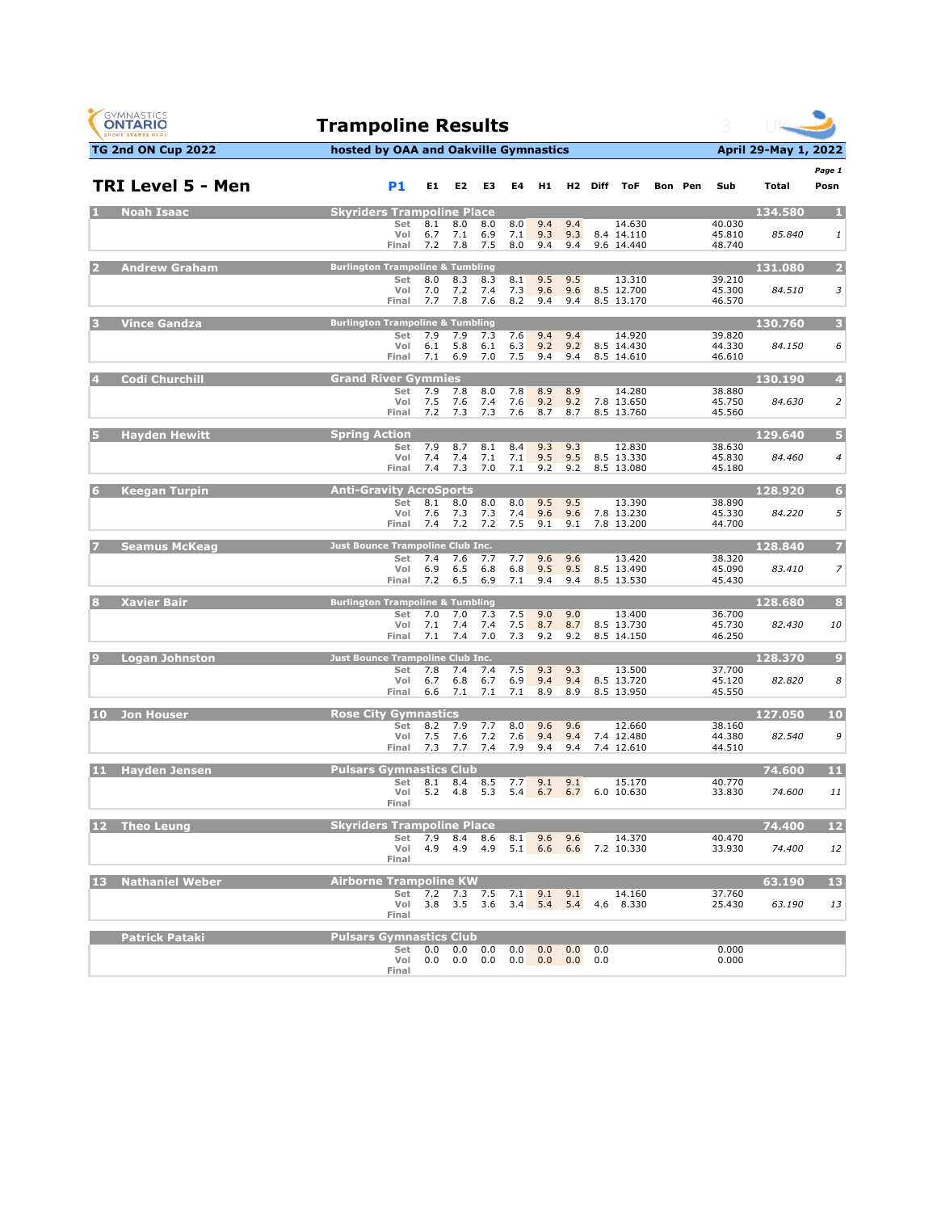# Trampoline Results

**TG 2nd ON Cup 2022** | **hosted by OAA and Oakville Gymnastics** | **April 29-May 1, 2022**

## TRI Level 5 - Men

| # | Name | Club | P1 | E1 | E2 | E3 | E4 | H1 | H2 | Diff | ToF | Bon | Pen | Sub | Total | Posn |
|---|---|---|---|---|---|---|---|---|---|---|---|---|---|---|---|---|
| 1 | Noah Isaac | Skyriders Trampoline Place | | | | | | | | | | | | | 134.580 | 1 |
| | | | Set | 8.1 | 8.0 | 8.0 | 8.0 | 9.4 | 9.4 | | 14.630 | | | 40.030 | | |
| | | | Vol | 6.7 | 7.1 | 6.9 | 7.1 | 9.3 | 9.3 | 8.4 | 14.110 | | | 45.810 | *85.840* | *1* |
| | | | Final | 7.2 | 7.8 | 7.5 | 8.0 | 9.4 | 9.4 | 9.6 | 14.440 | | | 48.740 | | |
| 2 | Andrew Graham | Burlington Trampoline & Tumbling | | | | | | | | | | | | | 131.080 | 2 |
| | | | Set | 8.0 | 8.3 | 8.3 | 8.1 | 9.5 | 9.5 | | 13.310 | | | 39.210 | | |
| | | | Vol | 7.0 | 7.2 | 7.4 | 7.3 | 9.6 | 9.6 | 8.5 | 12.700 | | | 45.300 | *84.510* | *3* |
| | | | Final | 7.7 | 7.8 | 7.6 | 8.2 | 9.4 | 9.4 | 8.5 | 13.170 | | | 46.570 | | |
| 3 | Vince Gandza | Burlington Trampoline & Tumbling | | | | | | | | | | | | | 130.760 | 3 |
| | | | Set | 7.9 | 7.9 | 7.3 | 7.6 | 9.4 | 9.4 | | 14.920 | | | 39.820 | | |
| | | | Vol | 6.1 | 5.8 | 6.1 | 6.3 | 9.2 | 9.2 | 8.5 | 14.430 | | | 44.330 | *84.150* | *6* |
| | | | Final | 7.1 | 6.9 | 7.0 | 7.5 | 9.4 | 9.4 | 8.5 | 14.610 | | | 46.610 | | |
| 4 | Codi Churchill | Grand River Gymmies | | | | | | | | | | | | | 130.190 | 4 |
| | | | Set | 7.9 | 7.8 | 8.0 | 7.8 | 8.9 | 8.9 | | 14.280 | | | 38.880 | | |
| | | | Vol | 7.5 | 7.6 | 7.4 | 7.6 | 9.2 | 9.2 | 7.8 | 13.650 | | | 45.750 | *84.630* | *2* |
| | | | Final | 7.2 | 7.3 | 7.3 | 7.6 | 8.7 | 8.7 | 8.5 | 13.760 | | | 45.560 | | |
| 5 | Hayden Hewitt | Spring Action | | | | | | | | | | | | | 129.640 | 5 |
| | | | Set | 7.9 | 8.7 | 8.1 | 8.4 | 9.3 | 9.3 | | 12.830 | | | 38.630 | | |
| | | | Vol | 7.4 | 7.4 | 7.1 | 7.1 | 9.5 | 9.5 | 8.5 | 13.330 | | | 45.830 | *84.460* | *4* |
| | | | Final | 7.4 | 7.3 | 7.0 | 7.1 | 9.2 | 9.2 | 8.5 | 13.080 | | | 45.180 | | |
| 6 | Keegan Turpin | Anti-Gravity AcroSports | | | | | | | | | | | | | 128.920 | 6 |
| | | | Set | 8.1 | 8.0 | 8.0 | 8.0 | 9.5 | 9.5 | | 13.390 | | | 38.890 | | |
| | | | Vol | 7.6 | 7.3 | 7.3 | 7.4 | 9.6 | 9.6 | 7.8 | 13.230 | | | 45.330 | *84.220* | *5* |
| | | | Final | 7.4 | 7.2 | 7.2 | 7.5 | 9.1 | 9.1 | 7.8 | 13.200 | | | 44.700 | | |
| 7 | Seamus McKeag | Just Bounce Trampoline Club Inc. | | | | | | | | | | | | | 128.840 | 7 |
| | | | Set | 7.4 | 7.6 | 7.7 | 7.7 | 9.6 | 9.6 | | 13.420 | | | 38.320 | | |
| | | | Vol | 6.9 | 6.5 | 6.8 | 6.8 | 9.5 | 9.5 | 8.5 | 13.490 | | | 45.090 | *83.410* | *7* |
| | | | Final | 7.2 | 6.5 | 6.9 | 7.1 | 9.4 | 9.4 | 8.5 | 13.530 | | | 45.430 | | |
| 8 | Xavier Bair | Burlington Trampoline & Tumbling | | | | | | | | | | | | | 128.680 | 8 |
| | | | Set | 7.0 | 7.0 | 7.3 | 7.5 | 9.0 | 9.0 | | 13.400 | | | 36.700 | | |
| | | | Vol | 7.1 | 7.4 | 7.4 | 7.5 | 8.7 | 8.7 | 8.5 | 13.730 | | | 45.730 | *82.430* | *10* |
| | | | Final | 7.1 | 7.4 | 7.0 | 7.3 | 9.2 | 9.2 | 8.5 | 14.150 | | | 46.250 | | |
| 9 | Logan Johnston | Just Bounce Trampoline Club Inc. | | | | | | | | | | | | | 128.370 | 9 |
| | | | Set | 7.8 | 7.4 | 7.4 | 7.5 | 9.3 | 9.3 | | 13.500 | | | 37.700 | | |
| | | | Vol | 6.7 | 6.8 | 6.7 | 6.9 | 9.4 | 9.4 | 8.5 | 13.720 | | | 45.120 | *82.820* | *8* |
| | | | Final | 6.6 | 7.1 | 7.1 | 7.1 | 8.9 | 8.9 | 8.5 | 13.950 | | | 45.550 | | |
| 10 | Jon Houser | Rose City Gymnastics | | | | | | | | | | | | | 127.050 | 10 |
| | | | Set | 8.2 | 7.9 | 7.7 | 8.0 | 9.6 | 9.6 | | 12.660 | | | 38.160 | | |
| | | | Vol | 7.5 | 7.6 | 7.2 | 7.6 | 9.4 | 9.4 | 7.4 | 12.480 | | | 44.380 | *82.540* | *9* |
| | | | Final | 7.3 | 7.7 | 7.4 | 7.9 | 9.4 | 9.4 | 7.4 | 12.610 | | | 44.510 | | |
| 11 | Hayden Jensen | Pulsars Gymnastics Club | | | | | | | | | | | | | 74.600 | 11 |
| | | | Set | 8.1 | 8.4 | 8.5 | 7.7 | 9.1 | 9.1 | | 15.170 | | | 40.770 | | |
| | | | Vol | 5.2 | 4.8 | 5.3 | 5.4 | 6.7 | 6.7 | 6.0 | 10.630 | | | 33.830 | *74.600* | *11* |
| | | | Final | | | | | | | | | | | | | |
| 12 | Theo Leung | Skyriders Trampoline Place | | | | | | | | | | | | | 74.400 | 12 |
| | | | Set | 7.9 | 8.4 | 8.6 | 8.1 | 9.6 | 9.6 | | 14.370 | | | 40.470 | | |
| | | | Vol | 4.9 | 4.9 | 4.9 | 5.1 | 6.6 | 6.6 | 7.2 | 10.330 | | | 33.930 | *74.400* | *12* |
| | | | Final | | | | | | | | | | | | | |
| 13 | Nathaniel Weber | Airborne Trampoline KW | | | | | | | | | | | | | 63.190 | 13 |
| | | | Set | 7.2 | 7.3 | 7.5 | 7.1 | 9.1 | 9.1 | | 14.160 | | | 37.760 | | |
| | | | Vol | 3.8 | 3.5 | 3.6 | 3.4 | 5.4 | 5.4 | 4.6 | 8.330 | | | 25.430 | *63.190* | *13* |
| | | | Final | | | | | | | | | | | | | |
| | Patrick Pataki | Pulsars Gymnastics Club | | | | | | | | | | | | | | |
| | | | Set | 0.0 | 0.0 | 0.0 | 0.0 | 0.0 | 0.0 | 0.0 | | | | 0.000 | | |
| | | | Vol | 0.0 | 0.0 | 0.0 | 0.0 | 0.0 | 0.0 | 0.0 | | | | 0.000 | | |
| | | | Final | | | | | | | | | | | | | |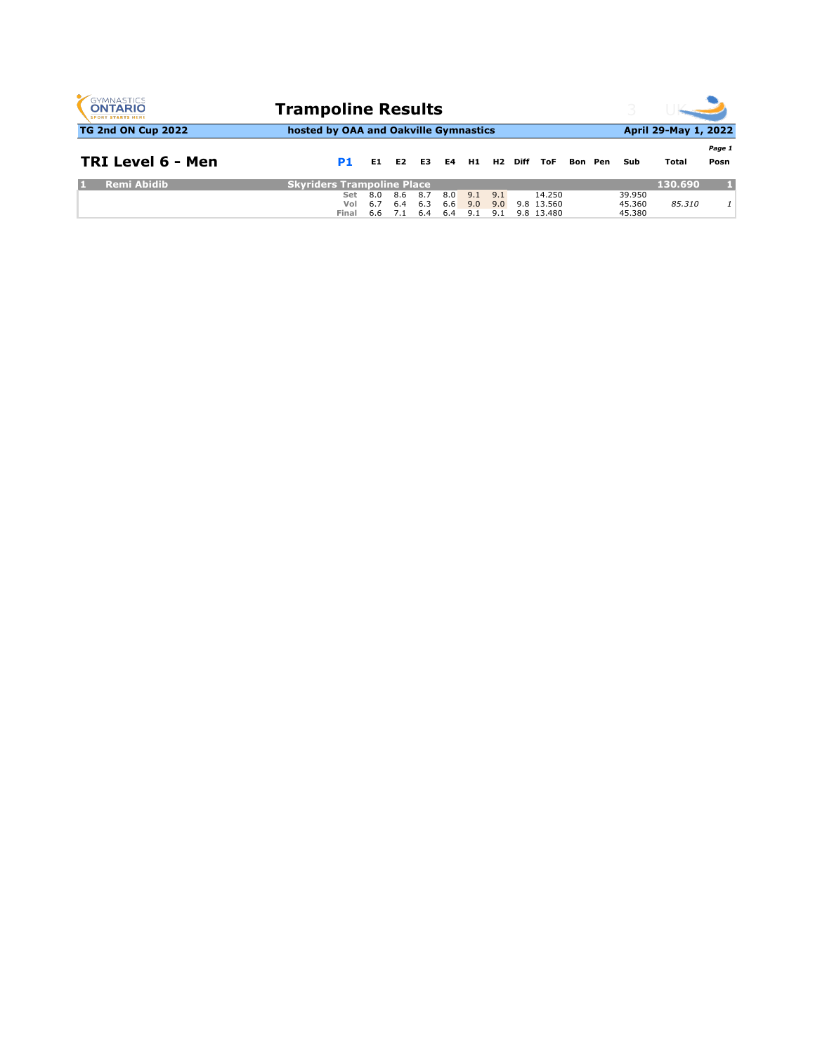# Trampoline Results

**TG 2nd ON Cup 2022** | **hosted by OAA and Oakville Gymnastics** | **April 29-May 1, 2022**

## TRI Level 6 - Men

| | | P1 | E1 | E2 | E3 | E4 | H1 | H2 | Diff | ToF | Bon | Pen | Sub | Total | Posn |
|---|---|---|---|---|---|---|---|---|---|---|---|---|---|---|---|
| 1 | Remi Abidib | Skyriders Trampoline Place | | | | | | | | | | | | 130.690 | 1 |
| | | Set | 8.0 | 8.6 | 8.7 | 8.0 | 9.1 | 9.1 | | 14.250 | | | 39.950 | | |
| | | Vol | 6.7 | 6.4 | 6.3 | 6.6 | 9.0 | 9.0 | 9.8 | 13.560 | | | 45.360 | *85.310* | *1* |
| | | Final | 6.6 | 7.1 | 6.4 | 6.4 | 9.1 | 9.1 | 9.8 | 13.480 | | | 45.380 | | |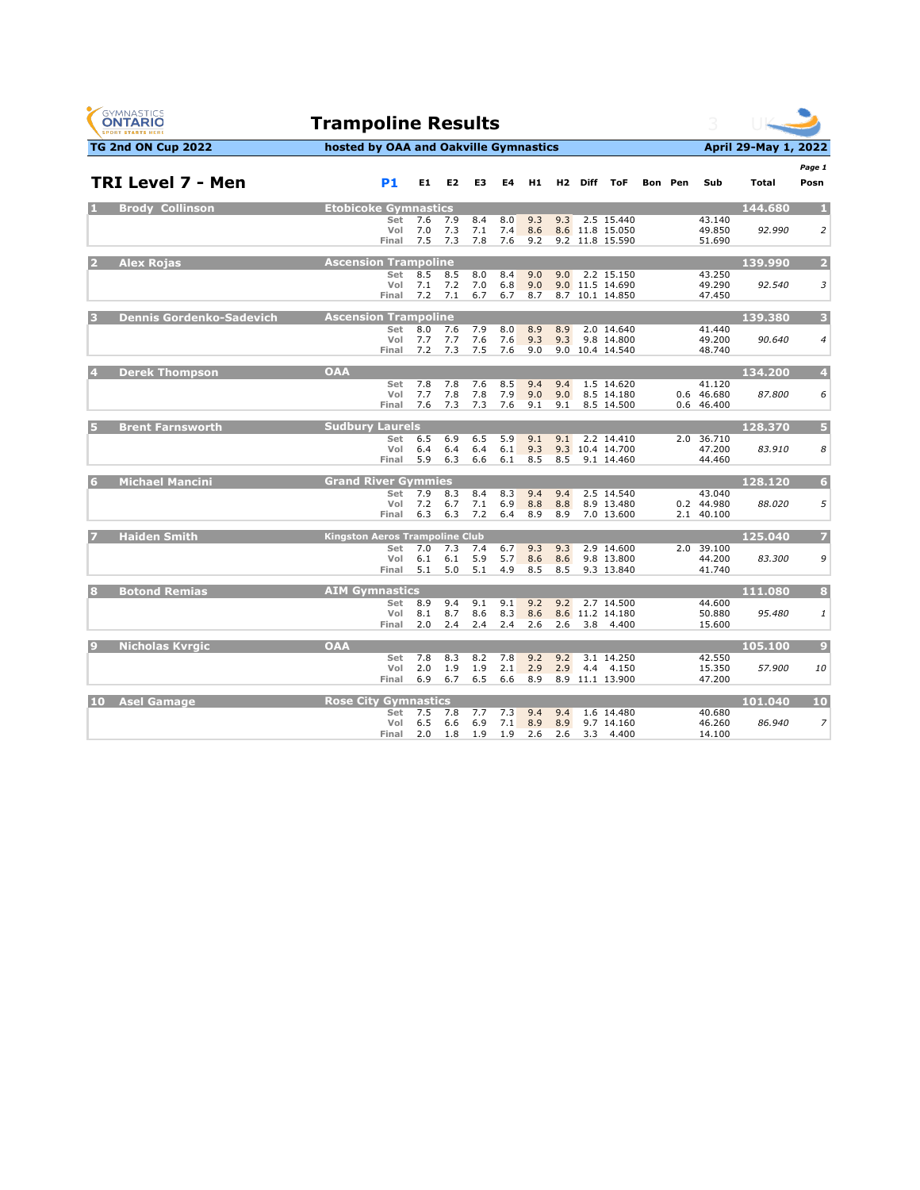# Trampoline Results

**TG 2nd ON Cup 2022** | **hosted by OAA and Oakville Gymnastics** | **April 29-May 1, 2022**

## TRI Level 7 - Men

**P1**

| # | Name | Club | Routine | E1 | E2 | E3 | E4 | H1 | H2 | Diff | ToF | Bon | Pen | Sub | Total | Posn |
|---|---|---|---|---|---|---|---|---|---|---|---|---|---|---|---|---|
| 1 | Brody Collinson | Etobicoke Gymnastics | | | | | | | | | | | | | 144.680 | 1 |
| | | | Set | 7.6 | 7.9 | 8.4 | 8.0 | 9.3 | 9.3 | 2.5 | 15.440 | | | 43.140 | | |
| | | | Vol | 7.0 | 7.3 | 7.1 | 7.4 | 8.6 | 8.6 | 11.8 | 15.050 | | | 49.850 | *92.990* | *2* |
| | | | Final | 7.5 | 7.3 | 7.8 | 7.6 | 9.2 | 9.2 | 11.8 | 15.590 | | | 51.690 | | |
| 2 | Alex Rojas | Ascension Trampoline | | | | | | | | | | | | | 139.990 | 2 |
| | | | Set | 8.5 | 8.5 | 8.0 | 8.4 | 9.0 | 9.0 | 2.2 | 15.150 | | | 43.250 | | |
| | | | Vol | 7.1 | 7.2 | 7.0 | 6.8 | 9.0 | 9.0 | 11.5 | 14.690 | | | 49.290 | *92.540* | *3* |
| | | | Final | 7.2 | 7.1 | 6.7 | 6.7 | 8.7 | 8.7 | 10.1 | 14.850 | | | 47.450 | | |
| 3 | Dennis Gordenko-Sadevich | Ascension Trampoline | | | | | | | | | | | | | 139.380 | 3 |
| | | | Set | 8.0 | 7.6 | 7.9 | 8.0 | 8.9 | 8.9 | 2.0 | 14.640 | | | 41.440 | | |
| | | | Vol | 7.7 | 7.7 | 7.6 | 7.6 | 9.3 | 9.3 | 9.8 | 14.800 | | | 49.200 | *90.640* | *4* |
| | | | Final | 7.2 | 7.3 | 7.5 | 7.6 | 9.0 | 9.0 | 10.4 | 14.540 | | | 48.740 | | |
| 4 | Derek Thompson | OAA | | | | | | | | | | | | | 134.200 | 4 |
| | | | Set | 7.8 | 7.8 | 7.6 | 8.5 | 9.4 | 9.4 | 1.5 | 14.620 | | | 41.120 | | |
| | | | Vol | 7.7 | 7.8 | 7.8 | 7.9 | 9.0 | 9.0 | 8.5 | 14.180 | | 0.6 | 46.680 | *87.800* | *6* |
| | | | Final | 7.6 | 7.3 | 7.3 | 7.6 | 9.1 | 9.1 | 8.5 | 14.500 | | 0.6 | 46.400 | | |
| 5 | Brent Farnsworth | Sudbury Laurels | | | | | | | | | | | | | 128.370 | 5 |
| | | | Set | 6.5 | 6.9 | 6.5 | 5.9 | 9.1 | 9.1 | 2.2 | 14.410 | | 2.0 | 36.710 | | |
| | | | Vol | 6.4 | 6.4 | 6.4 | 6.1 | 9.3 | 9.3 | 10.4 | 14.700 | | | 47.200 | *83.910* | *8* |
| | | | Final | 5.9 | 6.3 | 6.6 | 6.1 | 8.5 | 8.5 | 9.1 | 14.460 | | | 44.460 | | |
| 6 | Michael Mancini | Grand River Gymmies | | | | | | | | | | | | | 128.120 | 6 |
| | | | Set | 7.9 | 8.3 | 8.4 | 8.3 | 9.4 | 9.4 | 2.5 | 14.540 | | | 43.040 | | |
| | | | Vol | 7.2 | 6.7 | 7.1 | 6.9 | 8.8 | 8.8 | 8.9 | 13.480 | | 0.2 | 44.980 | *88.020* | *5* |
| | | | Final | 6.3 | 6.3 | 7.2 | 6.4 | 8.9 | 8.9 | 7.0 | 13.600 | | 2.1 | 40.100 | | |
| 7 | Haiden Smith | Kingston Aeros Trampoline Club | | | | | | | | | | | | | 125.040 | 7 |
| | | | Set | 7.0 | 7.3 | 7.4 | 6.7 | 9.3 | 9.3 | 2.9 | 14.600 | | 2.0 | 39.100 | | |
| | | | Vol | 6.1 | 6.1 | 5.9 | 5.7 | 8.6 | 8.6 | 9.8 | 13.800 | | | 44.200 | *83.300* | *9* |
| | | | Final | 5.1 | 5.0 | 5.1 | 4.9 | 8.5 | 8.5 | 9.3 | 13.840 | | | 41.740 | | |
| 8 | Botond Remias | AIM Gymnastics | | | | | | | | | | | | | 111.080 | 8 |
| | | | Set | 8.9 | 9.4 | 9.1 | 9.1 | 9.2 | 9.2 | 2.7 | 14.500 | | | 44.600 | | |
| | | | Vol | 8.1 | 8.7 | 8.6 | 8.3 | 8.6 | 8.6 | 11.2 | 14.180 | | | 50.880 | *95.480* | *1* |
| | | | Final | 2.0 | 2.4 | 2.4 | 2.4 | 2.6 | 2.6 | 3.8 | 4.400 | | | 15.600 | | |
| 9 | Nicholas Kvrgic | OAA | | | | | | | | | | | | | 105.100 | 9 |
| | | | Set | 7.8 | 8.3 | 8.2 | 7.8 | 9.2 | 9.2 | 3.1 | 14.250 | | | 42.550 | | |
| | | | Vol | 2.0 | 1.9 | 1.9 | 2.1 | 2.9 | 2.9 | 4.4 | 4.150 | | | 15.350 | *57.900* | *10* |
| | | | Final | 6.9 | 6.7 | 6.5 | 6.6 | 8.9 | 8.9 | 11.1 | 13.900 | | | 47.200 | | |
| 10 | Asel Gamage | Rose City Gymnastics | | | | | | | | | | | | | 101.040 | 10 |
| | | | Set | 7.5 | 7.8 | 7.7 | 7.3 | 9.4 | 9.4 | 1.6 | 14.480 | | | 40.680 | | |
| | | | Vol | 6.5 | 6.6 | 6.9 | 7.1 | 8.9 | 8.9 | 9.7 | 14.160 | | | 46.260 | *86.940* | *7* |
| | | | Final | 2.0 | 1.8 | 1.9 | 1.9 | 2.6 | 2.6 | 3.3 | 4.400 | | | 14.100 | | |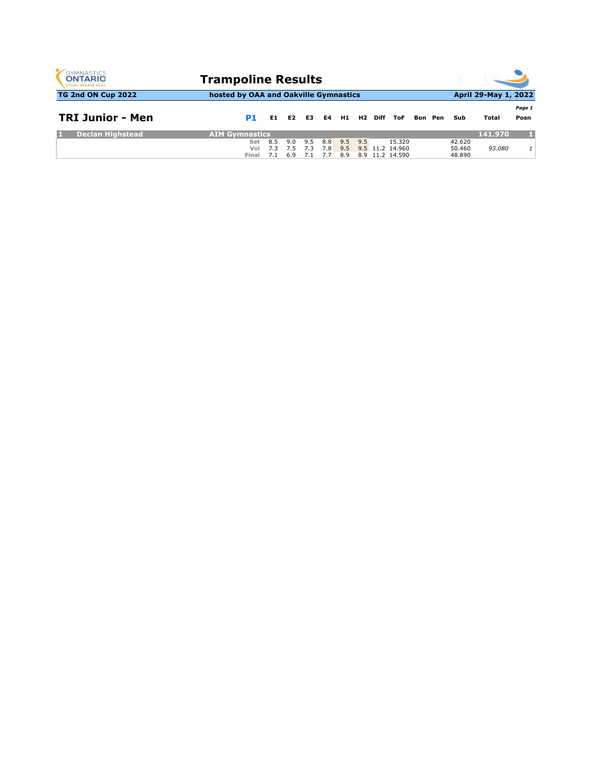# Trampoline Results

**TG 2nd ON Cup 2022** | **hosted by OAA and Oakville Gymnastics** | **April 29-May 1, 2022**

*Page 1*

## TRI Junior - Men

| | | P1 | E1 | E2 | E3 | E4 | H1 | H2 | Diff | ToF | Bon | Pen | Sub | Total | Posn |
|---|---|---|---|---|---|---|---|---|---|---|---|---|---|---|---|
| 1 | Declan Highstead | AIM Gymnastics | | | | | | | | | | | | 141.970 | 1 |
| | | Set | 8.5 | 9.0 | 9.5 | 8.8 | 9.5 | 9.5 | | 15.320 | | | 42.620 | | |
| | | Vol | 7.3 | 7.5 | 7.3 | 7.8 | 9.5 | 9.5 | 11.2 | 14.960 | | | 50.460 | *93.080* | *1* |
| | | Final | 7.1 | 6.9 | 7.1 | 7.7 | 8.9 | 8.9 | 11.2 | 14.590 | | | 48.890 | | |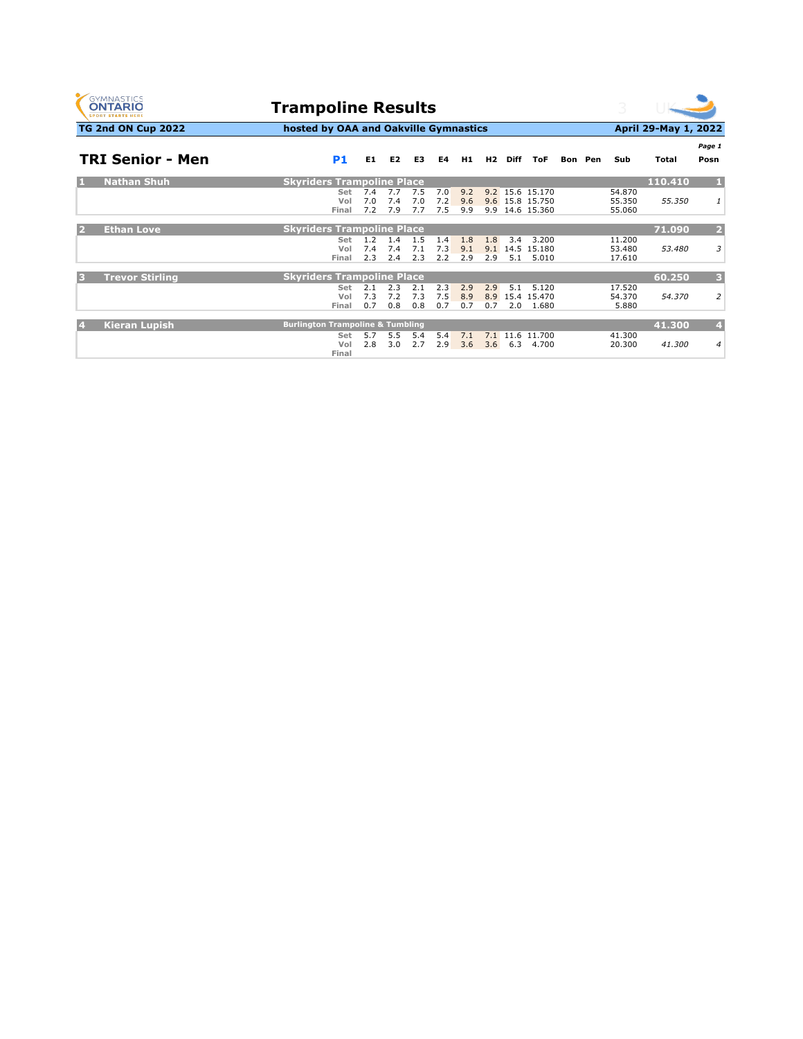# Trampoline Results

**TG 2nd ON Cup 2022** | **hosted by OAA and Oakville Gymnastics** | **April 29-May 1, 2022**

## TRI Senior - Men

| | Name / Club | P1 | E1 | E2 | E3 | E4 | H1 | H2 | Diff | ToF | Bon | Pen | Sub | Total | Posn |
|---|---|---|---|---|---|---|---|---|---|---|---|---|---|---|---|
| 1 | Nathan Shuh — Skyriders Trampoline Place | | | | | | | | | | | | | 110.410 | 1 |
| | | Set | 7.4 | 7.7 | 7.5 | 7.0 | 9.2 | 9.2 | 15.6 | 15.170 | | | 54.870 | | |
| | | Vol | 7.0 | 7.4 | 7.0 | 7.2 | 9.6 | 9.6 | 15.8 | 15.750 | | | 55.350 | *55.350* | *1* |
| | | Final | 7.2 | 7.9 | 7.7 | 7.5 | 9.9 | 9.9 | 14.6 | 15.360 | | | 55.060 | | |
| 2 | Ethan Love — Skyriders Trampoline Place | | | | | | | | | | | | | 71.090 | 2 |
| | | Set | 1.2 | 1.4 | 1.5 | 1.4 | 1.8 | 1.8 | 3.4 | 3.200 | | | 11.200 | | |
| | | Vol | 7.4 | 7.4 | 7.1 | 7.3 | 9.1 | 9.1 | 14.5 | 15.180 | | | 53.480 | *53.480* | *3* |
| | | Final | 2.3 | 2.4 | 2.3 | 2.2 | 2.9 | 2.9 | 5.1 | 5.010 | | | 17.610 | | |
| 3 | Trevor Stirling — Skyriders Trampoline Place | | | | | | | | | | | | | 60.250 | 3 |
| | | Set | 2.1 | 2.3 | 2.1 | 2.3 | 2.9 | 2.9 | 5.1 | 5.120 | | | 17.520 | | |
| | | Vol | 7.3 | 7.2 | 7.3 | 7.5 | 8.9 | 8.9 | 15.4 | 15.470 | | | 54.370 | *54.370* | *2* |
| | | Final | 0.7 | 0.8 | 0.8 | 0.7 | 0.7 | 0.7 | 2.0 | 1.680 | | | 5.880 | | |
| 4 | Kieran Lupish — Burlington Trampoline & Tumbling | | | | | | | | | | | | | 41.300 | 4 |
| | | Set | 5.7 | 5.5 | 5.4 | 5.4 | 7.1 | 7.1 | 11.6 | 11.700 | | | 41.300 | | |
| | | Vol | 2.8 | 3.0 | 2.7 | 2.9 | 3.6 | 3.6 | 6.3 | 4.700 | | | 20.300 | *41.300* | *4* |
| | | Final | | | | | | | | | | | | | |